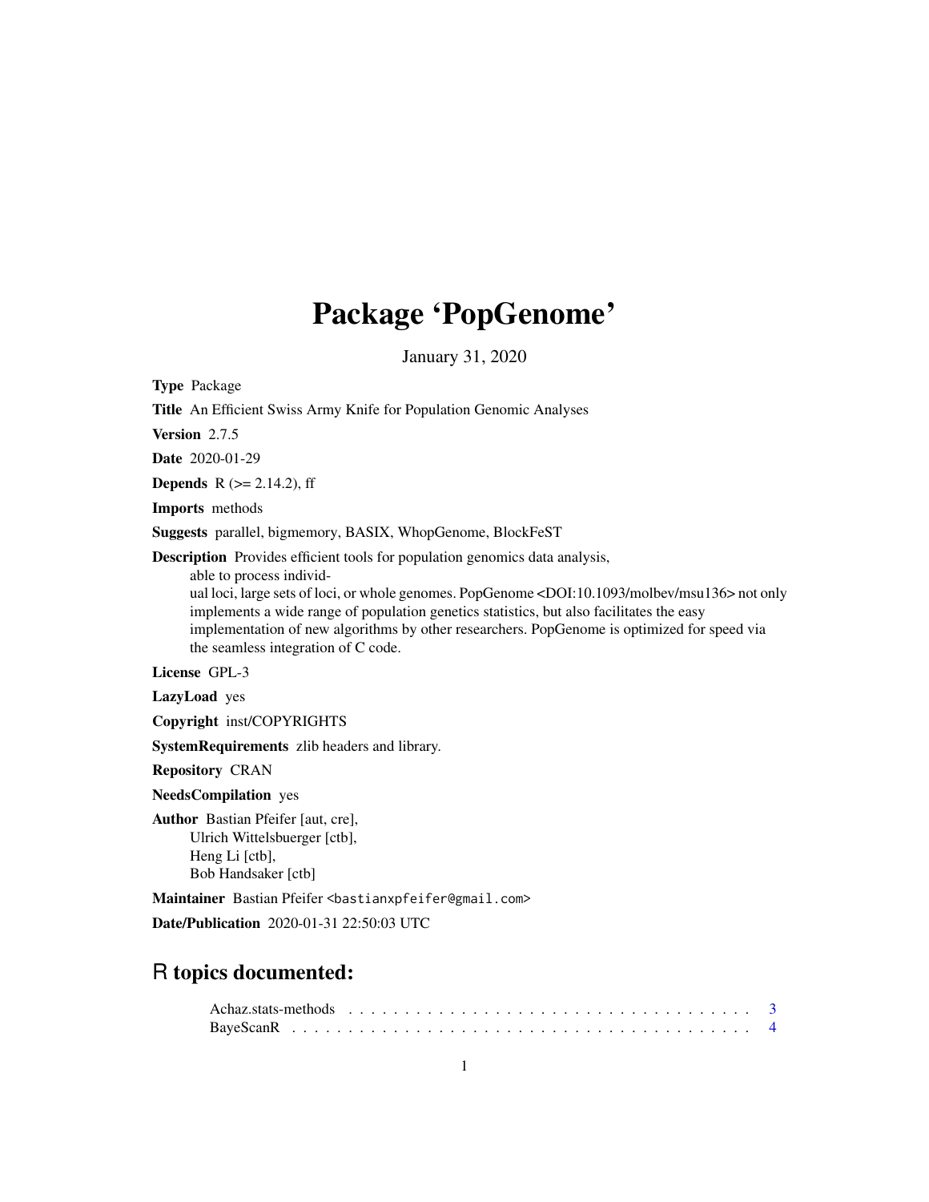# Package 'PopGenome'

January 31, 2020

**Type** Package

**Title** An Efficient Swiss Army Knife for Population Genomic Analyses

**Version** 2.7.5

**Date** 2020-01-29

**Depends** R (>= 2.14.2), ff

**Imports** methods

**Suggests** parallel, bigmemory, BASIX, WhopGenome, BlockFeST

**Description** Provides efficient tools for population genomics data analysis, able to process individual loci, large sets of loci, or whole genomes. PopGenome <DOI:10.1093/molbev/msu136> not only implements a wide range of population genetics statistics, but also facilitates the easy implementation of new algorithms by other researchers. PopGenome is optimized for speed via the seamless integration of C code.

**License** GPL-3

**LazyLoad** yes

**Copyright** inst/COPYRIGHTS

**SystemRequirements** zlib headers and library.

**Repository** CRAN

**NeedsCompilation** yes

**Author** Bastian Pfeifer [aut, cre],
Ulrich Wittelsbuerger [ctb],
Heng Li [ctb],
Bob Handsaker [ctb]

**Maintainer** Bastian Pfeifer <bastianxpfeifer@gmail.com>

**Date/Publication** 2020-01-31 22:50:03 UTC

## R topics documented:

Achaz.stats-methods . . . . . . . . . . . . . . . . . . . . . . . . . . . . . . . . . . . 3
BayeScanR . . . . . . . . . . . . . . . . . . . . . . . . . . . . . . . . . . . . . . . . 4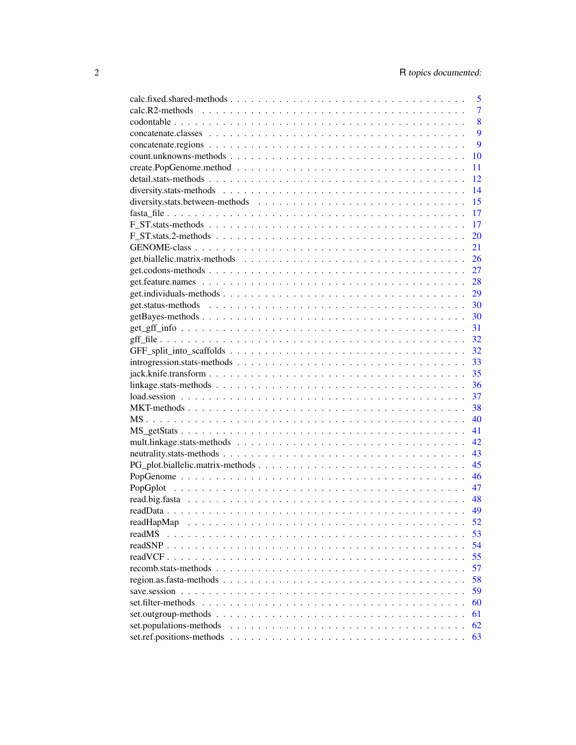calc.fixed.shared-methods . . . . . . . . . . . . . . . . . . . . . . . . . . . . . . . 5
calc.R2-methods . . . . . . . . . . . . . . . . . . . . . . . . . . . . . . . . . . . . 7
codontable . . . . . . . . . . . . . . . . . . . . . . . . . . . . . . . . . . . . . . 8
concatenate.classes . . . . . . . . . . . . . . . . . . . . . . . . . . . . . . . . . . 9
concatenate.regions . . . . . . . . . . . . . . . . . . . . . . . . . . . . . . . . . . 9
count.unknowns-methods . . . . . . . . . . . . . . . . . . . . . . . . . . . . . . . 10
create.PopGenome.method . . . . . . . . . . . . . . . . . . . . . . . . . . . . . . 11
detail.stats-methods . . . . . . . . . . . . . . . . . . . . . . . . . . . . . . . . . 12
diversity.stats-methods . . . . . . . . . . . . . . . . . . . . . . . . . . . . . . . . 14
diversity.stats.between-methods . . . . . . . . . . . . . . . . . . . . . . . . . . . 15
fasta_file . . . . . . . . . . . . . . . . . . . . . . . . . . . . . . . . . . . . . . . 17
F_ST.stats-methods . . . . . . . . . . . . . . . . . . . . . . . . . . . . . . . . . 17
F_ST.stats.2-methods . . . . . . . . . . . . . . . . . . . . . . . . . . . . . . . . 20
GENOME-class . . . . . . . . . . . . . . . . . . . . . . . . . . . . . . . . . . . . 21
get.biallelic.matrix-methods . . . . . . . . . . . . . . . . . . . . . . . . . . . . . 26
get.codons-methods . . . . . . . . . . . . . . . . . . . . . . . . . . . . . . . . . 27
get.feature.names . . . . . . . . . . . . . . . . . . . . . . . . . . . . . . . . . . 28
get.individuals-methods . . . . . . . . . . . . . . . . . . . . . . . . . . . . . . . 29
get.status-methods . . . . . . . . . . . . . . . . . . . . . . . . . . . . . . . . . . 30
getBayes-methods . . . . . . . . . . . . . . . . . . . . . . . . . . . . . . . . . . 30
get_gff_info . . . . . . . . . . . . . . . . . . . . . . . . . . . . . . . . . . . . . 31
gff_file . . . . . . . . . . . . . . . . . . . . . . . . . . . . . . . . . . . . . . . 32
GFF_split_into_scaffolds . . . . . . . . . . . . . . . . . . . . . . . . . . . . . . 32
introgression.stats-methods . . . . . . . . . . . . . . . . . . . . . . . . . . . . . 33
jack.knife.transform . . . . . . . . . . . . . . . . . . . . . . . . . . . . . . . . . 35
linkage.stats-methods . . . . . . . . . . . . . . . . . . . . . . . . . . . . . . . . 36
load.session . . . . . . . . . . . . . . . . . . . . . . . . . . . . . . . . . . . . . 37
MKT-methods . . . . . . . . . . . . . . . . . . . . . . . . . . . . . . . . . . . . 38
MS . . . . . . . . . . . . . . . . . . . . . . . . . . . . . . . . . . . . . . . . . 40
MS_getStats . . . . . . . . . . . . . . . . . . . . . . . . . . . . . . . . . . . . . 41
mult.linkage.stats-methods . . . . . . . . . . . . . . . . . . . . . . . . . . . . . . 42
neutrality.stats-methods . . . . . . . . . . . . . . . . . . . . . . . . . . . . . . . 43
PG_plot.biallelic.matrix-methods . . . . . . . . . . . . . . . . . . . . . . . . . . 45
PopGenome . . . . . . . . . . . . . . . . . . . . . . . . . . . . . . . . . . . . . 46
PopGplot . . . . . . . . . . . . . . . . . . . . . . . . . . . . . . . . . . . . . . 47
read.big.fasta . . . . . . . . . . . . . . . . . . . . . . . . . . . . . . . . . . . . 48
readData . . . . . . . . . . . . . . . . . . . . . . . . . . . . . . . . . . . . . . 49
readHapMap . . . . . . . . . . . . . . . . . . . . . . . . . . . . . . . . . . . . 52
readMS . . . . . . . . . . . . . . . . . . . . . . . . . . . . . . . . . . . . . . . 53
readSNP . . . . . . . . . . . . . . . . . . . . . . . . . . . . . . . . . . . . . . 54
readVCF . . . . . . . . . . . . . . . . . . . . . . . . . . . . . . . . . . . . . . 55
recomb.stats-methods . . . . . . . . . . . . . . . . . . . . . . . . . . . . . . . . 57
region.as.fasta-methods . . . . . . . . . . . . . . . . . . . . . . . . . . . . . . . 58
save.session . . . . . . . . . . . . . . . . . . . . . . . . . . . . . . . . . . . . . 59
set.filter-methods . . . . . . . . . . . . . . . . . . . . . . . . . . . . . . . . . . 60
set.outgroup-methods . . . . . . . . . . . . . . . . . . . . . . . . . . . . . . . . 61
set.populations-methods . . . . . . . . . . . . . . . . . . . . . . . . . . . . . . . 62
set.ref.positions-methods . . . . . . . . . . . . . . . . . . . . . . . . . . . . . . 63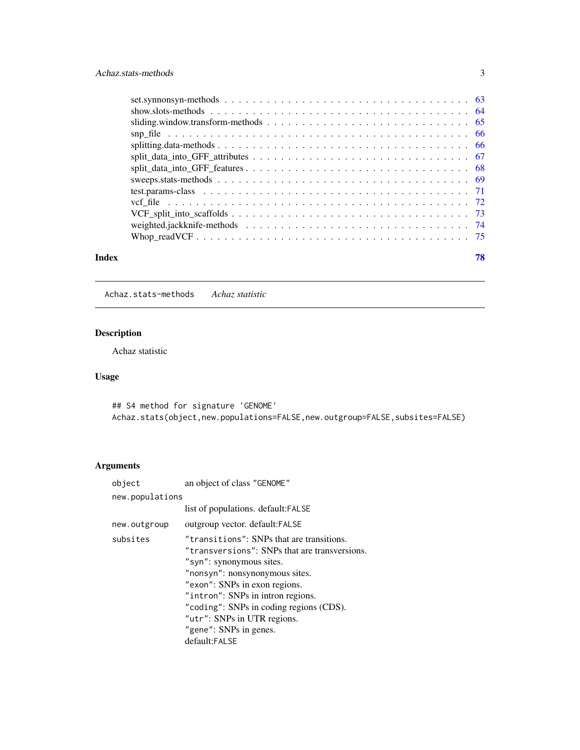set.synnonsyn-methods . . . . . . . . . . . . . . . . . . . . . . . . . . . . . . . . . 63
show.slots-methods . . . . . . . . . . . . . . . . . . . . . . . . . . . . . . . . . . . 64
sliding.window.transform-methods . . . . . . . . . . . . . . . . . . . . . . . . . . . . 65
snp_file . . . . . . . . . . . . . . . . . . . . . . . . . . . . . . . . . . . . . . . . . . 66
splitting.data-methods . . . . . . . . . . . . . . . . . . . . . . . . . . . . . . . . . . 66
split_data_into_GFF_attributes . . . . . . . . . . . . . . . . . . . . . . . . . . . . . 67
split_data_into_GFF_features . . . . . . . . . . . . . . . . . . . . . . . . . . . . . . 68
sweeps.stats-methods . . . . . . . . . . . . . . . . . . . . . . . . . . . . . . . . . . . 69
test.params-class . . . . . . . . . . . . . . . . . . . . . . . . . . . . . . . . . . . . . 71
vcf_file . . . . . . . . . . . . . . . . . . . . . . . . . . . . . . . . . . . . . . . . . . 72
VCF_split_into_scaffolds . . . . . . . . . . . . . . . . . . . . . . . . . . . . . . . . . 73
weighted.jackknife-methods . . . . . . . . . . . . . . . . . . . . . . . . . . . . . . . . 74
Whop_readVCF . . . . . . . . . . . . . . . . . . . . . . . . . . . . . . . . . . . . . . . 75

**Index** **78**

---

`Achaz.stats-methods` *Achaz statistic*

---

## Description

Achaz statistic

## Usage

```
## S4 method for signature 'GENOME'
Achaz.stats(object,new.populations=FALSE,new.outgroup=FALSE,subsites=FALSE)
```

## Arguments

| | |
|---|---|
| `object` | an object of class "GENOME" |
| `new.populations` | list of populations. default:`FALSE` |
| `new.outgroup` | outgroup vector. default:`FALSE` |
| `subsites` | "transitions": SNPs that are transitions.<br>"transversions": SNPs that are transversions.<br>"syn": synonymous sites.<br>"nonsyn": nonsynonymous sites.<br>"exon": SNPs in exon regions.<br>"intron": SNPs in intron regions.<br>"coding": SNPs in coding regions (CDS).<br>"utr": SNPs in UTR regions.<br>"gene": SNPs in genes.<br>default:`FALSE` |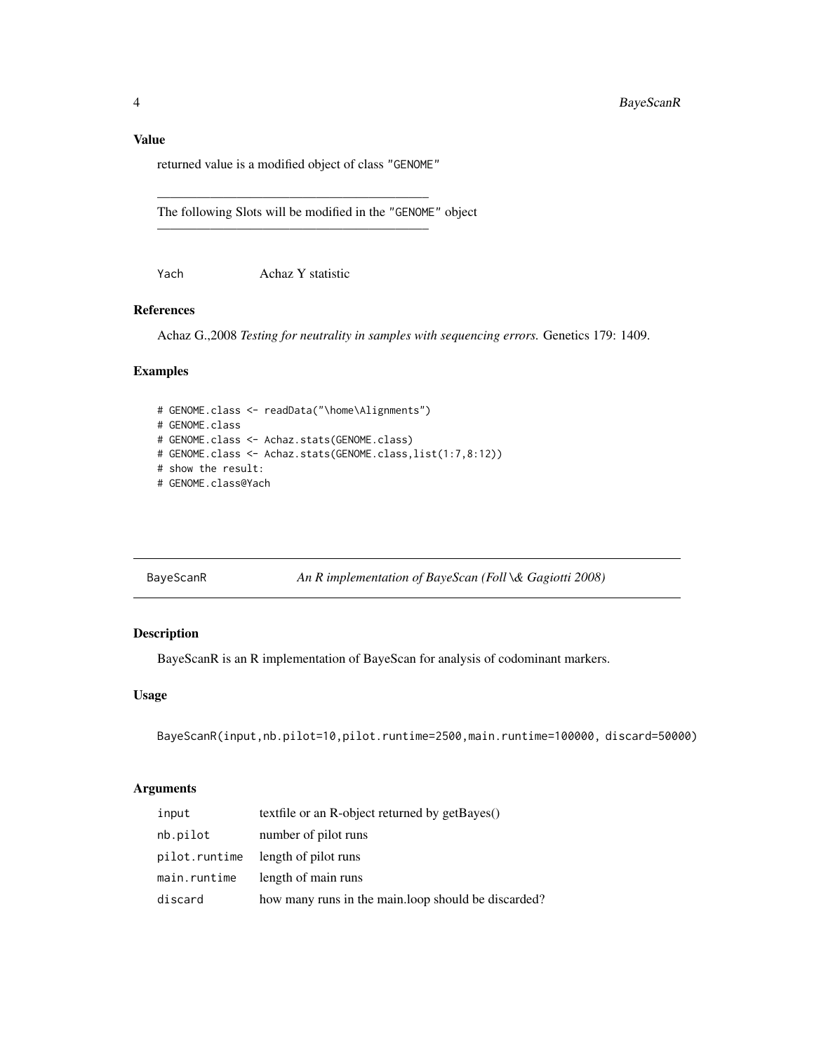### Value

returned value is a modified object of class "GENOME"

---

The following Slots will be modified in the "GENOME" object

---

| | |
|---|---|
| Yach | Achaz Y statistic |

### References

Achaz G.,2008 *Testing for neutrality in samples with sequencing errors.* Genetics 179: 1409.

### Examples

```
# GENOME.class <- readData("\home\Alignments")
# GENOME.class
# GENOME.class <- Achaz.stats(GENOME.class)
# GENOME.class <- Achaz.stats(GENOME.class,list(1:7,8:12))
# show the result:
# GENOME.class@Yach
```

---

## BayeScanR — *An R implementation of BayeScan (Foll \& Gagiotti 2008)*

---

### Description

BayeScanR is an R implementation of BayeScan for analysis of codominant markers.

### Usage

```
BayeScanR(input,nb.pilot=10,pilot.runtime=2500,main.runtime=100000, discard=50000)
```

### Arguments

| | |
|---|---|
| input | textfile or an R-object returned by getBayes() |
| nb.pilot | number of pilot runs |
| pilot.runtime | length of pilot runs |
| main.runtime | length of main runs |
| discard | how many runs in the main.loop should be discarded? |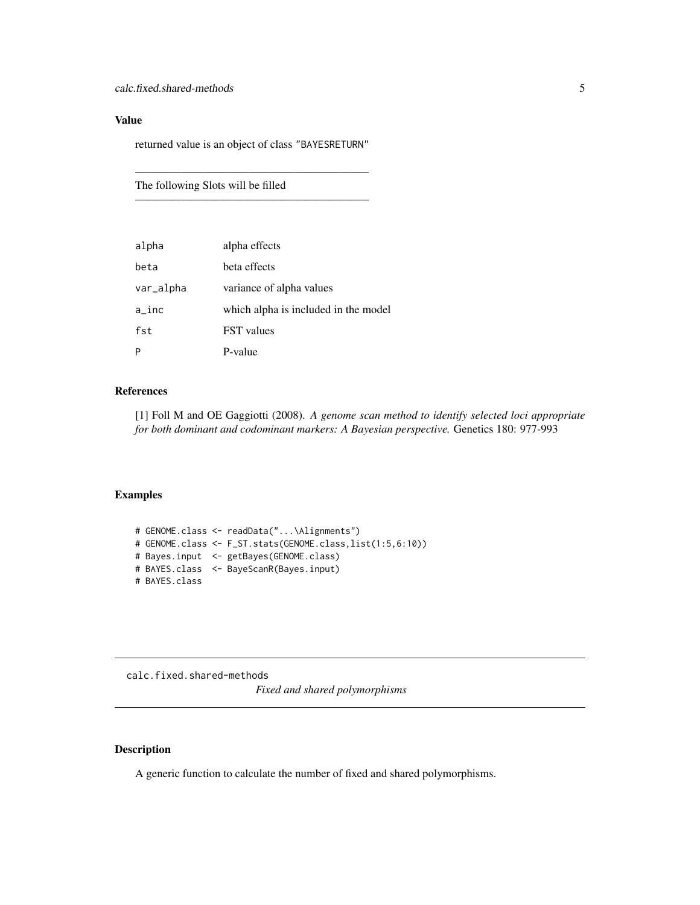### Value

returned value is an object of class "BAYESRETURN"

---

The following Slots will be filled

---

| | |
|---|---|
| alpha | alpha effects |
| beta | beta effects |
| var_alpha | variance of alpha values |
| a_inc | which alpha is included in the model |
| fst | FST values |
| P | P-value |

### References

[1] Foll M and OE Gaggiotti (2008). *A genome scan method to identify selected loci appropriate for both dominant and codominant markers: A Bayesian perspective.* Genetics 180: 977-993

### Examples

```
# GENOME.class <- readData("...\Alignments")
# GENOME.class <- F_ST.stats(GENOME.class,list(1:5,6:10))
# Bayes.input  <- getBayes(GENOME.class)
# BAYES.class  <- BayeScanR(Bayes.input)
# BAYES.class
```

---

## calc.fixed.shared-methods    *Fixed and shared polymorphisms*

---

### Description

A generic function to calculate the number of fixed and shared polymorphisms.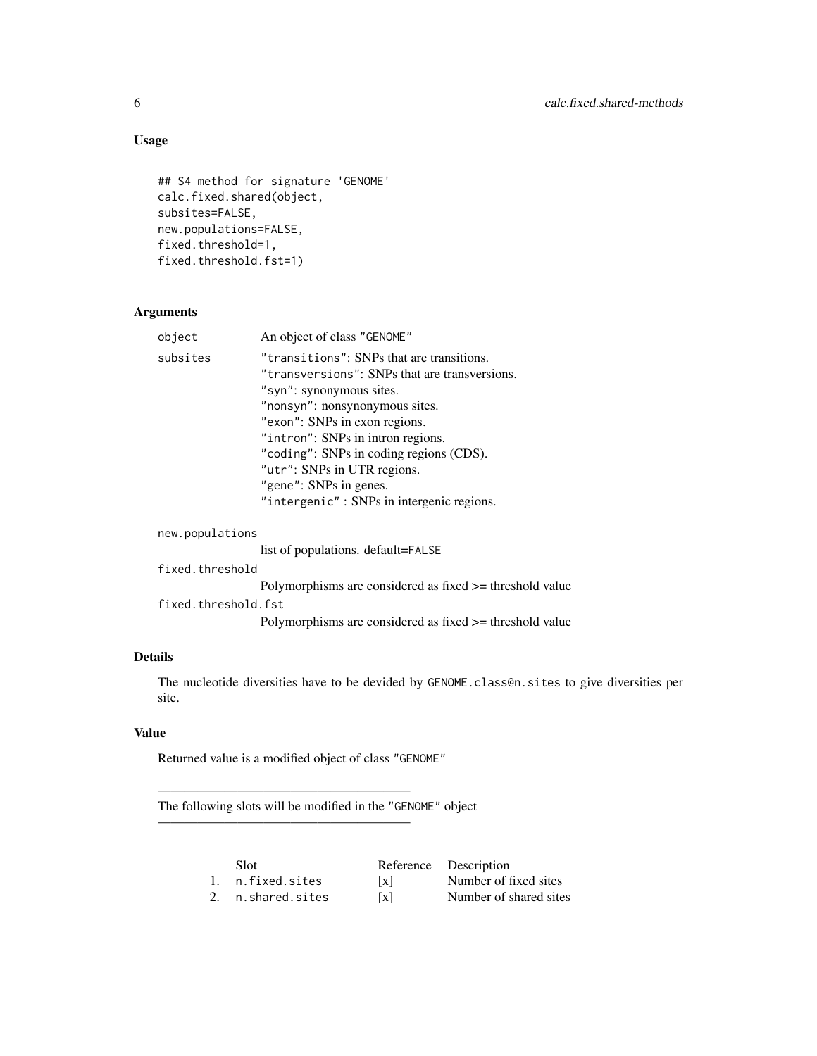## Usage

```
## S4 method for signature 'GENOME'
calc.fixed.shared(object,
subsites=FALSE,
new.populations=FALSE,
fixed.threshold=1,
fixed.threshold.fst=1)
```

## Arguments

| | |
|---|---|
| object | An object of class "GENOME" |
| subsites | "transitions": SNPs that are transitions.<br>"transversions": SNPs that are transversions.<br>"syn": synonymous sites.<br>"nonsyn": nonsynonymous sites.<br>"exon": SNPs in exon regions.<br>"intron": SNPs in intron regions.<br>"coding": SNPs in coding regions (CDS).<br>"utr": SNPs in UTR regions.<br>"gene": SNPs in genes.<br>"intergenic" : SNPs in intergenic regions. |
| new.populations | list of populations. default=FALSE |
| fixed.threshold | Polymorphisms are considered as fixed >= threshold value |
| fixed.threshold.fst | Polymorphisms are considered as fixed >= threshold value |

## Details

The nucleotide diversities have to be devided by GENOME.class@n.sites to give diversities per site.

## Value

Returned value is a modified object of class "GENOME"

---

The following slots will be modified in the "GENOME" object

---

| | Slot | Reference | Description |
|---|---|---|---|
| 1. | n.fixed.sites | [x] | Number of fixed sites |
| 2. | n.shared.sites | [x] | Number of shared sites |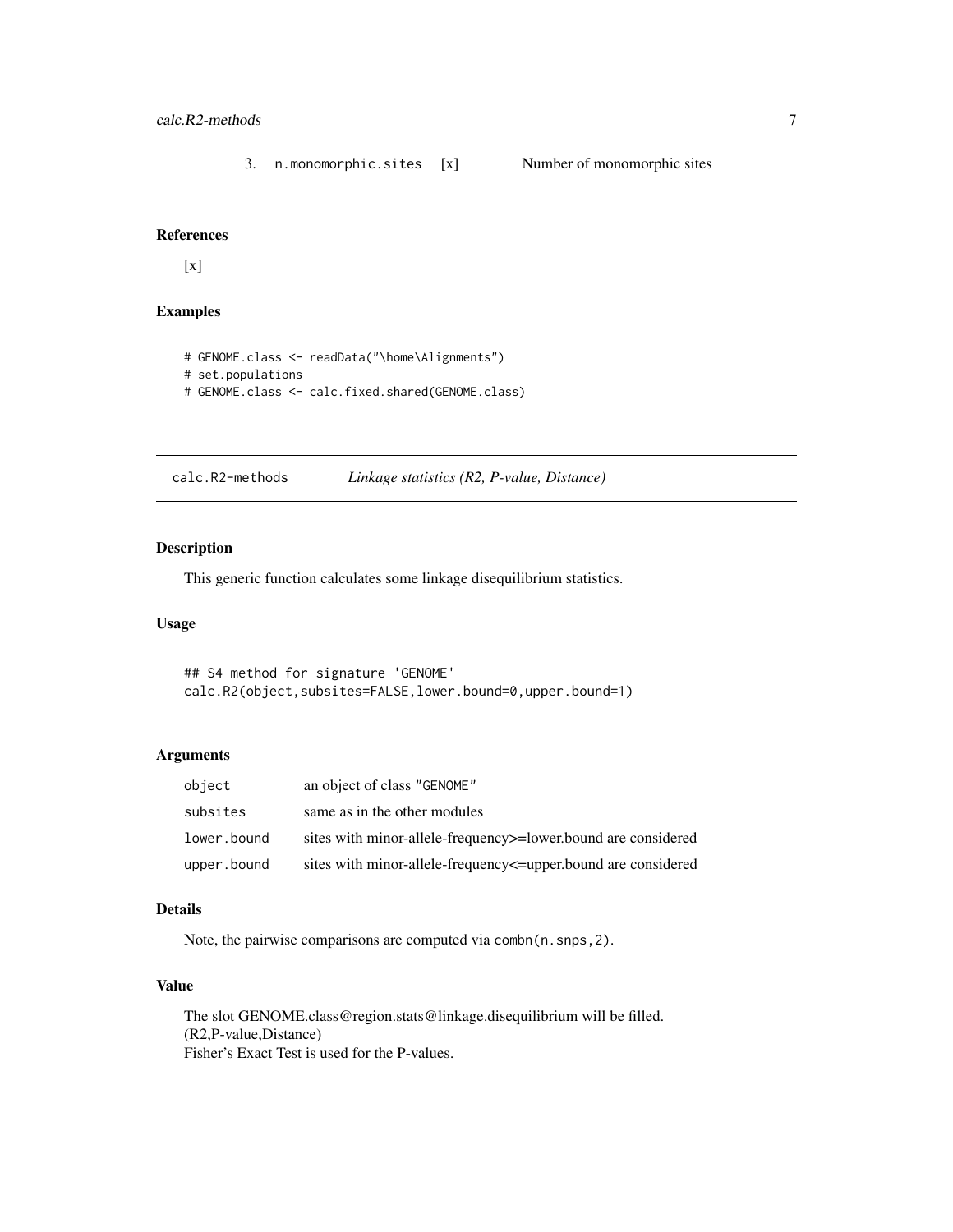3. `n.monomorphic.sites` [x] Number of monomorphic sites

### References

[x]

### Examples

```
# GENOME.class <- readData("\home\Alignments")
# set.populations
# GENOME.class <- calc.fixed.shared(GENOME.class)
```

---

## calc.R2-methods *Linkage statistics (R2, P-value, Distance)*

---

### Description

This generic function calculates some linkage disequilibrium statistics.

### Usage

```
## S4 method for signature 'GENOME'
calc.R2(object,subsites=FALSE,lower.bound=0,upper.bound=1)
```

### Arguments

| | |
|---|---|
| `object` | an object of class "GENOME" |
| `subsites` | same as in the other modules |
| `lower.bound` | sites with minor-allele-frequency>=lower.bound are considered |
| `upper.bound` | sites with minor-allele-frequency<=upper.bound are considered |

### Details

Note, the pairwise comparisons are computed via `combn(n.snps,2)`.

### Value

The slot GENOME.class@region.stats@linkage.disequilibrium will be filled.
(R2,P-value,Distance)
Fisher's Exact Test is used for the P-values.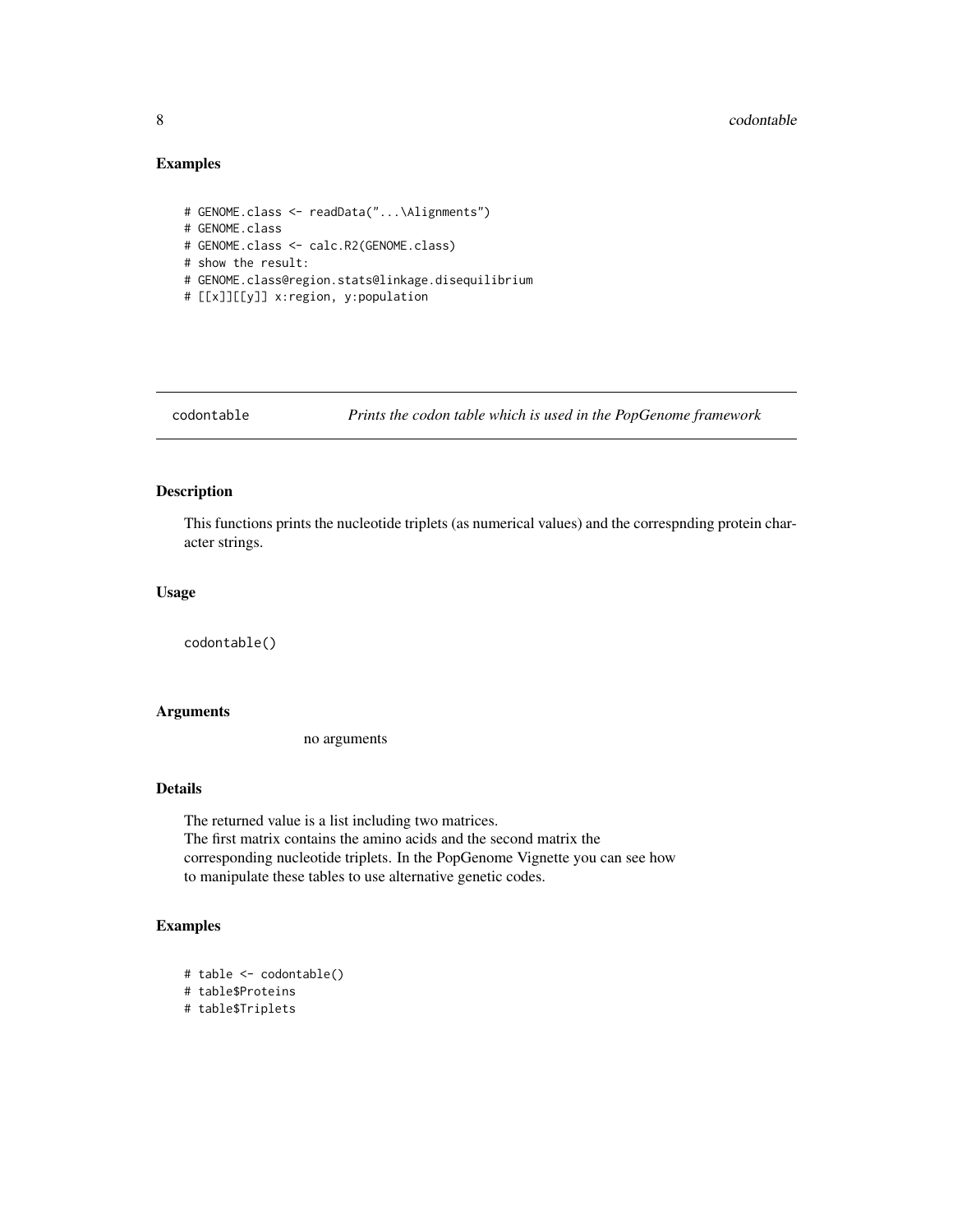## Examples

```
# GENOME.class <- readData("...\Alignments")
# GENOME.class
# GENOME.class <- calc.R2(GENOME.class)
# show the result:
# GENOME.class@region.stats@linkage.disequilibrium
# [[x]][[y]] x:region, y:population
```

---

## codontable &nbsp;&nbsp;&nbsp; *Prints the codon table which is used in the PopGenome framework*

---

### Description

This functions prints the nucleotide triplets (as numerical values) and the correspnding protein character strings.

### Usage

```
codontable()
```

### Arguments

no arguments

### Details

The returned value is a list including two matrices.
The first matrix contains the amino acids and the second matrix the corresponding nucleotide triplets. In the PopGenome Vignette you can see how to manipulate these tables to use alternative genetic codes.

### Examples

```
# table <- codontable()
# table$Proteins
# table$Triplets
```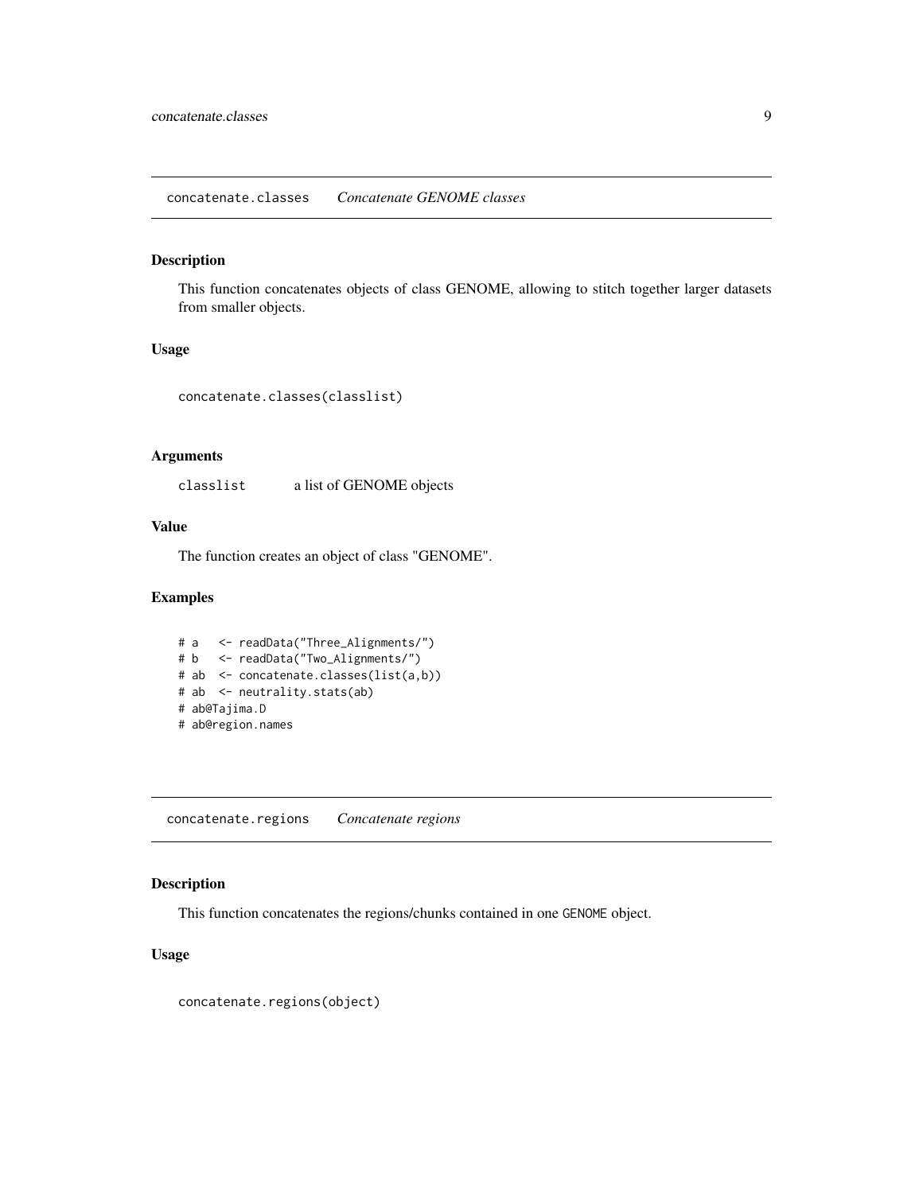## concatenate.classes *Concatenate GENOME classes*

### Description

This function concatenates objects of class GENOME, allowing to stitch together larger datasets from smaller objects.

### Usage

```
concatenate.classes(classlist)
```

### Arguments

| | |
|---|---|
| classlist | a list of GENOME objects |

### Value

The function creates an object of class "GENOME".

### Examples

```
# a   <- readData("Three_Alignments/")
# b   <- readData("Two_Alignments/")
# ab  <- concatenate.classes(list(a,b))
# ab  <- neutrality.stats(ab)
# ab@Tajima.D
# ab@region.names
```

## concatenate.regions *Concatenate regions*

### Description

This function concatenates the regions/chunks contained in one GENOME object.

### Usage

```
concatenate.regions(object)
```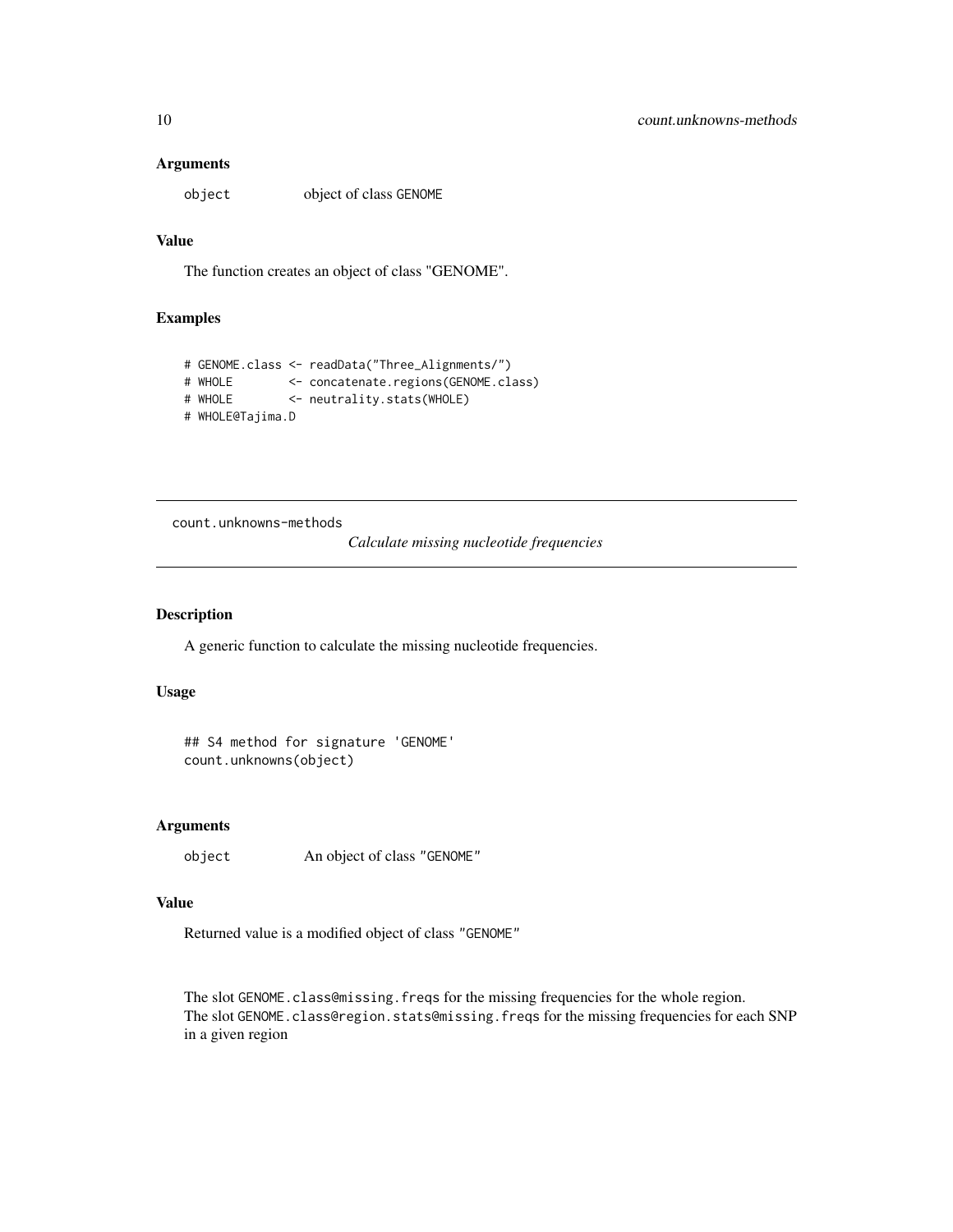### Arguments

object        object of class GENOME

### Value

The function creates an object of class "GENOME".

### Examples

```
# GENOME.class <- readData("Three_Alignments/")
# WHOLE        <- concatenate.regions(GENOME.class)
# WHOLE        <- neutrality.stats(WHOLE)
# WHOLE@Tajima.D
```

---

## count.unknowns-methods

*Calculate missing nucleotide frequencies*

---

### Description

A generic function to calculate the missing nucleotide frequencies.

### Usage

```
## S4 method for signature 'GENOME'
count.unknowns(object)
```

### Arguments

object        An object of class "GENOME"

### Value

Returned value is a modified object of class "GENOME"

The slot GENOME.class@missing.freqs for the missing frequencies for the whole region.
The slot GENOME.class@region.stats@missing.freqs for the missing frequencies for each SNP in a given region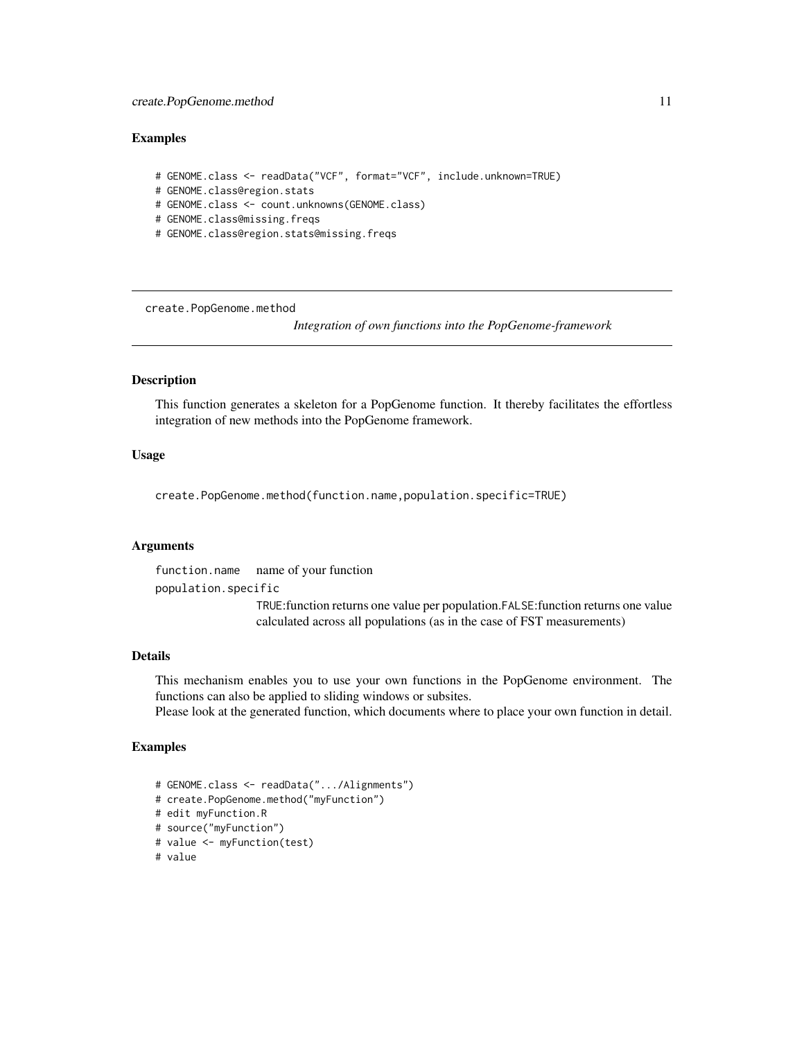## Examples

```
# GENOME.class <- readData("VCF", format="VCF", include.unknown=TRUE)
# GENOME.class@region.stats
# GENOME.class <- count.unknowns(GENOME.class)
# GENOME.class@missing.freqs
# GENOME.class@region.stats@missing.freqs
```

---

# create.PopGenome.method *Integration of own functions into the PopGenome-framework*

---

## Description

This function generates a skeleton for a PopGenome function. It thereby facilitates the effortless integration of new methods into the PopGenome framework.

## Usage

```
create.PopGenome.method(function.name,population.specific=TRUE)
```

## Arguments

| | |
|---|---|
| `function.name` | name of your function |
| `population.specific` | `TRUE`:function returns one value per population.`FALSE`:function returns one value calculated across all populations (as in the case of FST measurements) |

## Details

This mechanism enables you to use your own functions in the PopGenome environment. The functions can also be applied to sliding windows or subsites.
Please look at the generated function, which documents where to place your own function in detail.

## Examples

```
# GENOME.class <- readData(".../Alignments")
# create.PopGenome.method("myFunction")
# edit myFunction.R
# source("myFunction")
# value <- myFunction(test)
# value
```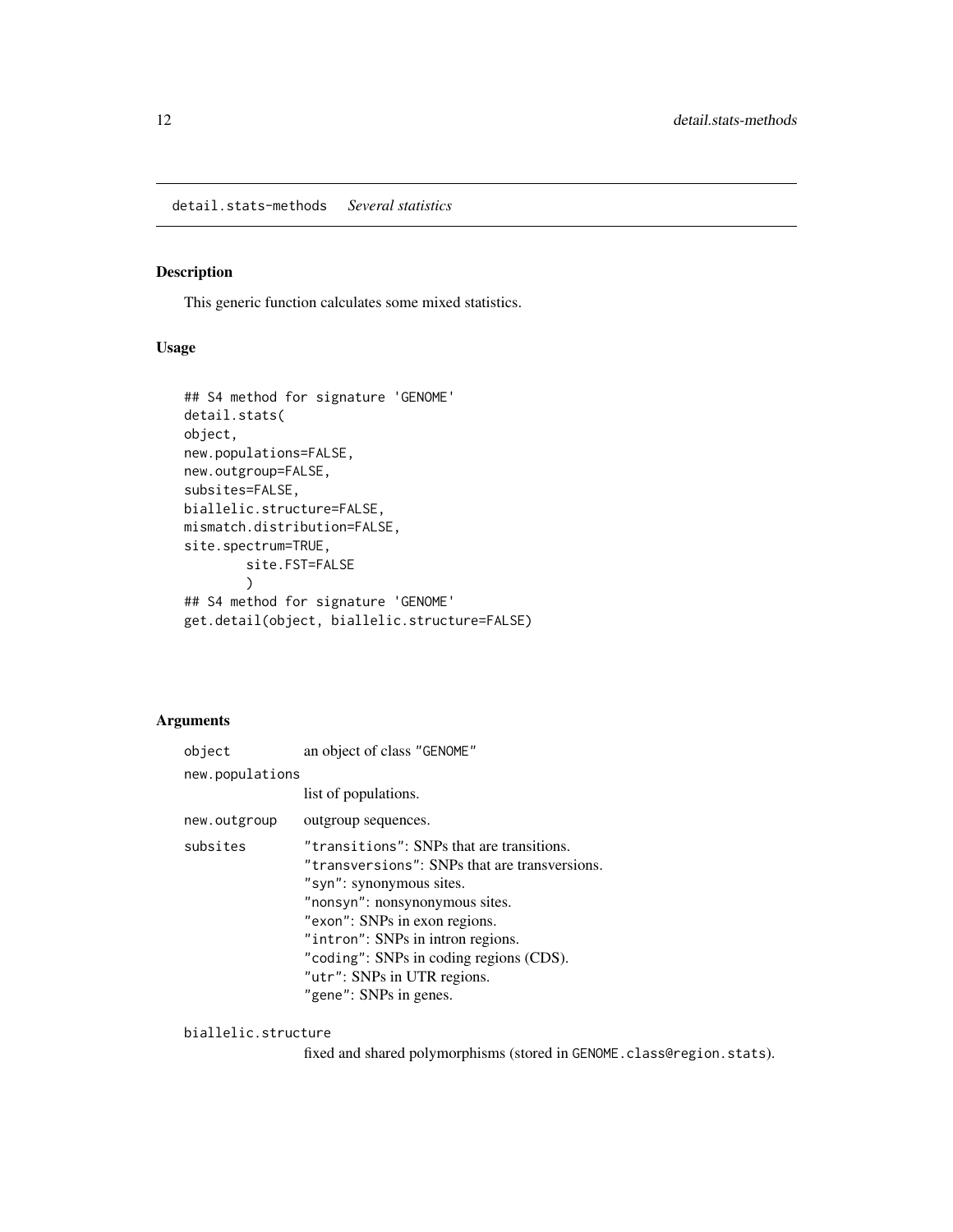detail.stats-methods    *Several statistics*

## Description

This generic function calculates some mixed statistics.

## Usage

```
## S4 method for signature 'GENOME'
detail.stats(
object,
new.populations=FALSE,
new.outgroup=FALSE,
subsites=FALSE,
biallelic.structure=FALSE,
mismatch.distribution=FALSE,
site.spectrum=TRUE,
        site.FST=FALSE
        )
## S4 method for signature 'GENOME'
get.detail(object, biallelic.structure=FALSE)
```

## Arguments

| | |
|---|---|
| object | an object of class "GENOME" |
| new.populations | list of populations. |
| new.outgroup | outgroup sequences. |
| subsites | "transitions": SNPs that are transitions.<br>"transversions": SNPs that are transversions.<br>"syn": synonymous sites.<br>"nonsyn": nonsynonymous sites.<br>"exon": SNPs in exon regions.<br>"intron": SNPs in intron regions.<br>"coding": SNPs in coding regions (CDS).<br>"utr": SNPs in UTR regions.<br>"gene": SNPs in genes. |
| biallelic.structure | fixed and shared polymorphisms (stored in GENOME.class@region.stats). |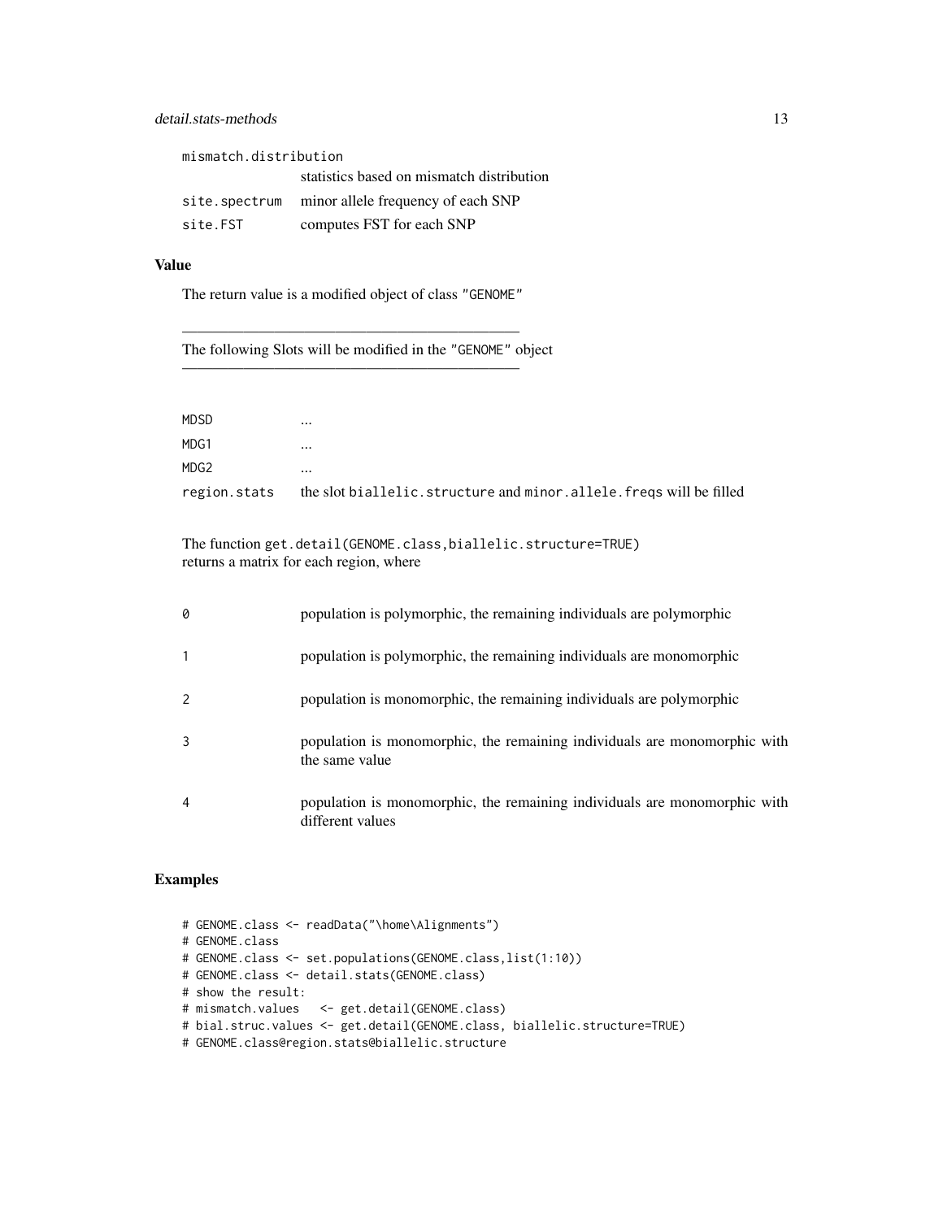| | |
|---|---|
| `mismatch.distribution` | statistics based on mismatch distribution |
| `site.spectrum` | minor allele frequency of each SNP |
| `site.FST` | computes FST for each SNP |

## Value

The return value is a modified object of class `"GENOME"`

---

The following Slots will be modified in the `"GENOME"` object

---

| | |
|---|---|
| `MDSD` | ... |
| `MDG1` | ... |
| `MDG2` | ... |
| `region.stats` | the slot `biallelic.structure` and `minor.allele.freqs` will be filled |

The function `get.detail(GENOME.class,biallelic.structure=TRUE)`
returns a matrix for each region, where

| | |
|---|---|
| `0` | population is polymorphic, the remaining individuals are polymorphic |
| `1` | population is polymorphic, the remaining individuals are monomorphic |
| `2` | population is monomorphic, the remaining individuals are polymorphic |
| `3` | population is monomorphic, the remaining individuals are monomorphic with the same value |
| `4` | population is monomorphic, the remaining individuals are monomorphic with different values |

## Examples

```
# GENOME.class <- readData("\home\Alignments")
# GENOME.class
# GENOME.class <- set.populations(GENOME.class,list(1:10))
# GENOME.class <- detail.stats(GENOME.class)
# show the result:
# mismatch.values   <- get.detail(GENOME.class)
# bial.struc.values <- get.detail(GENOME.class, biallelic.structure=TRUE)
# GENOME.class@region.stats@biallelic.structure
```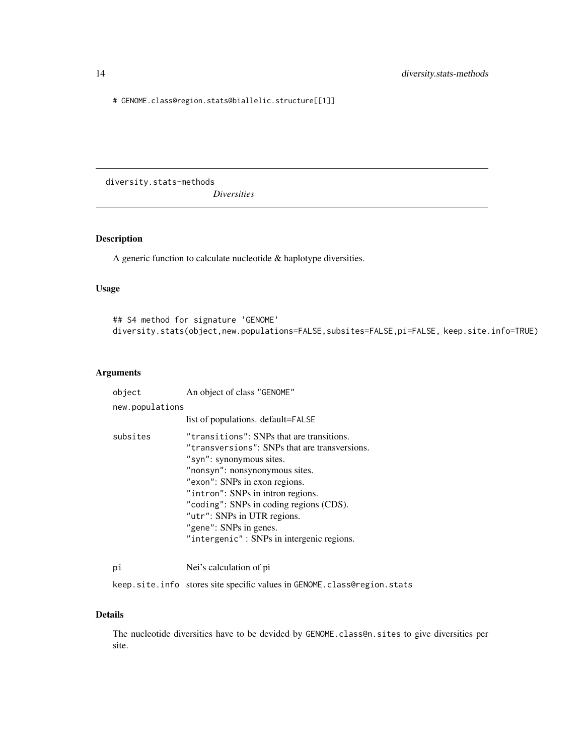```
# GENOME.class@region.stats@biallelic.structure[[1]]
```

---

diversity.stats-methods *Diversities*

---

## Description

A generic function to calculate nucleotide & haplotype diversities.

## Usage

```
## S4 method for signature 'GENOME'
diversity.stats(object,new.populations=FALSE,subsites=FALSE,pi=FALSE, keep.site.info=TRUE)
```

## Arguments

| | |
|---|---|
| object | An object of class "GENOME" |
| new.populations | list of populations. default=FALSE |
| subsites | "transitions": SNPs that are transitions.<br>"transversions": SNPs that are transversions.<br>"syn": synonymous sites.<br>"nonsyn": nonsynonymous sites.<br>"exon": SNPs in exon regions.<br>"intron": SNPs in intron regions.<br>"coding": SNPs in coding regions (CDS).<br>"utr": SNPs in UTR regions.<br>"gene": SNPs in genes.<br>"intergenic" : SNPs in intergenic regions. |
| pi | Nei's calculation of pi |
| keep.site.info | stores site specific values in GENOME.class@region.stats |

## Details

The nucleotide diversities have to be devided by GENOME.class@n.sites to give diversities per site.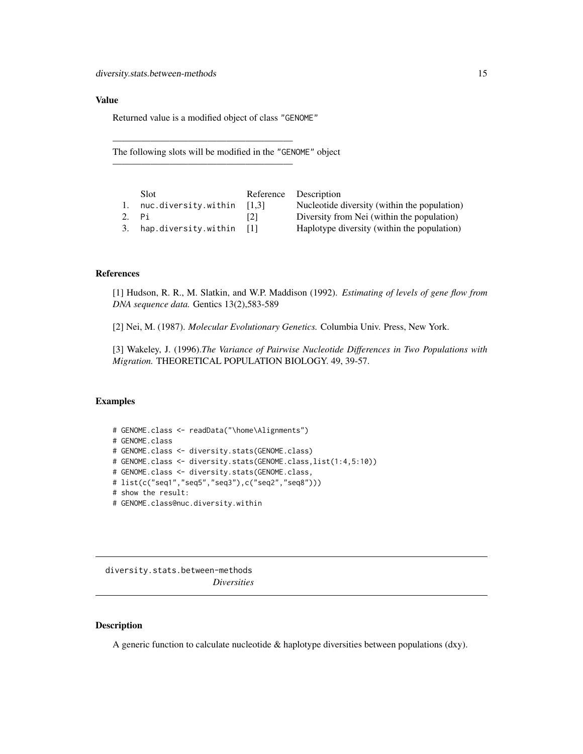## Value

Returned value is a modified object of class "GENOME"

---

The following slots will be modified in the "GENOME" object

---

| | Slot | Reference | Description |
|---|---|---|---|
| 1. | nuc.diversity.within | [1,3] | Nucleotide diversity (within the population) |
| 2. | Pi | [2] | Diversity from Nei (within the population) |
| 3. | hap.diversity.within | [1] | Haplotype diversity (within the population) |

## References

[1] Hudson, R. R., M. Slatkin, and W.P. Maddison (1992). *Estimating of levels of gene flow from DNA sequence data.* Gentics 13(2),583-589

[2] Nei, M. (1987). *Molecular Evolutionary Genetics.* Columbia Univ. Press, New York.

[3] Wakeley, J. (1996).*The Variance of Pairwise Nucleotide Differences in Two Populations with Migration.* THEORETICAL POPULATION BIOLOGY. 49, 39-57.

## Examples

```
# GENOME.class <- readData("\home\Alignments")
# GENOME.class
# GENOME.class <- diversity.stats(GENOME.class)
# GENOME.class <- diversity.stats(GENOME.class,list(1:4,5:10))
# GENOME.class <- diversity.stats(GENOME.class,
# list(c("seq1","seq5","seq3"),c("seq2","seq8")))
# show the result:
# GENOME.class@nuc.diversity.within
```

---

# diversity.stats.between-methods

*Diversities*

---

## Description

A generic function to calculate nucleotide & haplotype diversities between populations (dxy).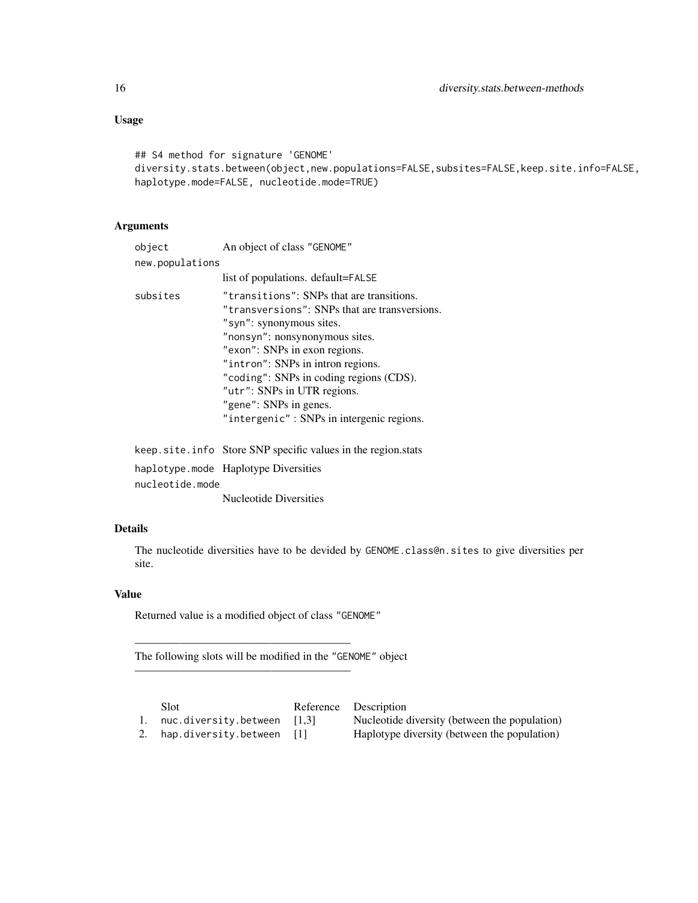## Usage

```
## S4 method for signature 'GENOME'
diversity.stats.between(object,new.populations=FALSE,subsites=FALSE,keep.site.info=FALSE,
haplotype.mode=FALSE, nucleotide.mode=TRUE)
```

## Arguments

| | |
|---|---|
| object | An object of class "GENOME" |
| new.populations | list of populations. default=FALSE |
| subsites | "transitions": SNPs that are transitions.<br>"transversions": SNPs that are transversions.<br>"syn": synonymous sites.<br>"nonsyn": nonsynonymous sites.<br>"exon": SNPs in exon regions.<br>"intron": SNPs in intron regions.<br>"coding": SNPs in coding regions (CDS).<br>"utr": SNPs in UTR regions.<br>"gene": SNPs in genes.<br>"intergenic" : SNPs in intergenic regions. |
| keep.site.info | Store SNP specific values in the region.stats |
| haplotype.mode | Haplotype Diversities |
| nucleotide.mode | Nucleotide Diversities |

## Details

The nucleotide diversities have to be devided by GENOME.class@n.sites to give diversities per site.

## Value

Returned value is a modified object of class "GENOME"

---

The following slots will be modified in the "GENOME" object

---

| | Slot | Reference | Description |
|---|---|---|---|
| 1. | nuc.diversity.between | [1,3] | Nucleotide diversity (between the population) |
| 2. | hap.diversity.between | [1] | Haplotype diversity (between the population) |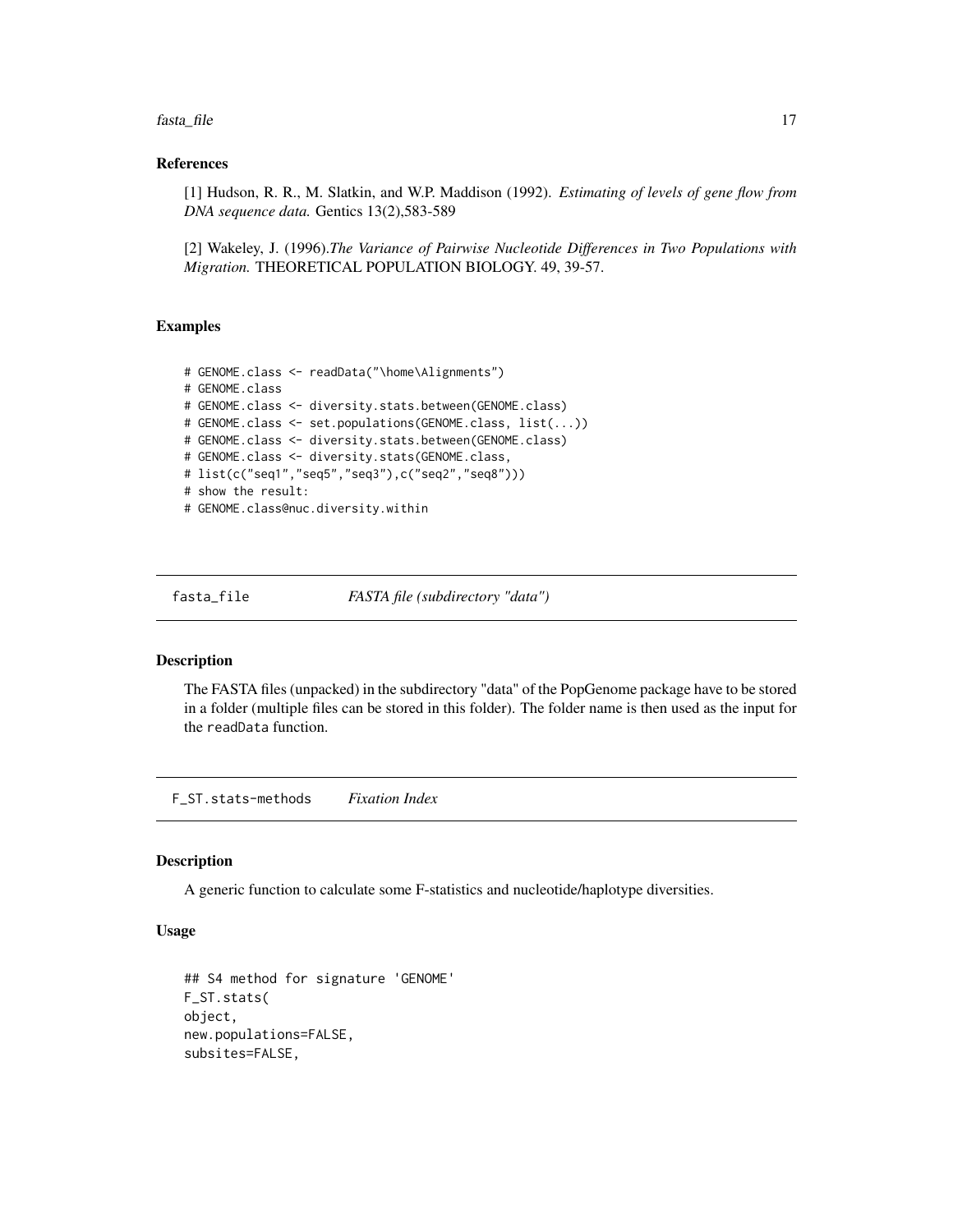### References

[1] Hudson, R. R., M. Slatkin, and W.P. Maddison (1992). *Estimating of levels of gene flow from DNA sequence data.* Gentics 13(2),583-589

[2] Wakeley, J. (1996).*The Variance of Pairwise Nucleotide Differences in Two Populations with Migration.* THEORETICAL POPULATION BIOLOGY. 49, 39-57.

### Examples

```
# GENOME.class <- readData("\home\Alignments")
# GENOME.class
# GENOME.class <- diversity.stats.between(GENOME.class)
# GENOME.class <- set.populations(GENOME.class, list(...))
# GENOME.class <- diversity.stats.between(GENOME.class)
# GENOME.class <- diversity.stats(GENOME.class,
# list(c("seq1","seq5","seq3"),c("seq2","seq8")))
# show the result:
# GENOME.class@nuc.diversity.within
```

---

## fasta_file &nbsp;&nbsp;&nbsp;&nbsp; *FASTA file (subdirectory "data")*

### Description

The FASTA files (unpacked) in the subdirectory "data" of the PopGenome package have to be stored in a folder (multiple files can be stored in this folder). The folder name is then used as the input for the readData function.

---

## F_ST.stats-methods &nbsp;&nbsp;&nbsp;&nbsp; *Fixation Index*

### Description

A generic function to calculate some F-statistics and nucleotide/haplotype diversities.

### Usage

```
## S4 method for signature 'GENOME'
F_ST.stats(
object,
new.populations=FALSE,
subsites=FALSE,
```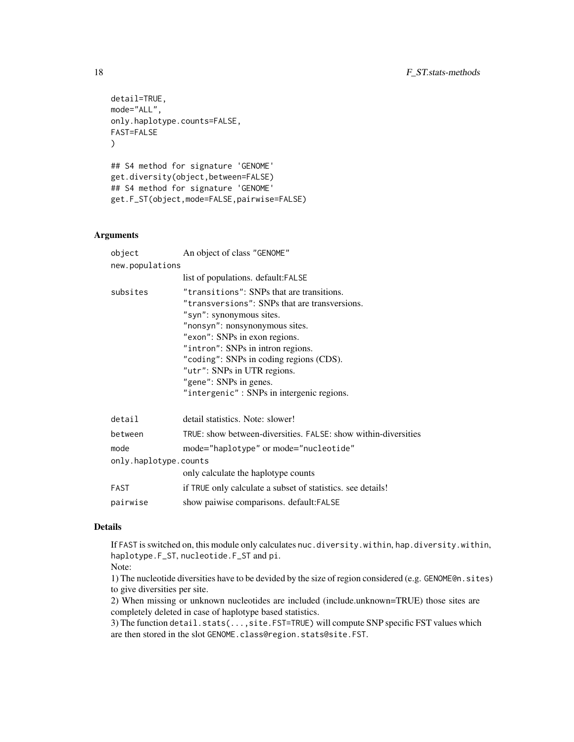```
detail=TRUE,
mode="ALL",
only.haplotype.counts=FALSE,
FAST=FALSE
)

## S4 method for signature 'GENOME'
get.diversity(object,between=FALSE)
## S4 method for signature 'GENOME'
get.F_ST(object,mode=FALSE,pairwise=FALSE)
```

## Arguments

| | |
|---|---|
| object | An object of class "GENOME" |
| new.populations | list of populations. default:FALSE |
| subsites | "transitions": SNPs that are transitions.<br>"transversions": SNPs that are transversions.<br>"syn": synonymous sites.<br>"nonsyn": nonsynonymous sites.<br>"exon": SNPs in exon regions.<br>"intron": SNPs in intron regions.<br>"coding": SNPs in coding regions (CDS).<br>"utr": SNPs in UTR regions.<br>"gene": SNPs in genes.<br>"intergenic" : SNPs in intergenic regions. |
| detail | detail statistics. Note: slower! |
| between | TRUE: show between-diversities. FALSE: show within-diversities |
| mode | mode="haplotype" or mode="nucleotide" |
| only.haplotype.counts | only calculate the haplotype counts |
| FAST | if TRUE only calculate a subset of statistics. see details! |
| pairwise | show paiwise comparisons. default:FALSE |

## Details

If FAST is switched on, this module only calculates nuc.diversity.within, hap.diversity.within, haplotype.F_ST, nucleotide.F_ST and pi.

Note:

1) The nucleotide diversities have to be devided by the size of region considered (e.g. GENOME@n.sites) to give diversities per site.

2) When missing or unknown nucleotides are included (include.unknown=TRUE) those sites are completely deleted in case of haplotype based statistics.

3) The function detail.stats(...,site.FST=TRUE) will compute SNP specific FST values which are then stored in the slot GENOME.class@region.stats@site.FST.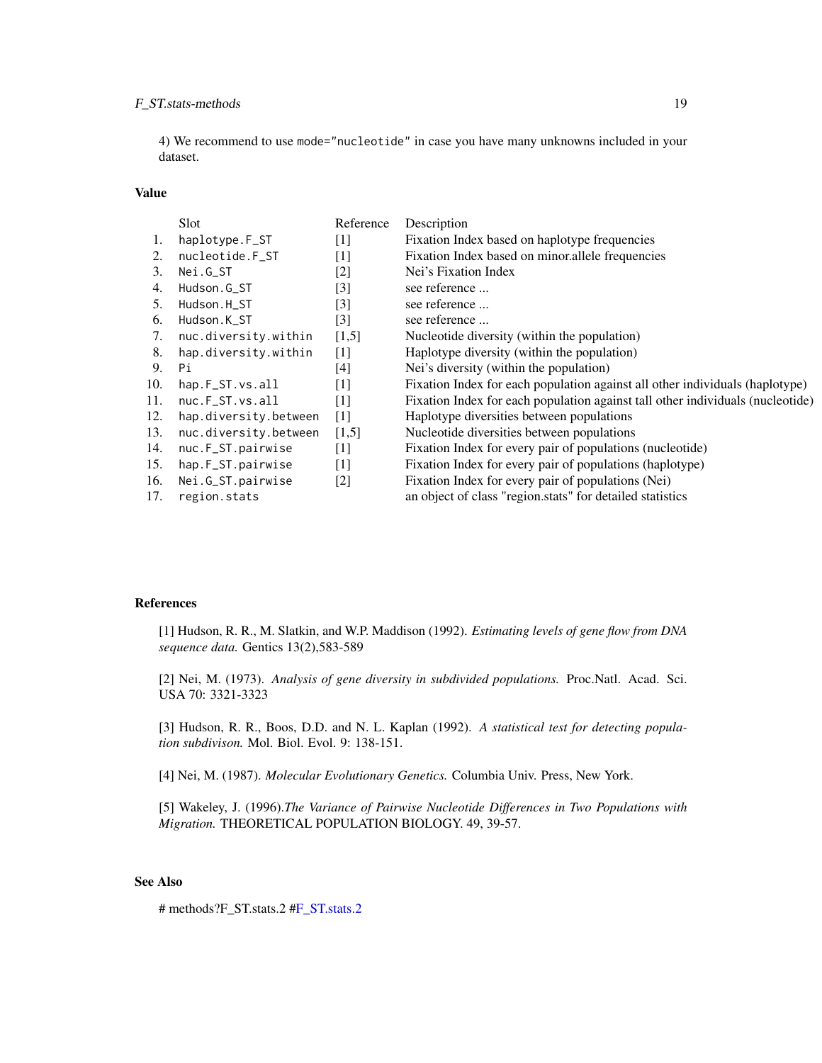4) We recommend to use `mode="nucleotide"` in case you have many unknowns included in your dataset.

## Value

| | Slot | Reference | Description |
|---|---|---|---|
| 1. | `haplotype.F_ST` | [1] | Fixation Index based on haplotype frequencies |
| 2. | `nucleotide.F_ST` | [1] | Fixation Index based on minor.allele frequencies |
| 3. | `Nei.G_ST` | [2] | Nei's Fixation Index |
| 4. | `Hudson.G_ST` | [3] | see reference ... |
| 5. | `Hudson.H_ST` | [3] | see reference ... |
| 6. | `Hudson.K_ST` | [3] | see reference ... |
| 7. | `nuc.diversity.within` | [1,5] | Nucleotide diversity (within the population) |
| 8. | `hap.diversity.within` | [1] | Haplotype diversity (within the population) |
| 9. | `Pi` | [4] | Nei's diversity (within the population) |
| 10. | `hap.F_ST.vs.all` | [1] | Fixation Index for each population against all other individuals (haplotype) |
| 11. | `nuc.F_ST.vs.all` | [1] | Fixation Index for each population against tall other individuals (nucleotide) |
| 12. | `hap.diversity.between` | [1] | Haplotype diversities between populations |
| 13. | `nuc.diversity.between` | [1,5] | Nucleotide diversities between populations |
| 14. | `nuc.F_ST.pairwise` | [1] | Fixation Index for every pair of populations (nucleotide) |
| 15. | `hap.F_ST.pairwise` | [1] | Fixation Index for every pair of populations (haplotype) |
| 16. | `Nei.G_ST.pairwise` | [2] | Fixation Index for every pair of populations (Nei) |
| 17. | `region.stats` | | an object of class "region.stats" for detailed statistics |

## References

[1] Hudson, R. R., M. Slatkin, and W.P. Maddison (1992). *Estimating levels of gene flow from DNA sequence data.* Gentics 13(2),583-589

[2] Nei, M. (1973). *Analysis of gene diversity in subdivided populations.* Proc.Natl. Acad. Sci. USA 70: 3321-3323

[3] Hudson, R. R., Boos, D.D. and N. L. Kaplan (1992). *A statistical test for detecting population subdivison.* Mol. Biol. Evol. 9: 138-151.

[4] Nei, M. (1987). *Molecular Evolutionary Genetics.* Columbia Univ. Press, New York.

[5] Wakeley, J. (1996).*The Variance of Pairwise Nucleotide Differences in Two Populations with Migration.* THEORETICAL POPULATION BIOLOGY. 49, 39-57.

## See Also

# methods?F_ST.stats.2 #F_ST.stats.2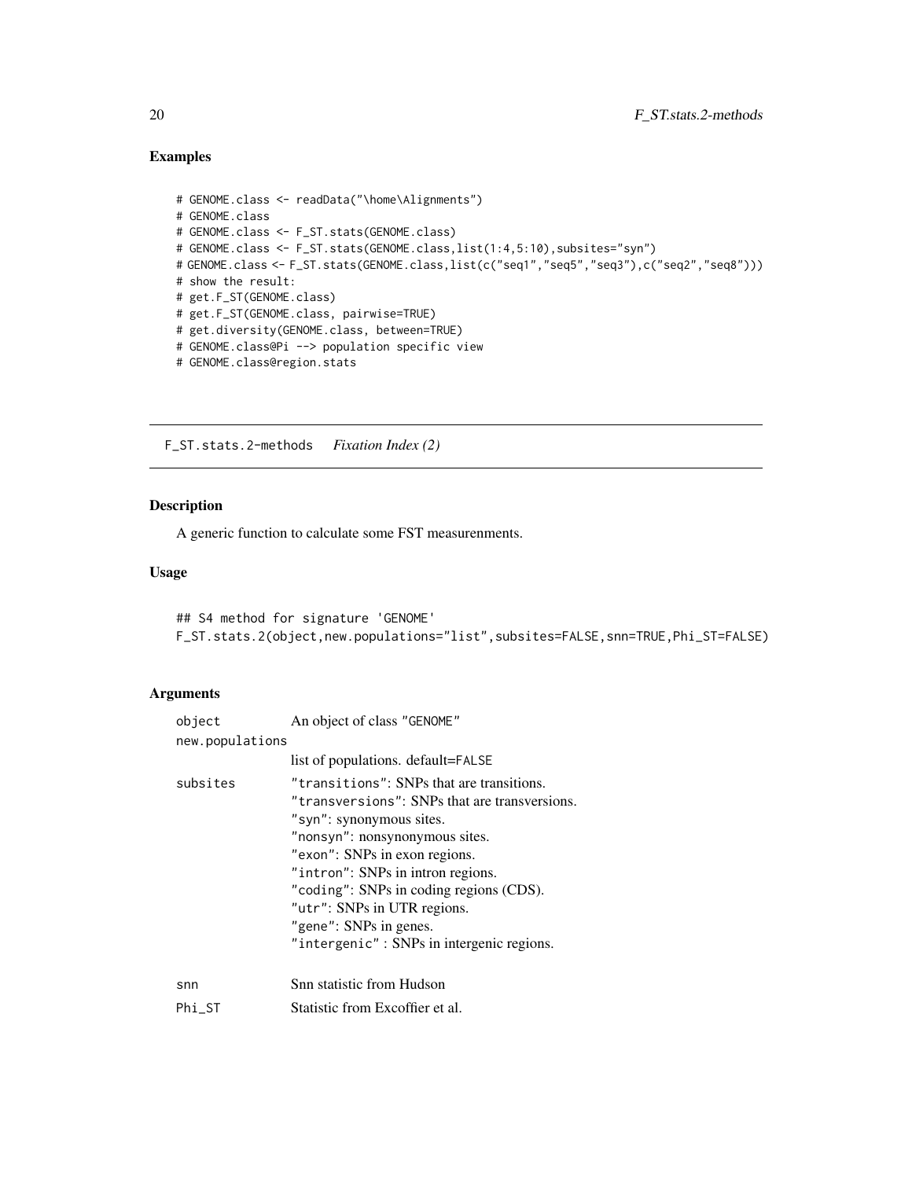## Examples

```
# GENOME.class <- readData("\home\Alignments")
# GENOME.class
# GENOME.class <- F_ST.stats(GENOME.class)
# GENOME.class <- F_ST.stats(GENOME.class,list(1:4,5:10),subsites="syn")
# GENOME.class <- F_ST.stats(GENOME.class,list(c("seq1","seq5","seq3"),c("seq2","seq8")))
# show the result:
# get.F_ST(GENOME.class)
# get.F_ST(GENOME.class, pairwise=TRUE)
# get.diversity(GENOME.class, between=TRUE)
# GENOME.class@Pi --> population specific view
# GENOME.class@region.stats
```

---

# F_ST.stats.2-methods *Fixation Index (2)*

---

## Description

A generic function to calculate some FST measurenments.

## Usage

```
## S4 method for signature 'GENOME'
F_ST.stats.2(object,new.populations="list",subsites=FALSE,snn=TRUE,Phi_ST=FALSE)
```

## Arguments

| | |
|---|---|
| object | An object of class "GENOME" |
| new.populations | list of populations. default=FALSE |
| subsites | "transitions": SNPs that are transitions.<br>"transversions": SNPs that are transversions.<br>"syn": synonymous sites.<br>"nonsyn": nonsynonymous sites.<br>"exon": SNPs in exon regions.<br>"intron": SNPs in intron regions.<br>"coding": SNPs in coding regions (CDS).<br>"utr": SNPs in UTR regions.<br>"gene": SNPs in genes.<br>"intergenic" : SNPs in intergenic regions. |
| snn | Snn statistic from Hudson |
| Phi_ST | Statistic from Excoffier et al. |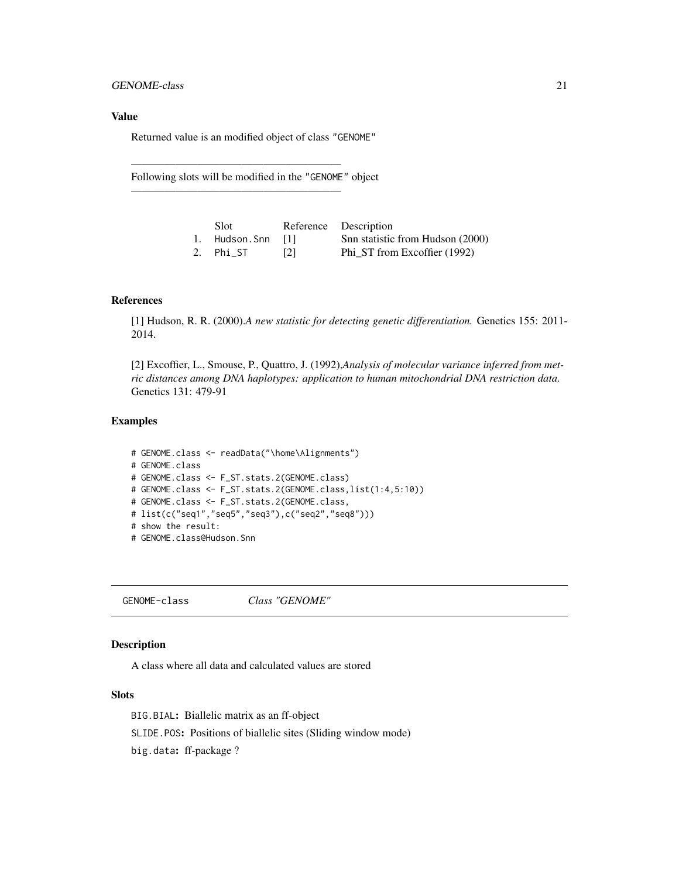### Value

Returned value is an modified object of class "GENOME"

---

Following slots will be modified in the "GENOME" object

---

| | Slot | Reference | Description |
|---|---|---|---|
| 1. | Hudson.Snn | [1] | Snn statistic from Hudson (2000) |
| 2. | Phi_ST | [2] | Phi_ST from Excoffier (1992) |

### References

[1] Hudson, R. R. (2000).*A new statistic for detecting genetic differentiation.* Genetics 155: 2011-2014.

[2] Excoffier, L., Smouse, P., Quattro, J. (1992),*Analysis of molecular variance inferred from metric distances among DNA haplotypes: application to human mitochondrial DNA restriction data.* Genetics 131: 479-91

### Examples

```
# GENOME.class <- readData("\home\Alignments")
# GENOME.class
# GENOME.class <- F_ST.stats.2(GENOME.class)
# GENOME.class <- F_ST.stats.2(GENOME.class,list(1:4,5:10))
# GENOME.class <- F_ST.stats.2(GENOME.class,
# list(c("seq1","seq5","seq3"),c("seq2","seq8")))
# show the result:
# GENOME.class@Hudson.Snn
```

---

## GENOME-class    *Class "GENOME"*

---

### Description

A class where all data and calculated values are stored

### Slots

**BIG.BIAL:** Biallelic matrix as an ff-object

**SLIDE.POS:** Positions of biallelic sites (Sliding window mode)

**big.data:** ff-package ?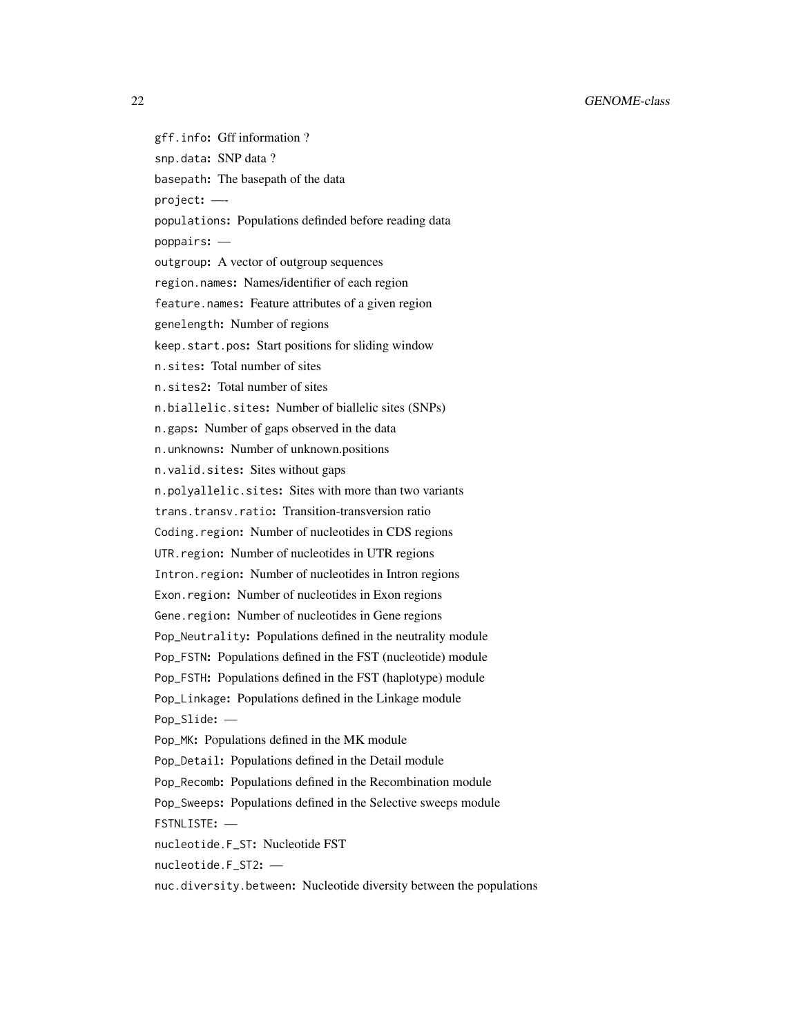`gff.info`: Gff information ?

`snp.data`: SNP data ?

`basepath`: The basepath of the data

`project`: —-

`populations`: Populations definded before reading data

`poppairs`: —

`outgroup`: A vector of outgroup sequences

`region.names`: Names/identifier of each region

`feature.names`: Feature attributes of a given region

`genelength`: Number of regions

`keep.start.pos`: Start positions for sliding window

`n.sites`: Total number of sites

`n.sites2`: Total number of sites

`n.biallelic.sites`: Number of biallelic sites (SNPs)

`n.gaps`: Number of gaps observed in the data

`n.unknowns`: Number of unknown.positions

`n.valid.sites`: Sites without gaps

`n.polyallelic.sites`: Sites with more than two variants

`trans.transv.ratio`: Transition-transversion ratio

`Coding.region`: Number of nucleotides in CDS regions

`UTR.region`: Number of nucleotides in UTR regions

`Intron.region`: Number of nucleotides in Intron regions

`Exon.region`: Number of nucleotides in Exon regions

`Gene.region`: Number of nucleotides in Gene regions

`Pop_Neutrality`: Populations defined in the neutrality module

`Pop_FSTN`: Populations defined in the FST (nucleotide) module

`Pop_FSTH`: Populations defined in the FST (haplotype) module

`Pop_Linkage`: Populations defined in the Linkage module

`Pop_Slide`: —

`Pop_MK`: Populations defined in the MK module

`Pop_Detail`: Populations defined in the Detail module

`Pop_Recomb`: Populations defined in the Recombination module

`Pop_Sweeps`: Populations defined in the Selective sweeps module

`FSTNLISTE`: —

`nucleotide.F_ST`: Nucleotide FST

`nucleotide.F_ST2`: —

`nuc.diversity.between`: Nucleotide diversity between the populations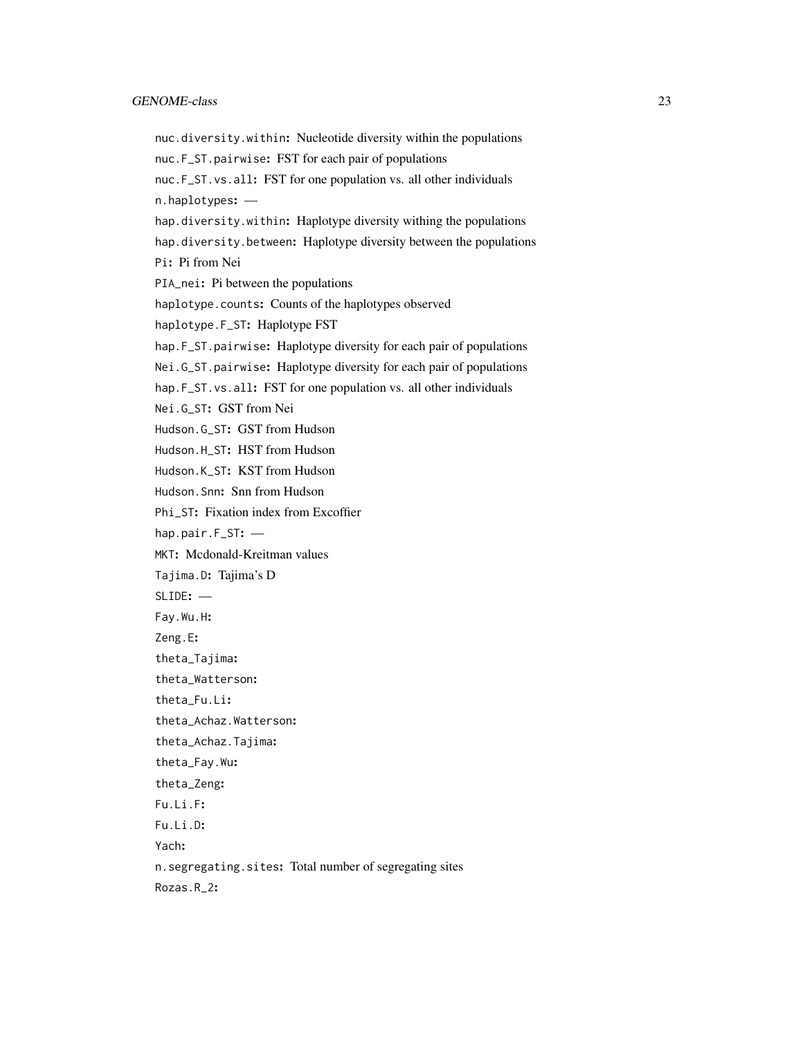`nuc.diversity.within`: Nucleotide diversity within the populations

`nuc.F_ST.pairwise`: FST for each pair of populations

`nuc.F_ST.vs.all`: FST for one population vs. all other individuals

`n.haplotypes`: —

`hap.diversity.within`: Haplotype diversity withing the populations

`hap.diversity.between`: Haplotype diversity between the populations

`Pi`: Pi from Nei

`PIA_nei`: Pi between the populations

`haplotype.counts`: Counts of the haplotypes observed

`haplotype.F_ST`: Haplotype FST

`hap.F_ST.pairwise`: Haplotype diversity for each pair of populations

`Nei.G_ST.pairwise`: Haplotype diversity for each pair of populations

`hap.F_ST.vs.all`: FST for one population vs. all other individuals

`Nei.G_ST`: GST from Nei

`Hudson.G_ST`: GST from Hudson

`Hudson.H_ST`: HST from Hudson

`Hudson.K_ST`: KST from Hudson

`Hudson.Snn`: Snn from Hudson

`Phi_ST`: Fixation index from Excoffier

`hap.pair.F_ST`: —

`MKT`: Mcdonald-Kreitman values

`Tajima.D`: Tajima's D

`SLIDE`: —

`Fay.Wu.H`:

`Zeng.E`:

`theta_Tajima`:

`theta_Watterson`:

`theta_Fu.Li`:

`theta_Achaz.Watterson`:

`theta_Achaz.Tajima`:

`theta_Fay.Wu`:

`theta_Zeng`:

`Fu.Li.F`:

`Fu.Li.D`:

`Yach`:

`n.segregating.sites`: Total number of segregating sites

`Rozas.R_2`: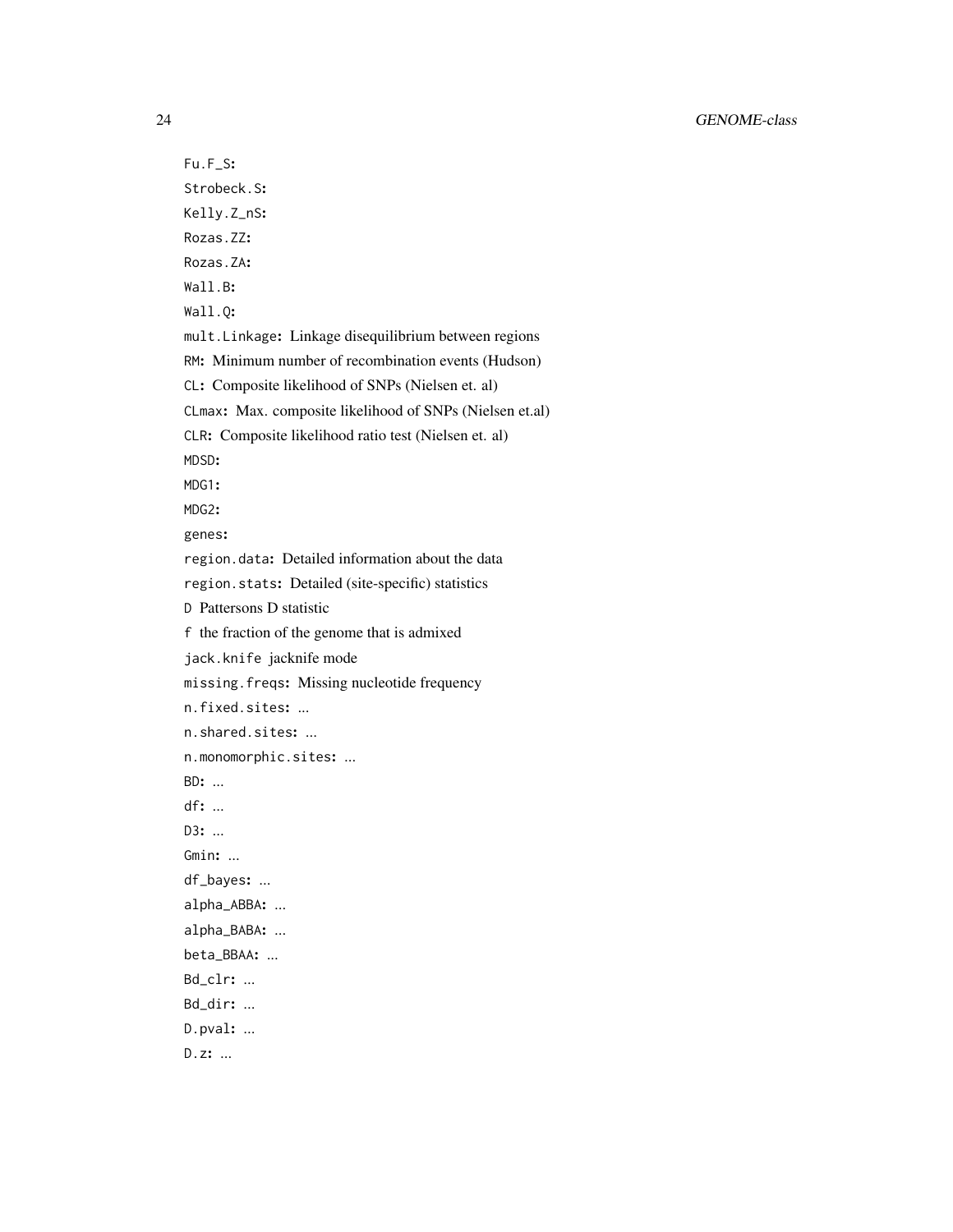`Fu.F_S`:

`Strobeck.S`:

`Kelly.Z_nS`:

`Rozas.ZZ`:

`Rozas.ZA`:

`Wall.B`:

`Wall.Q`:

`mult.Linkage`: Linkage disequilibrium between regions

`RM`: Minimum number of recombination events (Hudson)

`CL`: Composite likelihood of SNPs (Nielsen et. al)

`CLmax`: Max. composite likelihood of SNPs (Nielsen et.al)

`CLR`: Composite likelihood ratio test (Nielsen et. al)

`MDSD`:

`MDG1`:

`MDG2`:

`genes`:

`region.data`: Detailed information about the data

`region.stats`: Detailed (site-specific) statistics

`D` Pattersons D statistic

`f` the fraction of the genome that is admixed

`jack.knife` jacknife mode

`missing.freqs`: Missing nucleotide frequency

`n.fixed.sites`: ...

`n.shared.sites`: ...

`n.monomorphic.sites`: ...

`BD`: ...

`df`: ...

`D3`: ...

`Gmin`: ...

`df_bayes`: ...

`alpha_ABBA`: ...

`alpha_BABA`: ...

`beta_BBAA`: ...

`Bd_clr`: ...

`Bd_dir`: ...

`D.pval`: ...

`D.z`: ...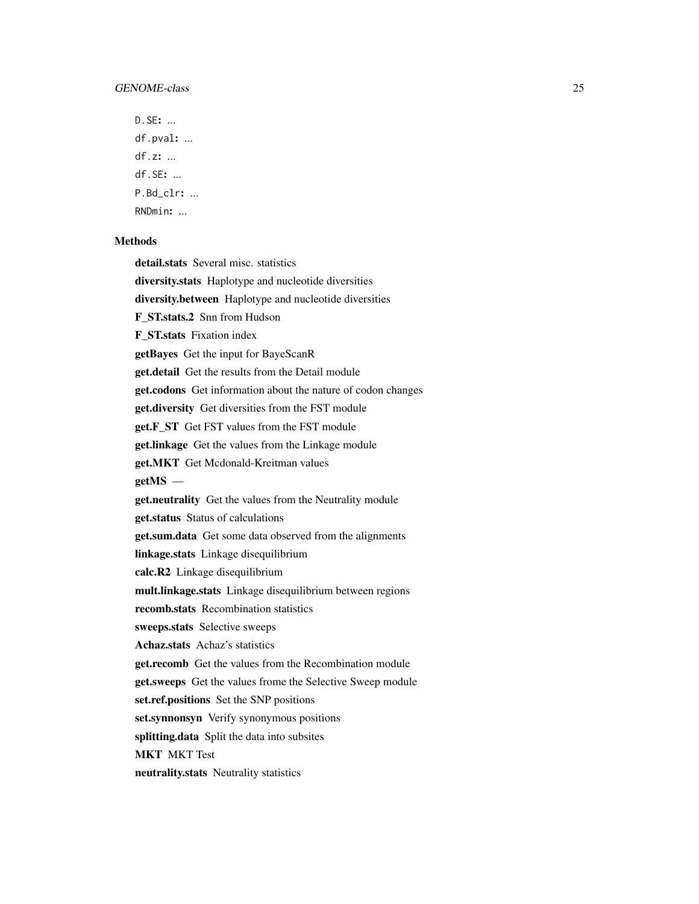`D.SE`: ...

`df.pval`: ...

`df.z`: ...

`df.SE`: ...

`P.Bd_clr`: ...

`RNDmin`: ...

## Methods

**detail.stats** Several misc. statistics

**diversity.stats** Haplotype and nucleotide diversities

**diversity.between** Haplotype and nucleotide diversities

**F_ST.stats.2** Snn from Hudson

**F_ST.stats** Fixation index

**getBayes** Get the input for BayeScanR

**get.detail** Get the results from the Detail module

**get.codons** Get information about the nature of codon changes

**get.diversity** Get diversities from the FST module

**get.F_ST** Get FST values from the FST module

**get.linkage** Get the values from the Linkage module

**get.MKT** Get Mcdonald-Kreitman values

**getMS** —

**get.neutrality** Get the values from the Neutrality module

**get.status** Status of calculations

**get.sum.data** Get some data observed from the alignments

**linkage.stats** Linkage disequilibrium

**calc.R2** Linkage disequilibrium

**mult.linkage.stats** Linkage disequilibrium between regions

**recomb.stats** Recombination statistics

**sweeps.stats** Selective sweeps

**Achaz.stats** Achaz's statistics

**get.recomb** Get the values from the Recombination module

**get.sweeps** Get the values frome the Selective Sweep module

**set.ref.positions** Set the SNP positions

**set.synnonsyn** Verify synonymous positions

**splitting.data** Split the data into subsites

**MKT** MKT Test

**neutrality.stats** Neutrality statistics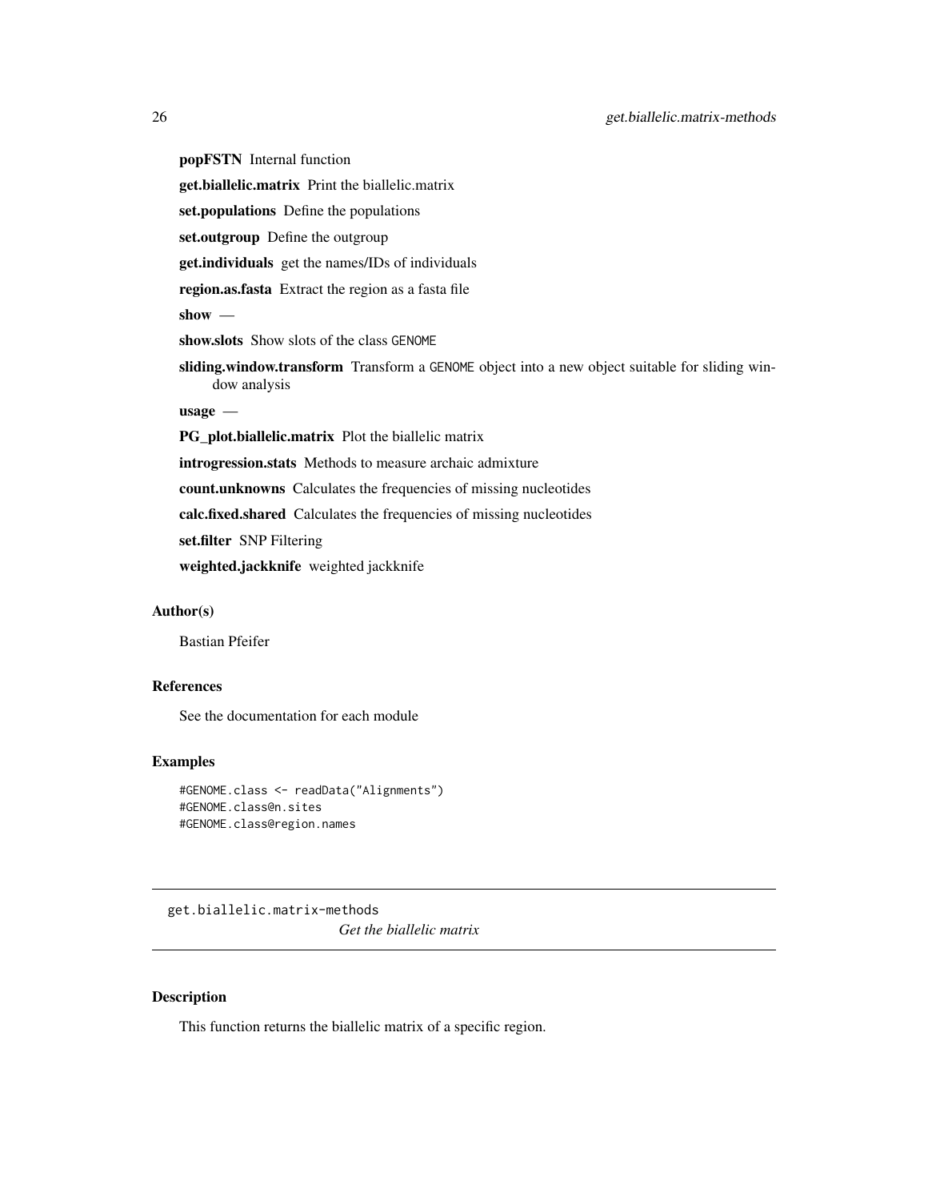**popFSTN** Internal function

**get.biallelic.matrix** Print the biallelic.matrix

**set.populations** Define the populations

**set.outgroup** Define the outgroup

**get.individuals** get the names/IDs of individuals

**region.as.fasta** Extract the region as a fasta file

**show** —

**show.slots** Show slots of the class GENOME

**sliding.window.transform** Transform a GENOME object into a new object suitable for sliding window analysis

**usage** —

**PG_plot.biallelic.matrix** Plot the biallelic matrix

**introgression.stats** Methods to measure archaic admixture

**count.unknowns** Calculates the frequencies of missing nucleotides

**calc.fixed.shared** Calculates the frequencies of missing nucleotides

**set.filter** SNP Filtering

**weighted.jackknife** weighted jackknife

### Author(s)

Bastian Pfeifer

### References

See the documentation for each module

### Examples

```
#GENOME.class <- readData("Alignments")
#GENOME.class@n.sites
#GENOME.class@region.names
```

## get.biallelic.matrix-methods *Get the biallelic matrix*

### Description

This function returns the biallelic matrix of a specific region.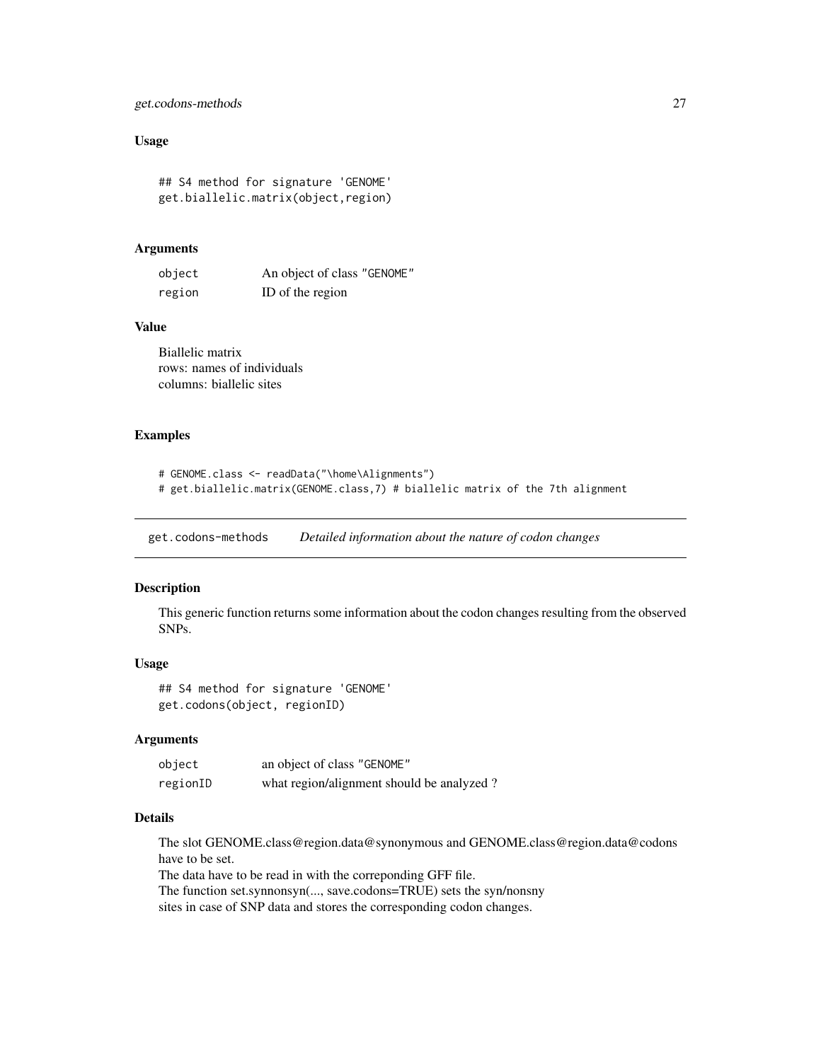### Usage

```
## S4 method for signature 'GENOME'
get.biallelic.matrix(object,region)
```

### Arguments

| | |
|---|---|
| object | An object of class "GENOME" |
| region | ID of the region |

### Value

Biallelic matrix
rows: names of individuals
columns: biallelic sites

### Examples

```
# GENOME.class <- readData("\home\Alignments")
# get.biallelic.matrix(GENOME.class,7) # biallelic matrix of the 7th alignment
```

---

## get.codons-methods *Detailed information about the nature of codon changes*

### Description

This generic function returns some information about the codon changes resulting from the observed SNPs.

### Usage

```
## S4 method for signature 'GENOME'
get.codons(object, regionID)
```

### Arguments

| | |
|---|---|
| object | an object of class "GENOME" |
| regionID | what region/alignment should be analyzed ? |

### Details

The slot GENOME.class@region.data@synonymous and GENOME.class@region.data@codons have to be set.
The data have to be read in with the correponding GFF file.
The function set.synnonsyn(..., save.codons=TRUE) sets the syn/nonsny
sites in case of SNP data and stores the corresponding codon changes.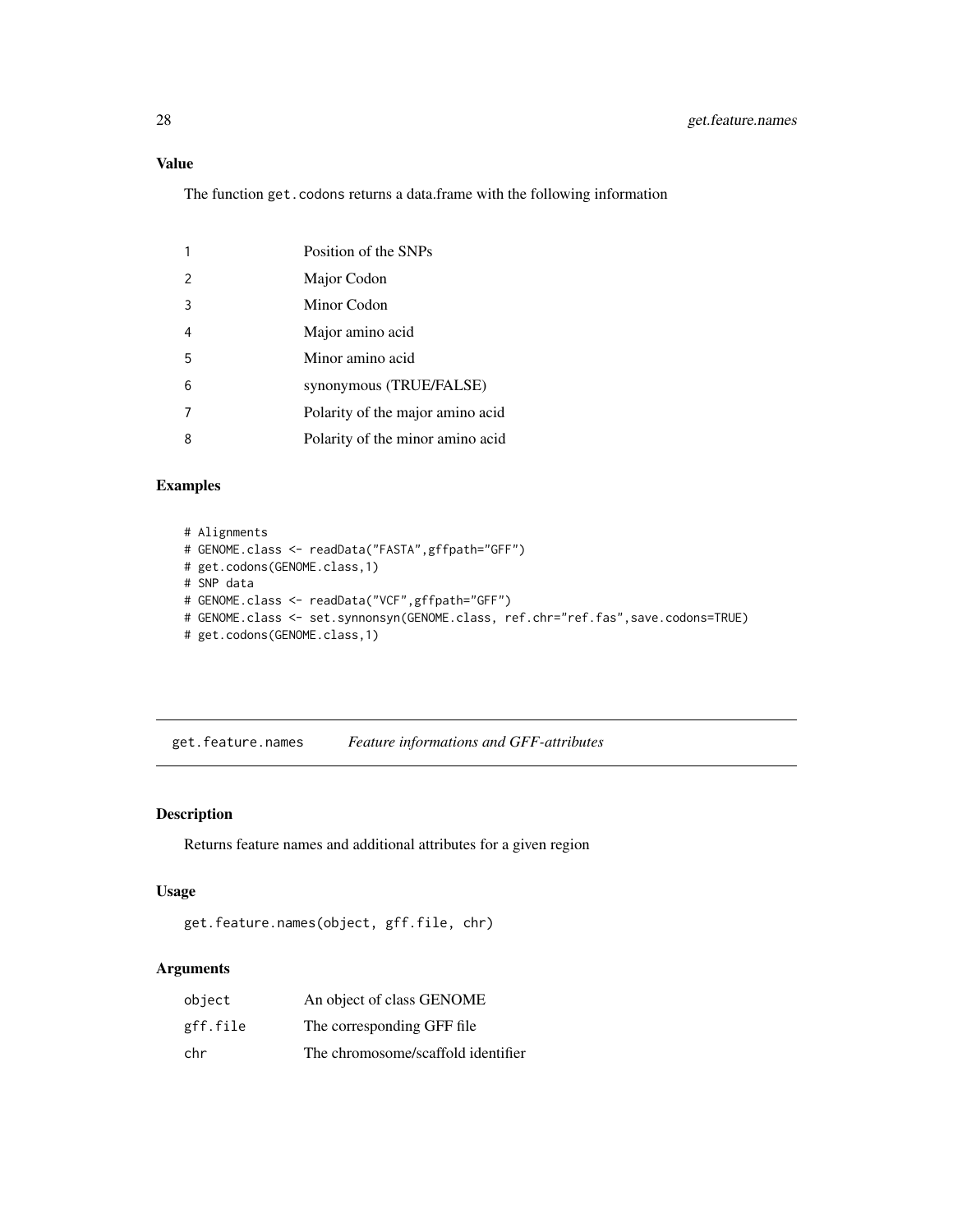## Value

The function `get.codons` returns a data.frame with the following information

| | |
|---|---|
| 1 | Position of the SNPs |
| 2 | Major Codon |
| 3 | Minor Codon |
| 4 | Major amino acid |
| 5 | Minor amino acid |
| 6 | synonymous (TRUE/FALSE) |
| 7 | Polarity of the major amino acid |
| 8 | Polarity of the minor amino acid |

## Examples

```
# Alignments
# GENOME.class <- readData("FASTA",gffpath="GFF")
# get.codons(GENOME.class,1)
# SNP data
# GENOME.class <- readData("VCF",gffpath="GFF")
# GENOME.class <- set.synnonsyn(GENOME.class, ref.chr="ref.fas",save.codons=TRUE)
# get.codons(GENOME.class,1)
```

---

# get.feature.names — *Feature informations and GFF-attributes*

## Description

Returns feature names and additional attributes for a given region

## Usage

```
get.feature.names(object, gff.file, chr)
```

## Arguments

| | |
|---|---|
| `object` | An object of class GENOME |
| `gff.file` | The corresponding GFF file |
| `chr` | The chromosome/scaffold identifier |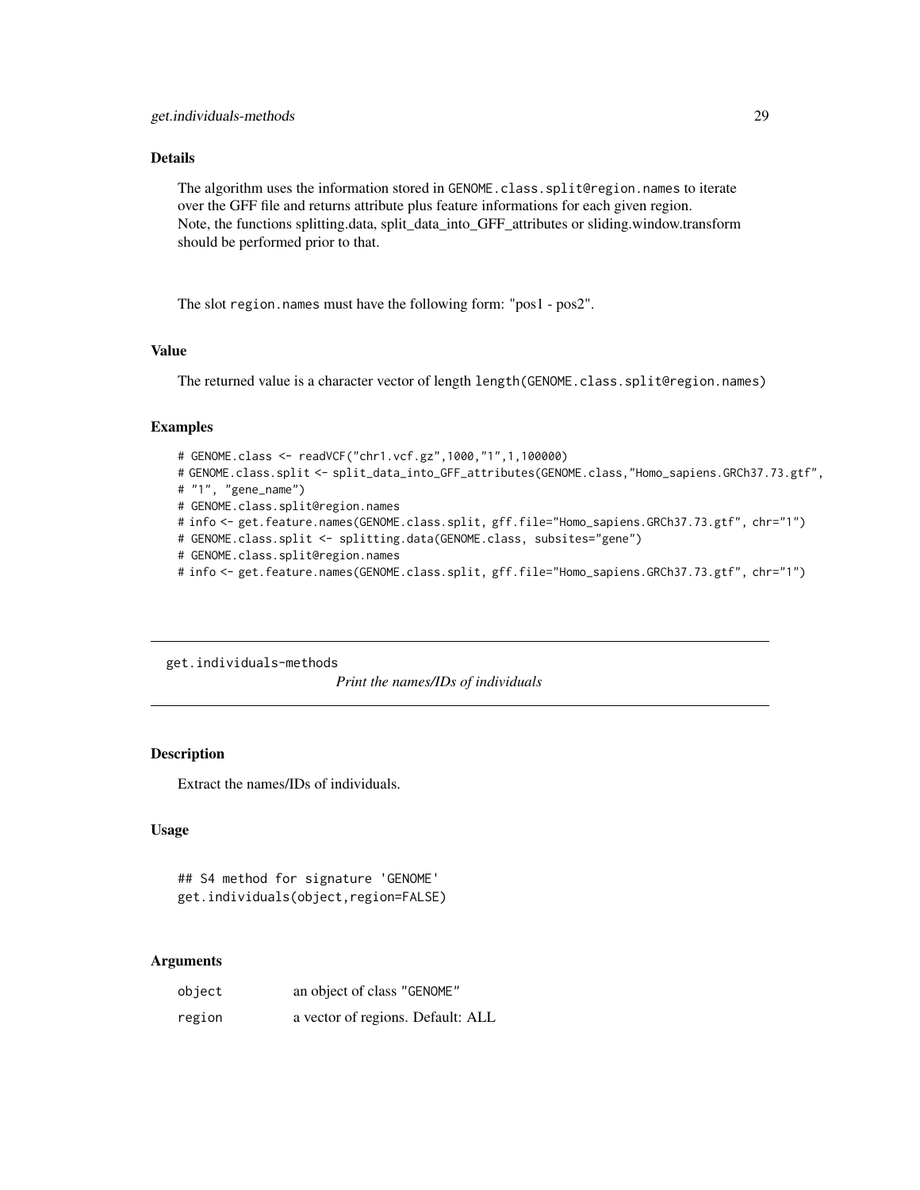### Details

The algorithm uses the information stored in `GENOME.class.split@region.names` to iterate over the GFF file and returns attribute plus feature informations for each given region.
Note, the functions splitting.data, split_data_into_GFF_attributes or sliding.window.transform should be performed prior to that.

The slot `region.names` must have the following form: "pos1 - pos2".

### Value

The returned value is a character vector of length `length(GENOME.class.split@region.names)`

### Examples

```
# GENOME.class <- readVCF("chr1.vcf.gz",1000,"1",1,100000)
# GENOME.class.split <- split_data_into_GFF_attributes(GENOME.class,"Homo_sapiens.GRCh37.73.gtf",
# "1", "gene_name")
# GENOME.class.split@region.names
# info <- get.feature.names(GENOME.class.split, gff.file="Homo_sapiens.GRCh37.73.gtf", chr="1")
# GENOME.class.split <- splitting.data(GENOME.class, subsites="gene")
# GENOME.class.split@region.names
# info <- get.feature.names(GENOME.class.split, gff.file="Homo_sapiens.GRCh37.73.gtf", chr="1")
```

---

## get.individuals-methods

*Print the names/IDs of individuals*

---

### Description

Extract the names/IDs of individuals.

### Usage

```
## S4 method for signature 'GENOME'
get.individuals(object,region=FALSE)
```

### Arguments

| | |
|---|---|
| `object` | an object of class "GENOME" |
| `region` | a vector of regions. Default: ALL |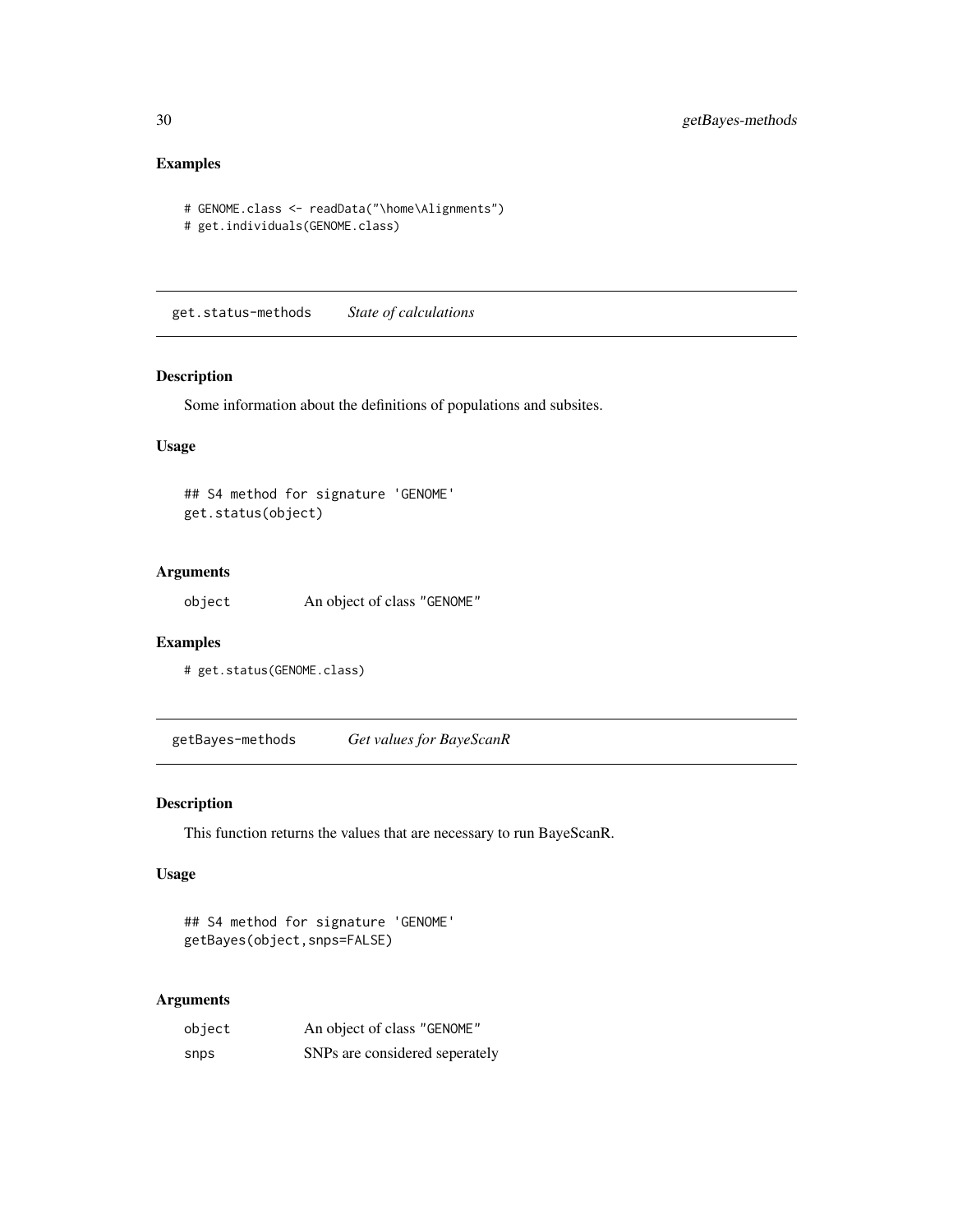## Examples

```
# GENOME.class <- readData("\home\Alignments")
# get.individuals(GENOME.class)
```

---

# get.status-methods *State of calculations*

## Description

Some information about the definitions of populations and subsites.

## Usage

```
## S4 method for signature 'GENOME'
get.status(object)
```

## Arguments

| | |
|---|---|
| object | An object of class "GENOME" |

## Examples

```
# get.status(GENOME.class)
```

---

# getBayes-methods *Get values for BayeScanR*

## Description

This function returns the values that are necessary to run BayeScanR.

## Usage

```
## S4 method for signature 'GENOME'
getBayes(object,snps=FALSE)
```

## Arguments

| | |
|---|---|
| object | An object of class "GENOME" |
| snps | SNPs are considered seperately |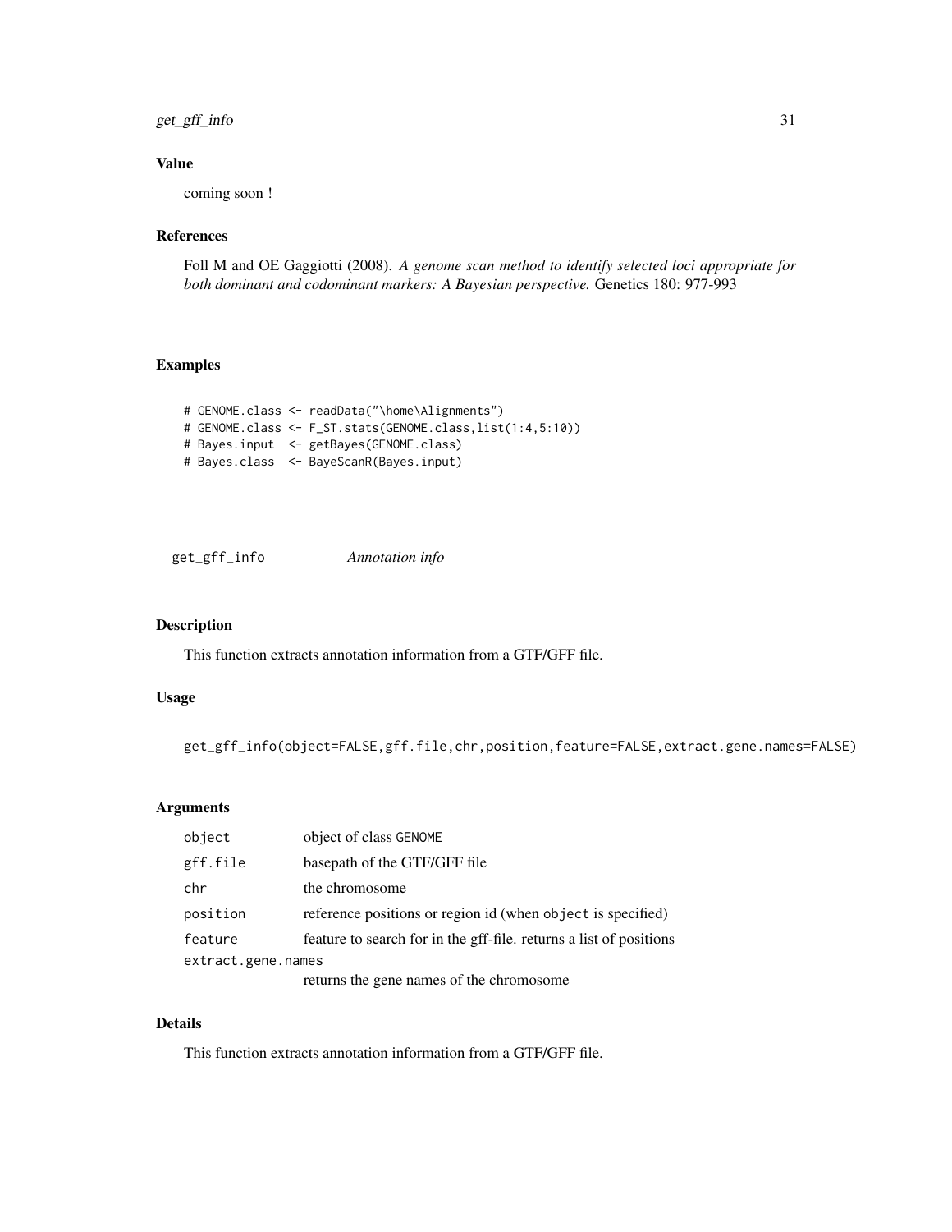### Value

coming soon !

### References

Foll M and OE Gaggiotti (2008). *A genome scan method to identify selected loci appropriate for both dominant and codominant markers: A Bayesian perspective.* Genetics 180: 977-993

### Examples

```
# GENOME.class <- readData("\home\Alignments")
# GENOME.class <- F_ST.stats(GENOME.class,list(1:4,5:10))
# Bayes.input  <- getBayes(GENOME.class)
# Bayes.class  <- BayeScanR(Bayes.input)
```

---

## get_gff_info    *Annotation info*

---

### Description

This function extracts annotation information from a GTF/GFF file.

### Usage

```
get_gff_info(object=FALSE,gff.file,chr,position,feature=FALSE,extract.gene.names=FALSE)
```

### Arguments

| | |
|---|---|
| object | object of class GENOME |
| gff.file | basepath of the GTF/GFF file |
| chr | the chromosome |
| position | reference positions or region id (when object is specified) |
| feature | feature to search for in the gff-file. returns a list of positions |
| extract.gene.names | returns the gene names of the chromosome |

### Details

This function extracts annotation information from a GTF/GFF file.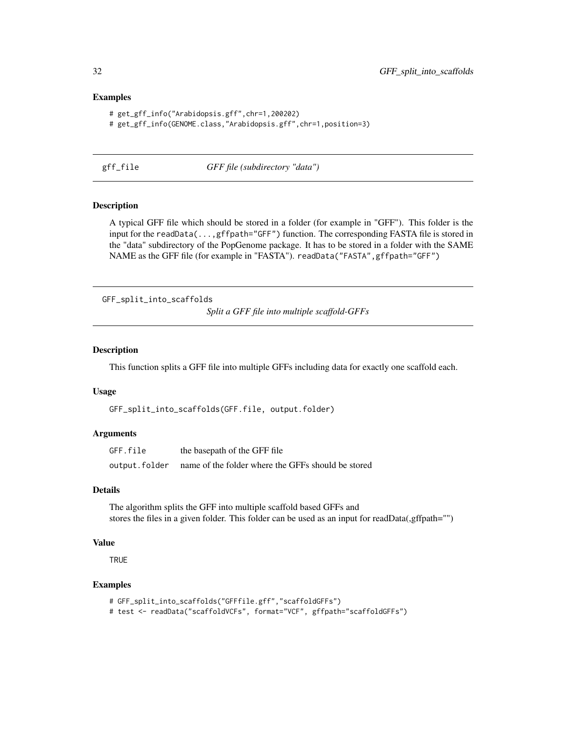### Examples

```
# get_gff_info("Arabidopsis.gff",chr=1,200202)
# get_gff_info(GENOME.class,"Arabidopsis.gff",chr=1,position=3)
```

## gff_file *GFF file (subdirectory "data")*

### Description

A typical GFF file which should be stored in a folder (for example in "GFF"). This folder is the input for the `readData(...,gffpath="GFF")` function. The corresponding FASTA file is stored in the "data" subdirectory of the PopGenome package. It has to be stored in a folder with the SAME NAME as the GFF file (for example in "FASTA"). `readData("FASTA",gffpath="GFF")`

## GFF_split_into_scaffolds *Split a GFF file into multiple scaffold-GFFs*

### Description

This function splits a GFF file into multiple GFFs including data for exactly one scaffold each.

### Usage

```
GFF_split_into_scaffolds(GFF.file, output.folder)
```

### Arguments

| | |
|---|---|
| `GFF.file` | the basepath of the GFF file |
| `output.folder` | name of the folder where the GFFs should be stored |

### Details

The algorithm splits the GFF into multiple scaffold based GFFs and
stores the files in a given folder. This folder can be used as an input for readData(,gffpath="")

### Value

`TRUE`

### Examples

```
# GFF_split_into_scaffolds("GFFfile.gff","scaffoldGFFs")
# test <- readData("scaffoldVCFs", format="VCF", gffpath="scaffoldGFFs")
```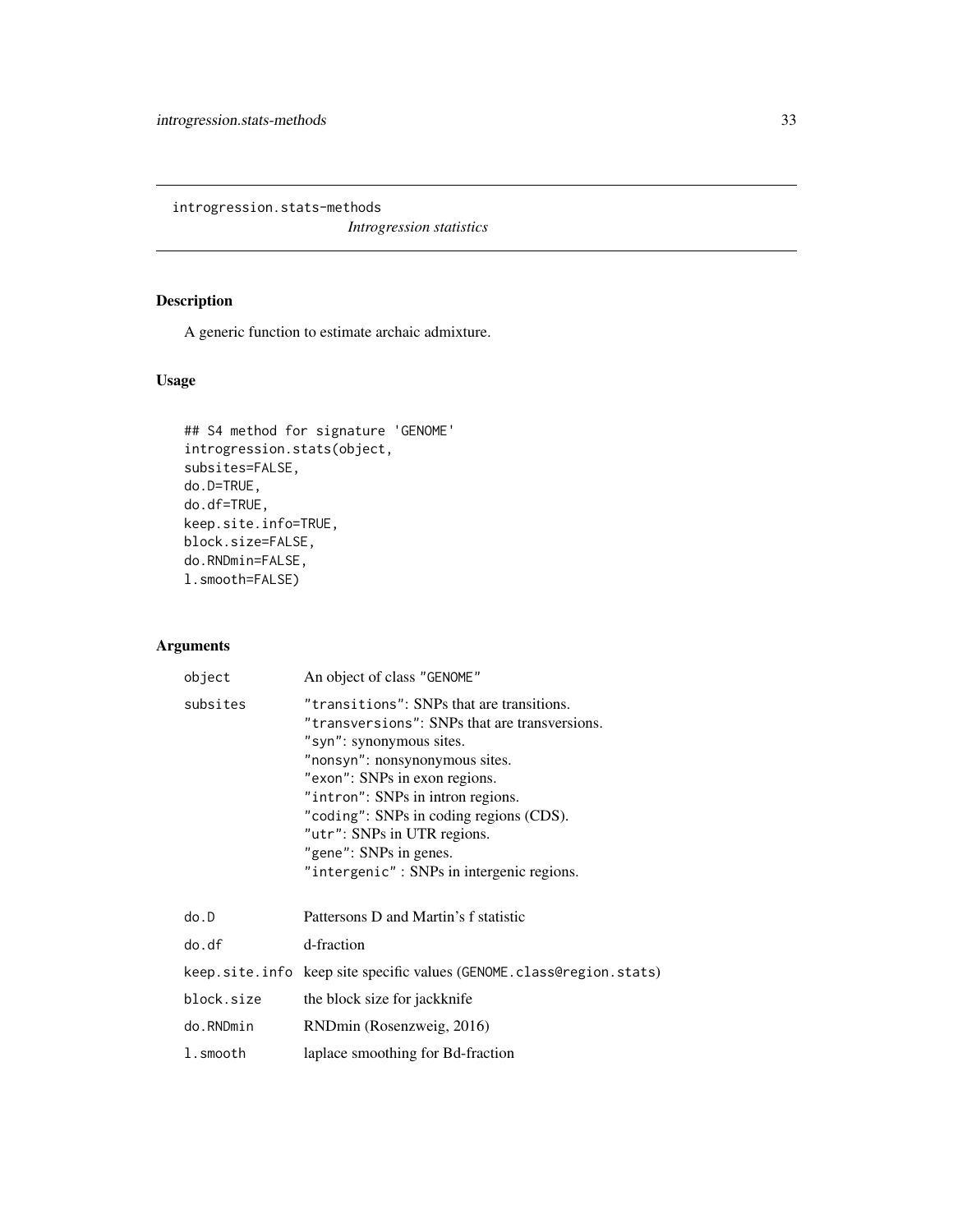introgression.stats-methods

*Introgression statistics*

## Description

A generic function to estimate archaic admixture.

## Usage

```
## S4 method for signature 'GENOME'
introgression.stats(object,
subsites=FALSE,
do.D=TRUE,
do.df=TRUE,
keep.site.info=TRUE,
block.size=FALSE,
do.RNDmin=FALSE,
l.smooth=FALSE)
```

## Arguments

| | |
|---|---|
| `object` | An object of class `"GENOME"` |
| `subsites` | `"transitions"`: SNPs that are transitions.<br>`"transversions"`: SNPs that are transversions.<br>`"syn"`: synonymous sites.<br>`"nonsyn"`: nonsynonymous sites.<br>`"exon"`: SNPs in exon regions.<br>`"intron"`: SNPs in intron regions.<br>`"coding"`: SNPs in coding regions (CDS).<br>`"utr"`: SNPs in UTR regions.<br>`"gene"`: SNPs in genes.<br>`"intergenic"` : SNPs in intergenic regions. |
| `do.D` | Pattersons D and Martin's f statistic |
| `do.df` | d-fraction |
| `keep.site.info` | keep site specific values (`GENOME.class@region.stats`) |
| `block.size` | the block size for jackknife |
| `do.RNDmin` | RNDmin (Rosenzweig, 2016) |
| `l.smooth` | laplace smoothing for Bd-fraction |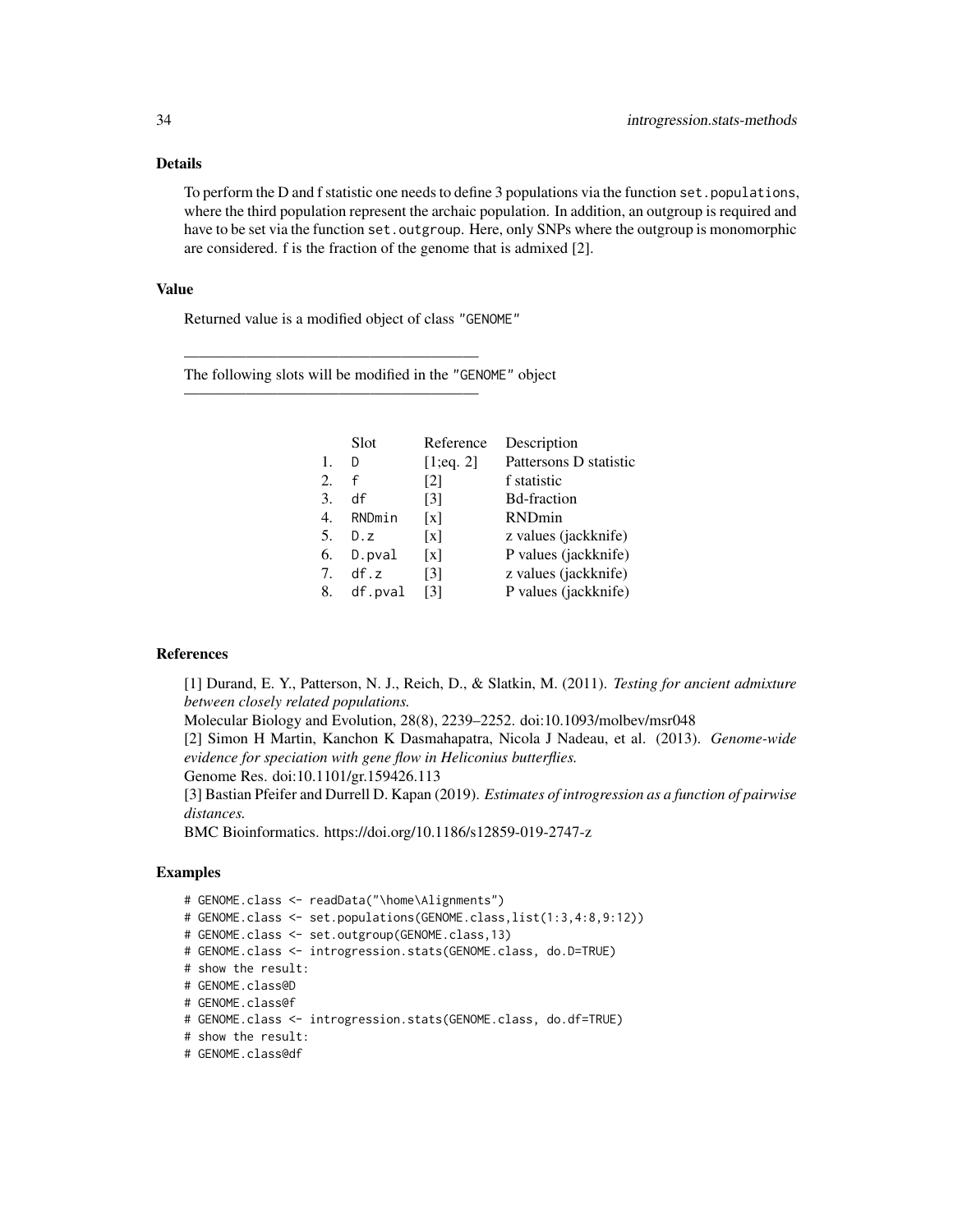### Details

To perform the D and f statistic one needs to define 3 populations via the function `set.populations`, where the third population represent the archaic population. In addition, an outgroup is required and have to be set via the function `set.outgroup`. Here, only SNPs where the outgroup is monomorphic are considered. f is the fraction of the genome that is admixed [2].

### Value

Returned value is a modified object of class "GENOME"

---

The following slots will be modified in the "GENOME" object

---

| | Slot | Reference | Description |
|---|---|---|---|
| 1. | D | [1;eq. 2] | Pattersons D statistic |
| 2. | f | [2] | f statistic |
| 3. | df | [3] | Bd-fraction |
| 4. | RNDmin | [x] | RNDmin |
| 5. | D.z | [x] | z values (jackknife) |
| 6. | D.pval | [x] | P values (jackknife) |
| 7. | df.z | [3] | z values (jackknife) |
| 8. | df.pval | [3] | P values (jackknife) |

### References

[1] Durand, E. Y., Patterson, N. J., Reich, D., & Slatkin, M. (2011). *Testing for ancient admixture between closely related populations.*
Molecular Biology and Evolution, 28(8), 2239–2252. doi:10.1093/molbev/msr048
[2] Simon H Martin, Kanchon K Dasmahapatra, Nicola J Nadeau, et al. (2013). *Genome-wide evidence for speciation with gene flow in Heliconius butterflies.*
Genome Res. doi:10.1101/gr.159426.113
[3] Bastian Pfeifer and Durrell D. Kapan (2019). *Estimates of introgression as a function of pairwise distances.*
BMC Bioinformatics. https://doi.org/10.1186/s12859-019-2747-z

### Examples

```
# GENOME.class <- readData("\home\Alignments")
# GENOME.class <- set.populations(GENOME.class,list(1:3,4:8,9:12))
# GENOME.class <- set.outgroup(GENOME.class,13)
# GENOME.class <- introgression.stats(GENOME.class, do.D=TRUE)
# show the result:
# GENOME.class@D
# GENOME.class@f
# GENOME.class <- introgression.stats(GENOME.class, do.df=TRUE)
# show the result:
# GENOME.class@df
```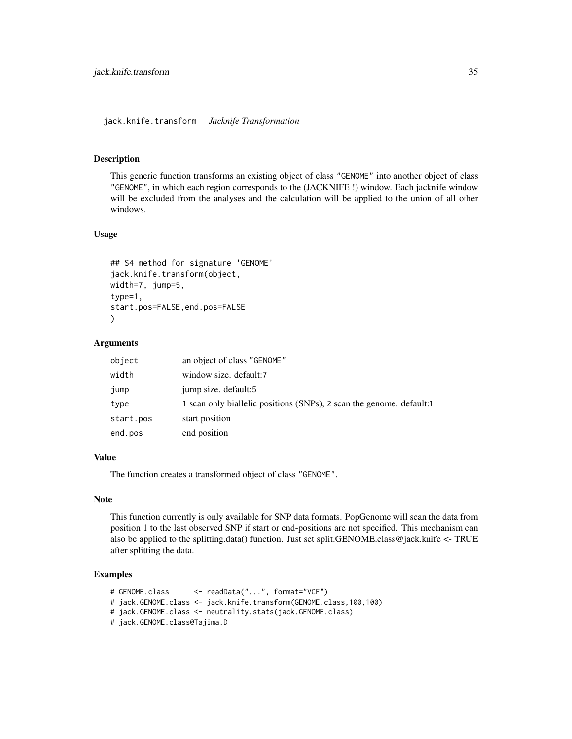## jack.knife.transform *Jacknife Transformation*

### Description

This generic function transforms an existing object of class "GENOME" into another object of class "GENOME", in which each region corresponds to the (JACKNIFE !) window. Each jacknife window will be excluded from the analyses and the calculation will be applied to the union of all other windows.

### Usage

```
## S4 method for signature 'GENOME'
jack.knife.transform(object,
width=7, jump=5,
type=1,
start.pos=FALSE,end.pos=FALSE
)
```

### Arguments

| | |
|---|---|
| object | an object of class "GENOME" |
| width | window size. default:7 |
| jump | jump size. default:5 |
| type | 1 scan only biallelic positions (SNPs), 2 scan the genome. default:1 |
| start.pos | start position |
| end.pos | end position |

### Value

The function creates a transformed object of class "GENOME".

### Note

This function currently is only available for SNP data formats. PopGenome will scan the data from position 1 to the last observed SNP if start or end-positions are not specified. This mechanism can also be applied to the splitting.data() function. Just set split.GENOME.class@jack.knife <- TRUE after splitting the data.

### Examples

```
# GENOME.class      <- readData("...", format="VCF")
# jack.GENOME.class <- jack.knife.transform(GENOME.class,100,100)
# jack.GENOME.class <- neutrality.stats(jack.GENOME.class)
# jack.GENOME.class@Tajima.D
```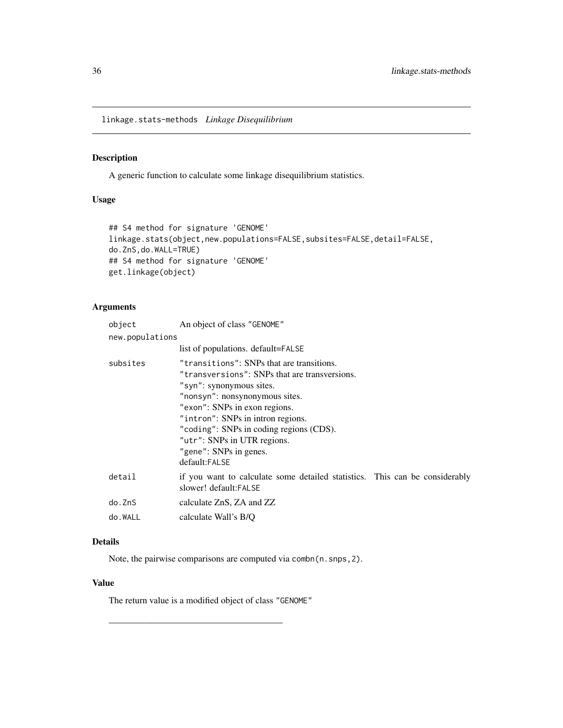# linkage.stats-methods *Linkage Disequilibrium*

## Description

A generic function to calculate some linkage disequilibrium statistics.

## Usage

```
## S4 method for signature 'GENOME'
linkage.stats(object,new.populations=FALSE,subsites=FALSE,detail=FALSE,
do.ZnS,do.WALL=TRUE)
## S4 method for signature 'GENOME'
get.linkage(object)
```

## Arguments

| | |
|---|---|
| object | An object of class "GENOME" |
| new.populations | list of populations. default=FALSE |
| subsites | "transitions": SNPs that are transitions.<br>"transversions": SNPs that are transversions.<br>"syn": synonymous sites.<br>"nonsyn": nonsynonymous sites.<br>"exon": SNPs in exon regions.<br>"intron": SNPs in intron regions.<br>"coding": SNPs in coding regions (CDS).<br>"utr": SNPs in UTR regions.<br>"gene": SNPs in genes.<br>default:FALSE |
| detail | if you want to calculate some detailed statistics. This can be considerably slower! default:FALSE |
| do.ZnS | calculate ZnS, ZA and ZZ |
| do.WALL | calculate Wall's B/Q |

## Details

Note, the pairwise comparisons are computed via combn(n.snps,2).

## Value

The return value is a modified object of class "GENOME"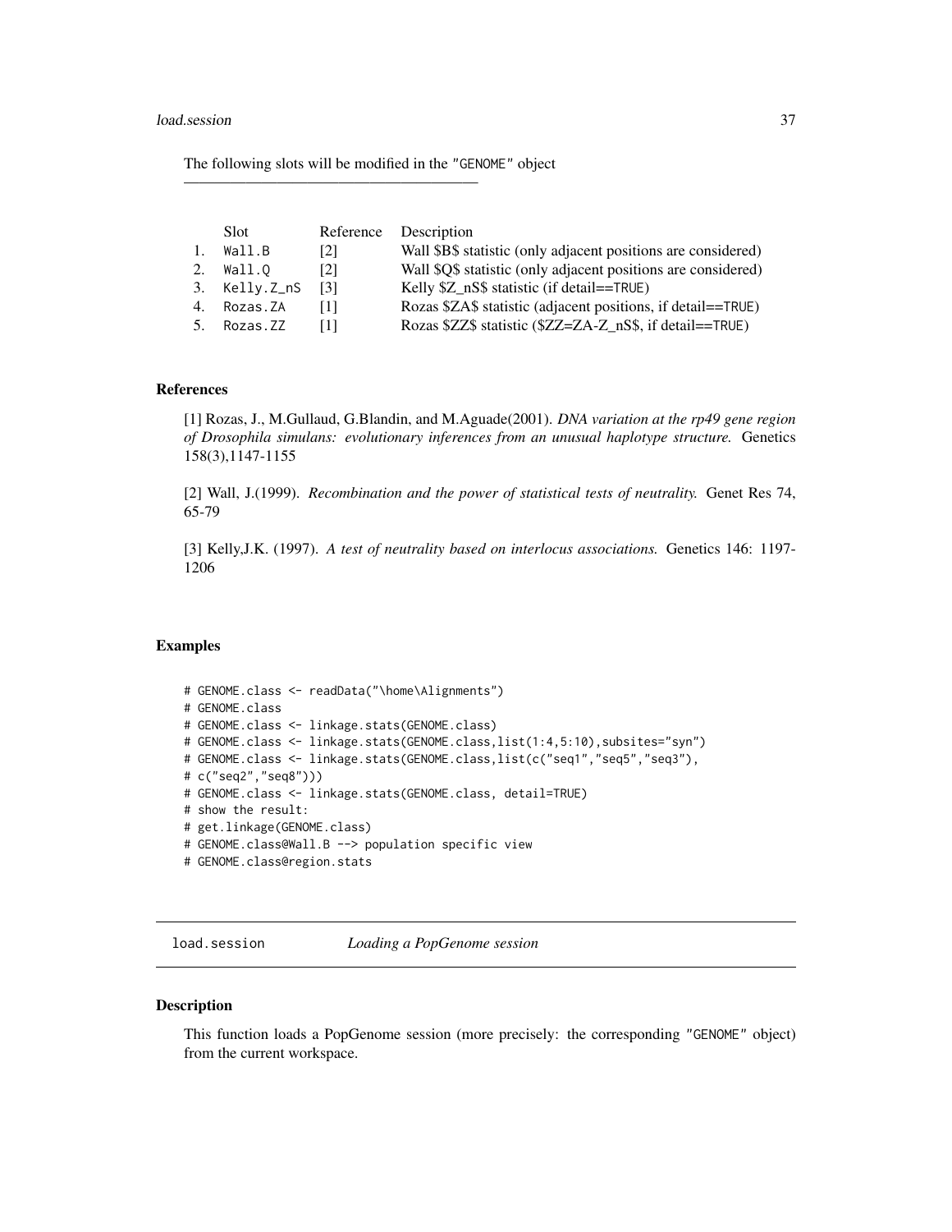The following slots will be modified in the "GENOME" object

---

| | Slot | Reference | Description |
|---|---|---|---|
| 1. | Wall.B | [2] | Wall \$B\$ statistic (only adjacent positions are considered) |
| 2. | Wall.Q | [2] | Wall \$Q\$ statistic (only adjacent positions are considered) |
| 3. | Kelly.Z_nS | [3] | Kelly \$Z_nS\$ statistic (if detail==TRUE) |
| 4. | Rozas.ZA | [1] | Rozas \$ZA\$ statistic (adjacent positions, if detail==TRUE) |
| 5. | Rozas.ZZ | [1] | Rozas \$ZZ\$ statistic (\$ZZ=ZA-Z_nS\$, if detail==TRUE) |

### References

[1] Rozas, J., M.Gullaud, G.Blandin, and M.Aguade(2001). *DNA variation at the rp49 gene region of Drosophila simulans: evolutionary inferences from an unusual haplotype structure.* Genetics 158(3),1147-1155

[2] Wall, J.(1999). *Recombination and the power of statistical tests of neutrality.* Genet Res 74, 65-79

[3] Kelly,J.K. (1997). *A test of neutrality based on interlocus associations.* Genetics 146: 1197-1206

### Examples

```
# GENOME.class <- readData("\home\Alignments")
# GENOME.class
# GENOME.class <- linkage.stats(GENOME.class)
# GENOME.class <- linkage.stats(GENOME.class,list(1:4,5:10),subsites="syn")
# GENOME.class <- linkage.stats(GENOME.class,list(c("seq1","seq5","seq3"),
# c("seq2","seq8")))
# GENOME.class <- linkage.stats(GENOME.class, detail=TRUE)
# show the result:
# get.linkage(GENOME.class)
# GENOME.class@Wall.B --> population specific view
# GENOME.class@region.stats
```

---

## load.session *Loading a PopGenome session*

---

### Description

This function loads a PopGenome session (more precisely: the corresponding "GENOME" object) from the current workspace.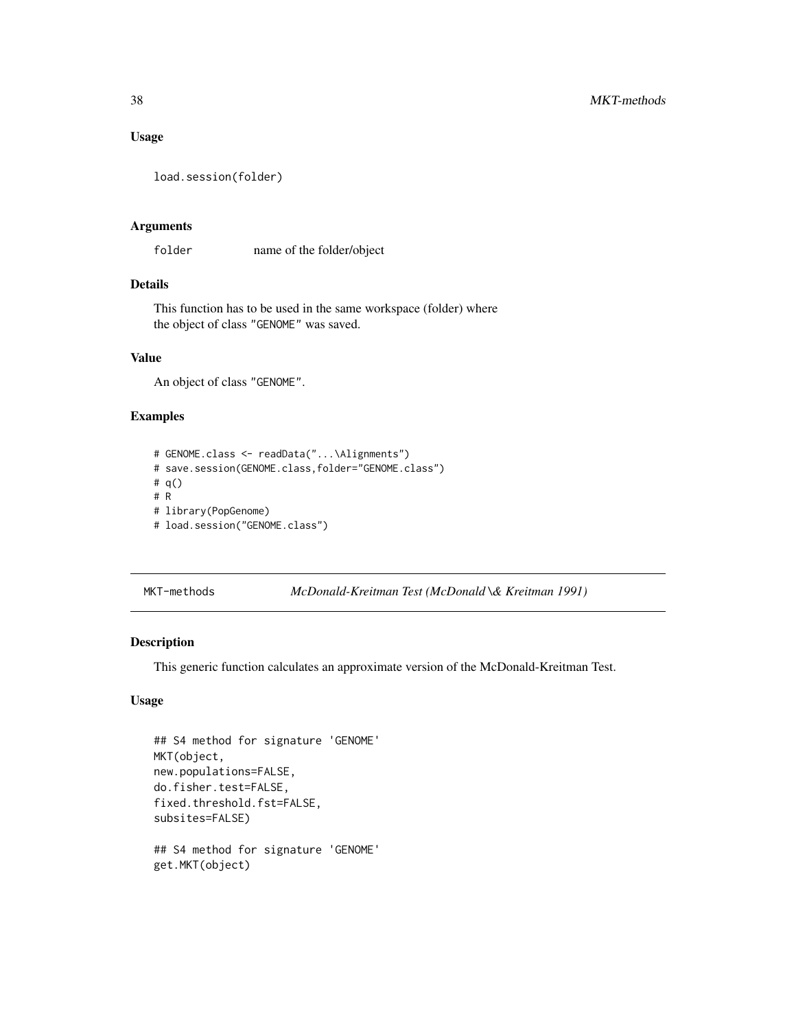### Usage

```
load.session(folder)
```

### Arguments

folder     name of the folder/object

### Details

This function has to be used in the same workspace (folder) where the object of class "GENOME" was saved.

### Value

An object of class "GENOME".

### Examples

```
# GENOME.class <- readData("...\Alignments")
# save.session(GENOME.class,folder="GENOME.class")
# q()
# R
# library(PopGenome)
# load.session("GENOME.class")
```

---

## MKT-methods     *McDonald-Kreitman Test (McDonald \& Kreitman 1991)*

---

### Description

This generic function calculates an approximate version of the McDonald-Kreitman Test.

### Usage

```
## S4 method for signature 'GENOME'
MKT(object,
new.populations=FALSE,
do.fisher.test=FALSE,
fixed.threshold.fst=FALSE,
subsites=FALSE)

## S4 method for signature 'GENOME'
get.MKT(object)
```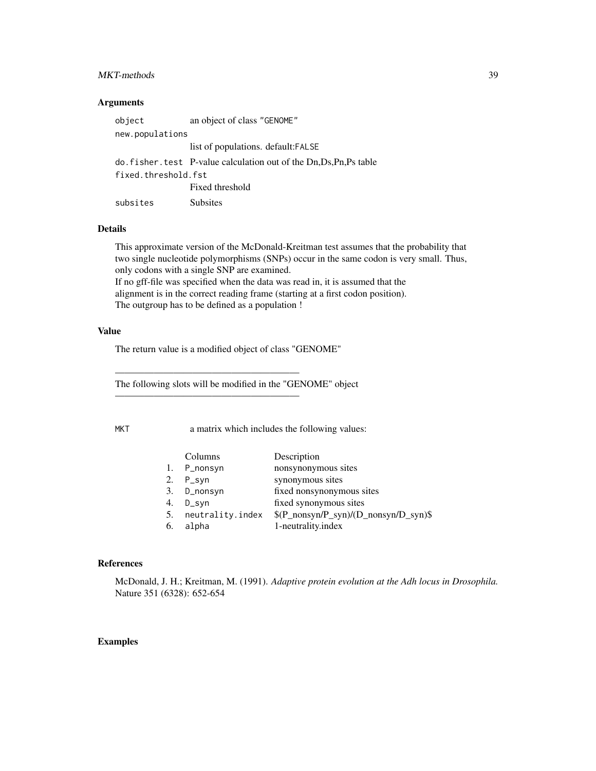## Arguments

| | |
|---|---|
| `object` | an object of class "GENOME" |
| `new.populations` | list of populations. default:`FALSE` |
| `do.fisher.test` | P-value calculation out of the Dn,Ds,Pn,Ps table |
| `fixed.threshold.fst` | Fixed threshold |
| `subsites` | Subsites |

## Details

This approximate version of the McDonald-Kreitman test assumes that the probability that two single nucleotide polymorphisms (SNPs) occur in the same codon is very small. Thus, only codons with a single SNP are examined.
If no gff-file was specified when the data was read in, it is assumed that the alignment is in the correct reading frame (starting at a first codon position).
The outgroup has to be defined as a population !

## Value

The return value is a modified object of class "GENOME"

---

The following slots will be modified in the "GENOME" object

---

`MKT` a matrix which includes the following values:

| | Columns | Description |
|---|---|---|
| 1. | `P_nonsyn` | nonsynonymous sites |
| 2. | `P_syn` | synonymous sites |
| 3. | `D_nonsyn` | fixed nonsynonymous sites |
| 4. | `D_syn` | fixed synonymous sites |
| 5. | `neutrality.index` | $(P_nonsyn/P_syn)/(D_nonsyn/D_syn)$ |
| 6. | `alpha` | 1-neutrality.index |

## References

McDonald, J. H.; Kreitman, M. (1991). *Adaptive protein evolution at the Adh locus in Drosophila.* Nature 351 (6328): 652-654

## Examples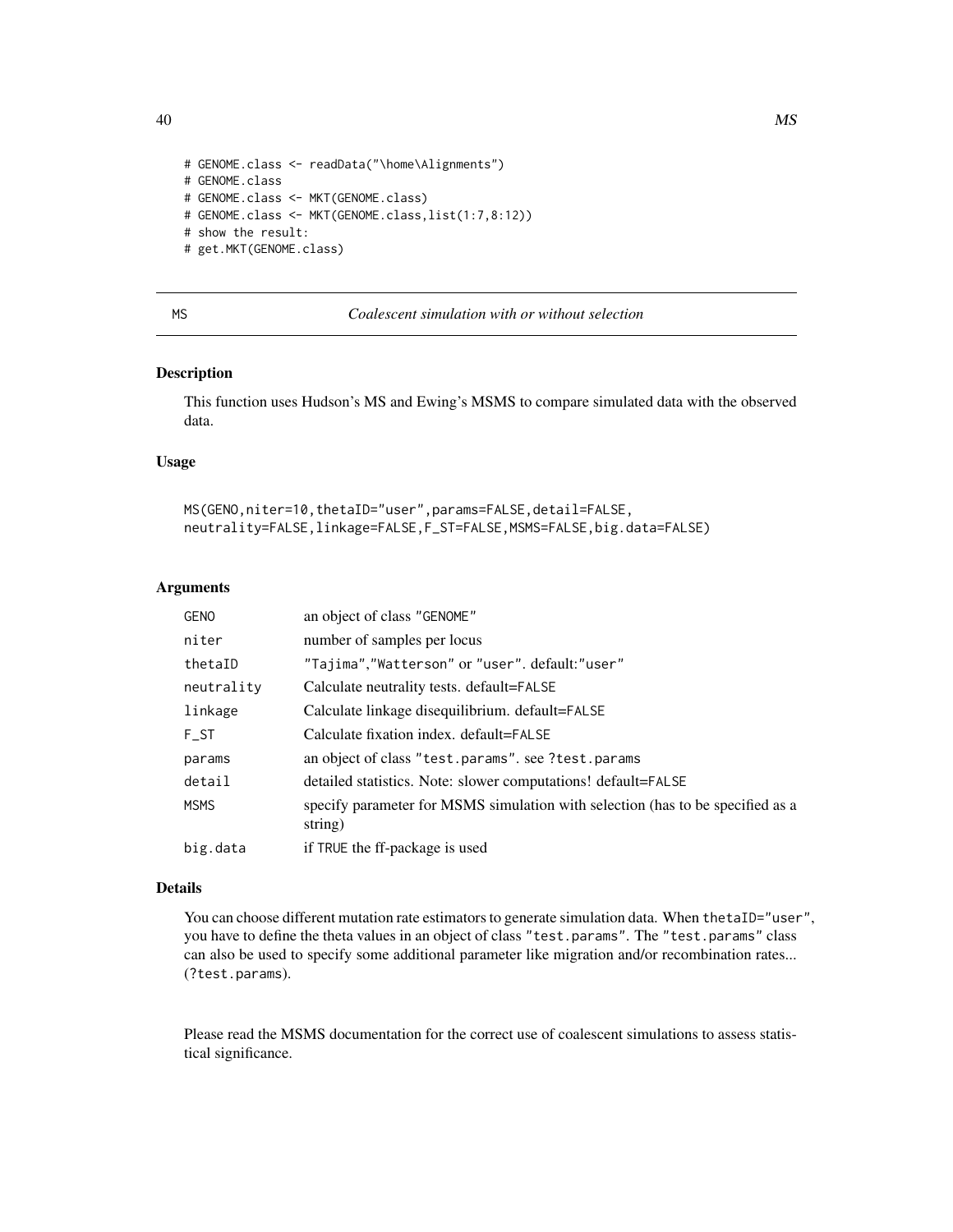```
# GENOME.class <- readData("\home\Alignments")
# GENOME.class
# GENOME.class <- MKT(GENOME.class)
# GENOME.class <- MKT(GENOME.class,list(1:7,8:12))
# show the result:
# get.MKT(GENOME.class)
```

---

## MS — *Coalescent simulation with or without selection*

---

### Description

This function uses Hudson's MS and Ewing's MSMS to compare simulated data with the observed data.

### Usage

```
MS(GENO,niter=10,thetaID="user",params=FALSE,detail=FALSE,
neutrality=FALSE,linkage=FALSE,F_ST=FALSE,MSMS=FALSE,big.data=FALSE)
```

### Arguments

| | |
|---|---|
| GENO | an object of class "GENOME" |
| niter | number of samples per locus |
| thetaID | "Tajima","Watterson" or "user". default:"user" |
| neutrality | Calculate neutrality tests. default=FALSE |
| linkage | Calculate linkage disequilibrium. default=FALSE |
| F_ST | Calculate fixation index. default=FALSE |
| params | an object of class "test.params". see ?test.params |
| detail | detailed statistics. Note: slower computations! default=FALSE |
| MSMS | specify parameter for MSMS simulation with selection (has to be specified as a string) |
| big.data | if TRUE the ff-package is used |

### Details

You can choose different mutation rate estimators to generate simulation data. When thetaID="user", you have to define the theta values in an object of class "test.params". The "test.params" class can also be used to specify some additional parameter like migration and/or recombination rates... (?test.params).

Please read the MSMS documentation for the correct use of coalescent simulations to assess statistical significance.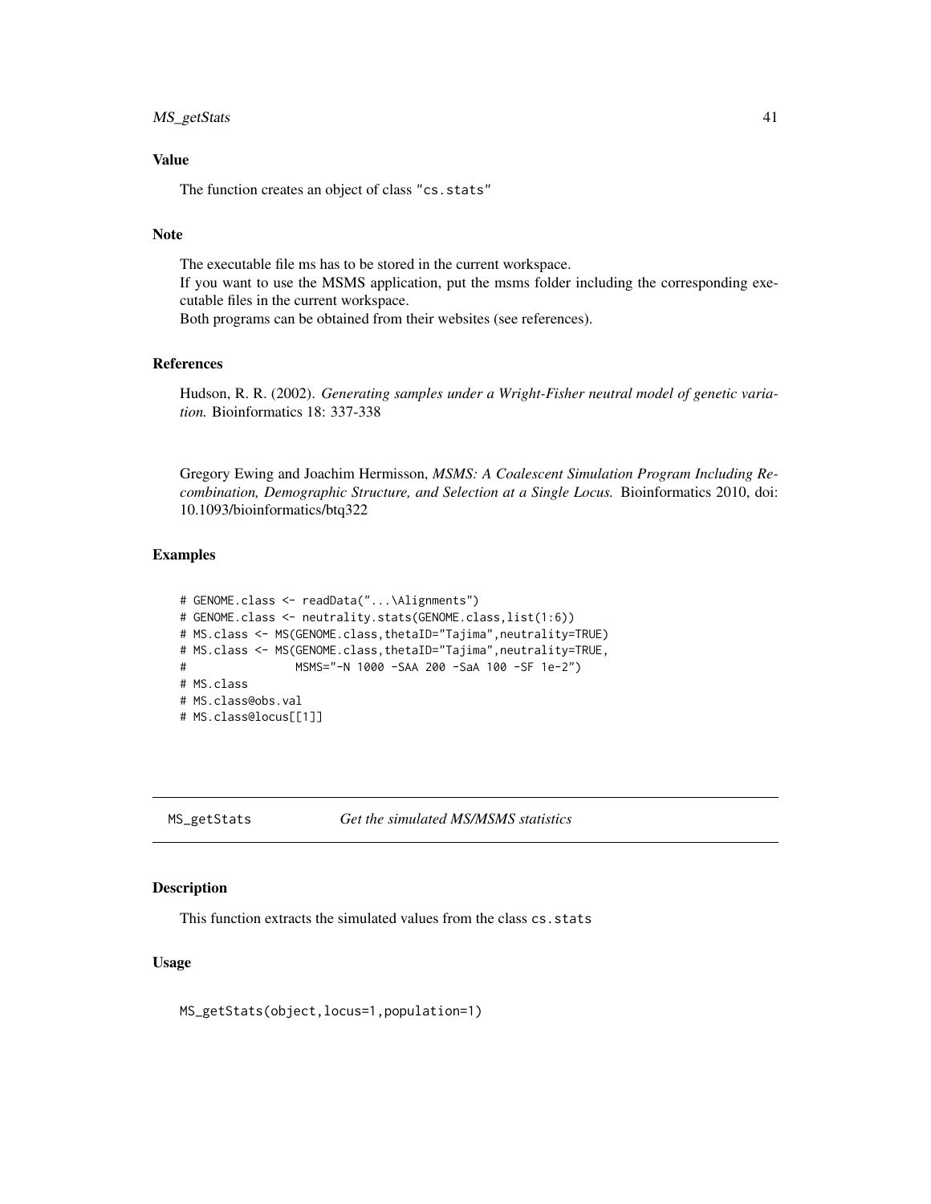### Value

The function creates an object of class "cs.stats"

### Note

The executable file ms has to be stored in the current workspace.
If you want to use the MSMS application, put the msms folder including the corresponding executable files in the current workspace.
Both programs can be obtained from their websites (see references).

### References

Hudson, R. R. (2002). *Generating samples under a Wright-Fisher neutral model of genetic variation.* Bioinformatics 18: 337-338

Gregory Ewing and Joachim Hermisson, *MSMS: A Coalescent Simulation Program Including Recombination, Demographic Structure, and Selection at a Single Locus.* Bioinformatics 2010, doi: 10.1093/bioinformatics/btq322

### Examples

```
# GENOME.class <- readData("...\Alignments")
# GENOME.class <- neutrality.stats(GENOME.class,list(1:6))
# MS.class <- MS(GENOME.class,thetaID="Tajima",neutrality=TRUE)
# MS.class <- MS(GENOME.class,thetaID="Tajima",neutrality=TRUE,
#               MSMS="-N 1000 -SAA 200 -SaA 100 -SF 1e-2")
# MS.class
# MS.class@obs.val
# MS.class@locus[[1]]
```

---

## MS_getStats — *Get the simulated MS/MSMS statistics*

### Description

This function extracts the simulated values from the class cs.stats

### Usage

```
MS_getStats(object,locus=1,population=1)
```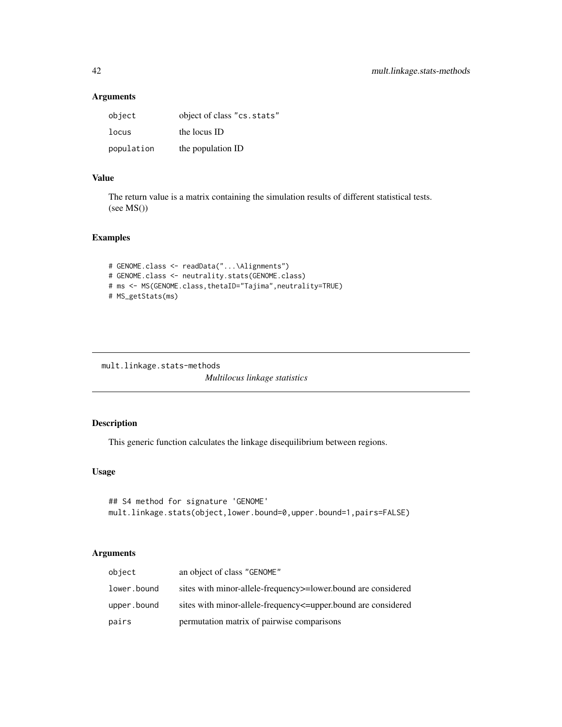### Arguments

| | |
|---|---|
| object | object of class "cs.stats" |
| locus | the locus ID |
| population | the population ID |

### Value

The return value is a matrix containing the simulation results of different statistical tests. (see MS())

### Examples

```
# GENOME.class <- readData("...\Alignments")
# GENOME.class <- neutrality.stats(GENOME.class)
# ms <- MS(GENOME.class,thetaID="Tajima",neutrality=TRUE)
# MS_getStats(ms)
```

---

## mult.linkage.stats-methods

*Multilocus linkage statistics*

---

### Description

This generic function calculates the linkage disequilibrium between regions.

### Usage

```
## S4 method for signature 'GENOME'
mult.linkage.stats(object,lower.bound=0,upper.bound=1,pairs=FALSE)
```

### Arguments

| | |
|---|---|
| object | an object of class "GENOME" |
| lower.bound | sites with minor-allele-frequency>=lower.bound are considered |
| upper.bound | sites with minor-allele-frequency<=upper.bound are considered |
| pairs | permutation matrix of pairwise comparisons |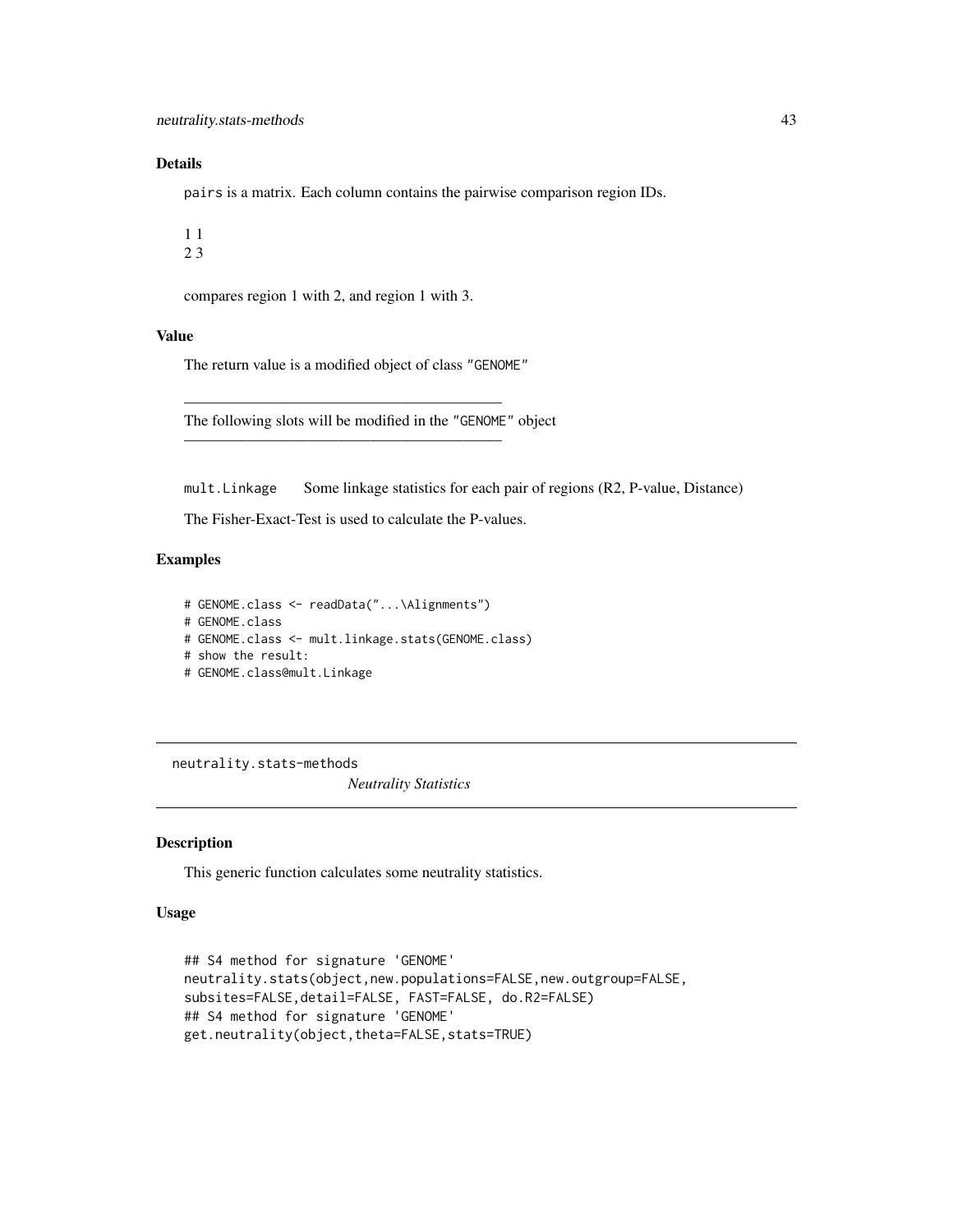### Details

pairs is a matrix. Each column contains the pairwise comparison region IDs.

1 1
2 3

compares region 1 with 2, and region 1 with 3.

### Value

The return value is a modified object of class "GENOME"

---

The following slots will be modified in the "GENOME" object

---

mult.Linkage Some linkage statistics for each pair of regions (R2, P-value, Distance)

The Fisher-Exact-Test is used to calculate the P-values.

### Examples

```
# GENOME.class <- readData("...\Alignments")
# GENOME.class
# GENOME.class <- mult.linkage.stats(GENOME.class)
# show the result:
# GENOME.class@mult.Linkage
```

---

## neutrality.stats-methods *Neutrality Statistics*

---

### Description

This generic function calculates some neutrality statistics.

### Usage

```
## S4 method for signature 'GENOME'
neutrality.stats(object,new.populations=FALSE,new.outgroup=FALSE,
subsites=FALSE,detail=FALSE, FAST=FALSE, do.R2=FALSE)
## S4 method for signature 'GENOME'
get.neutrality(object,theta=FALSE,stats=TRUE)
```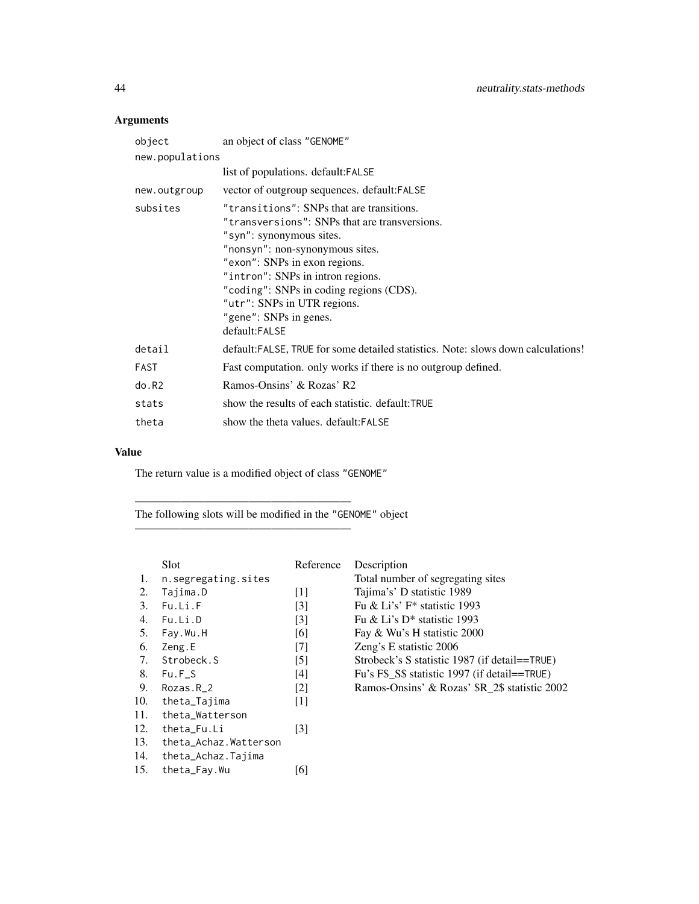### Arguments

| | |
|---|---|
| `object` | an object of class "GENOME" |
| `new.populations` | list of populations. default:FALSE |
| `new.outgroup` | vector of outgroup sequences. default:FALSE |
| `subsites` | "transitions": SNPs that are transitions.<br>"transversions": SNPs that are transversions.<br>"syn": synonymous sites.<br>"nonsyn": non-synonymous sites.<br>"exon": SNPs in exon regions.<br>"intron": SNPs in intron regions.<br>"coding": SNPs in coding regions (CDS).<br>"utr": SNPs in UTR regions.<br>"gene": SNPs in genes.<br>default:FALSE |
| `detail` | default:FALSE, TRUE for some detailed statistics. Note: slows down calculations! |
| `FAST` | Fast computation. only works if there is no outgroup defined. |
| `do.R2` | Ramos-Onsins' & Rozas' R2 |
| `stats` | show the results of each statistic. default:TRUE |
| `theta` | show the theta values. default:FALSE |

### Value

The return value is a modified object of class "GENOME"

---

The following slots will be modified in the "GENOME" object

---

| | Slot | Reference | Description |
|---|---|---|---|
| 1. | `n.segregating.sites` | | Total number of segregating sites |
| 2. | `Tajima.D` | [1] | Tajima's' D statistic 1989 |
| 3. | `Fu.Li.F` | [3] | Fu & Li's' F* statistic 1993 |
| 4. | `Fu.Li.D` | [3] | Fu & Li's D* statistic 1993 |
| 5. | `Fay.Wu.H` | [6] | Fay & Wu's H statistic 2000 |
| 6. | `Zeng.E` | [7] | Zeng's E statistic 2006 |
| 7. | `Strobeck.S` | [5] | Strobeck's S statistic 1987 (if detail==TRUE) |
| 8. | `Fu.F_S` | [4] | Fu's F$_S$ statistic 1997 (if detail==TRUE) |
| 9. | `Rozas.R_2` | [2] | Ramos-Onsins' & Rozas' $R_2$ statistic 2002 |
| 10. | `theta_Tajima` | [1] | |
| 11. | `theta_Watterson` | | |
| 12. | `theta_Fu.Li` | [3] | |
| 13. | `theta_Achaz.Watterson` | | |
| 14. | `theta_Achaz.Tajima` | | |
| 15. | `theta_Fay.Wu` | [6] | |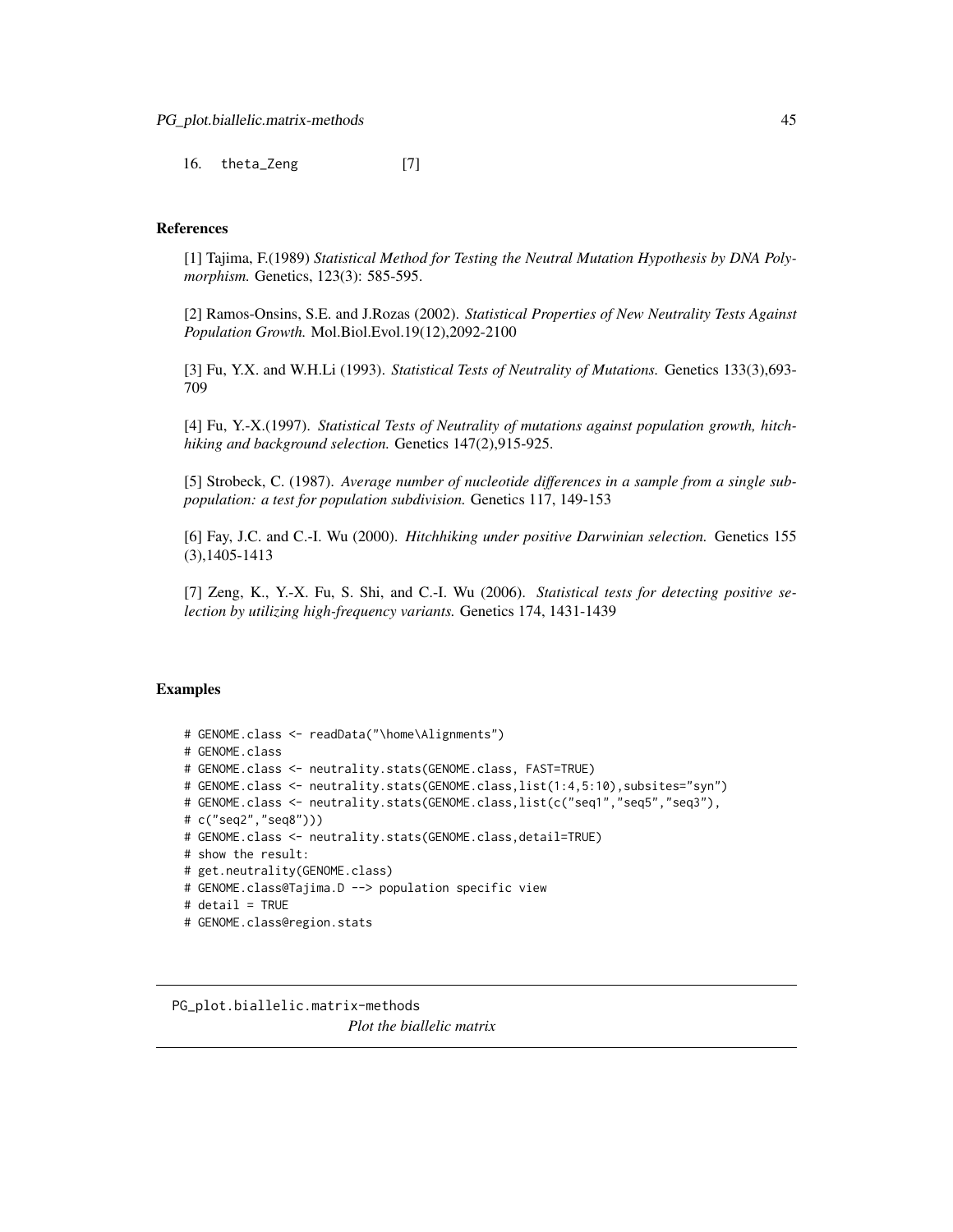16. theta_Zeng [7]

### References

[1] Tajima, F.(1989) *Statistical Method for Testing the Neutral Mutation Hypothesis by DNA Polymorphism.* Genetics, 123(3): 585-595.

[2] Ramos-Onsins, S.E. and J.Rozas (2002). *Statistical Properties of New Neutrality Tests Against Population Growth.* Mol.Biol.Evol.19(12),2092-2100

[3] Fu, Y.X. and W.H.Li (1993). *Statistical Tests of Neutrality of Mutations.* Genetics 133(3),693-709

[4] Fu, Y.-X.(1997). *Statistical Tests of Neutrality of mutations against population growth, hitchhiking and background selection.* Genetics 147(2),915-925.

[5] Strobeck, C. (1987). *Average number of nucleotide differences in a sample from a single subpopulation: a test for population subdivision.* Genetics 117, 149-153

[6] Fay, J.C. and C.-I. Wu (2000). *Hitchhiking under positive Darwinian selection.* Genetics 155 (3),1405-1413

[7] Zeng, K., Y.-X. Fu, S. Shi, and C.-I. Wu (2006). *Statistical tests for detecting positive selection by utilizing high-frequency variants.* Genetics 174, 1431-1439

### Examples

```
# GENOME.class <- readData("\home\Alignments")
# GENOME.class
# GENOME.class <- neutrality.stats(GENOME.class, FAST=TRUE)
# GENOME.class <- neutrality.stats(GENOME.class,list(1:4,5:10),subsites="syn")
# GENOME.class <- neutrality.stats(GENOME.class,list(c("seq1","seq5","seq3"),
# c("seq2","seq8")))
# GENOME.class <- neutrality.stats(GENOME.class,detail=TRUE)
# show the result:
# get.neutrality(GENOME.class)
# GENOME.class@Tajima.D --> population specific view
# detail = TRUE
# GENOME.class@region.stats
```

---

## PG_plot.biallelic.matrix-methods

*Plot the biallelic matrix*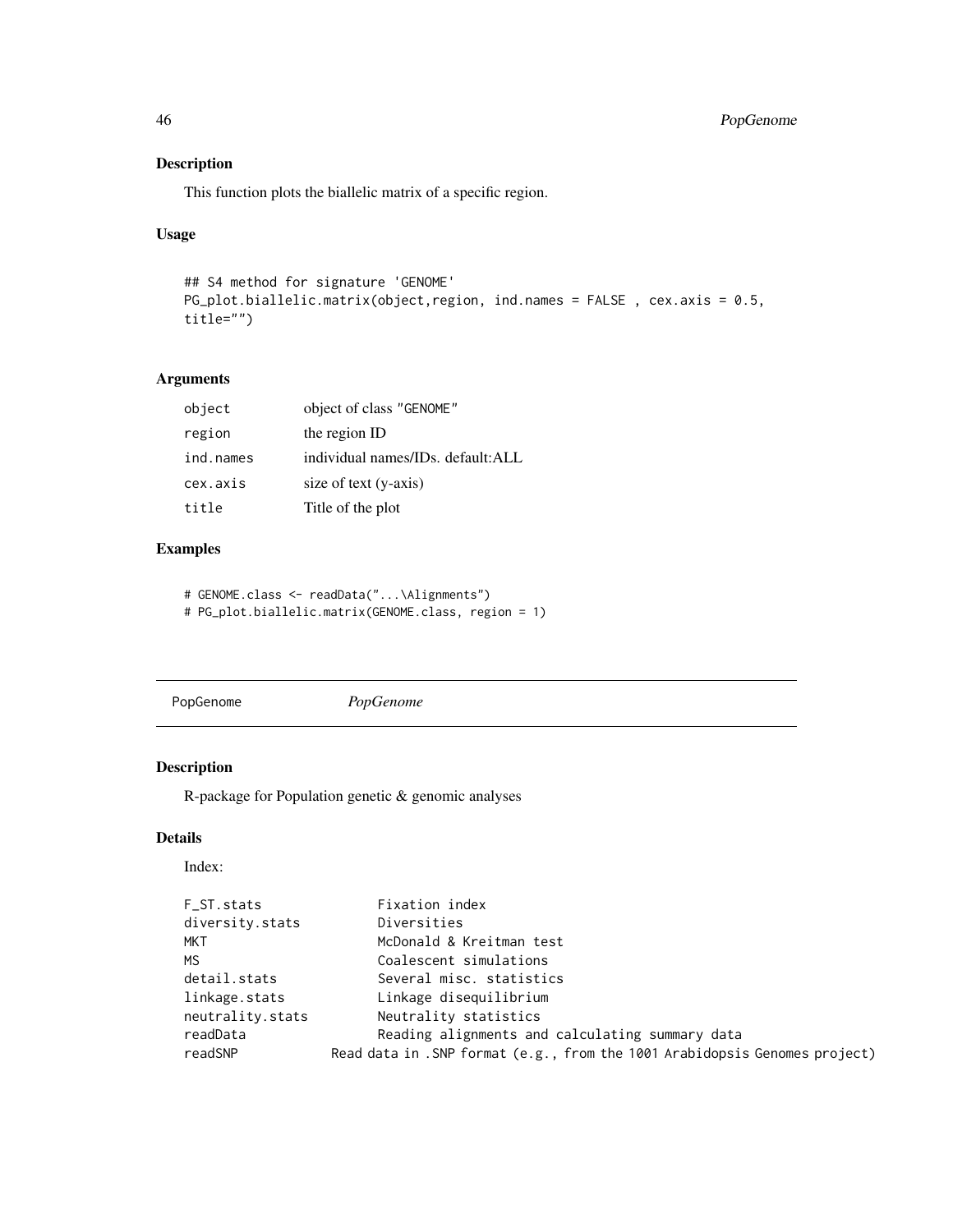## Description

This function plots the biallelic matrix of a specific region.

## Usage

```
## S4 method for signature 'GENOME'
PG_plot.biallelic.matrix(object,region, ind.names = FALSE , cex.axis = 0.5,
title="")
```

## Arguments

| | |
|---|---|
| object | object of class "GENOME" |
| region | the region ID |
| ind.names | individual names/IDs. default:ALL |
| cex.axis | size of text (y-axis) |
| title | Title of the plot |

## Examples

```
# GENOME.class <- readData("...\Alignments")
# PG_plot.biallelic.matrix(GENOME.class, region = 1)
```

---

# PopGenome *PopGenome*

---

## Description

R-package for Population genetic & genomic analyses

## Details

Index:

```
F_ST.stats              Fixation index
diversity.stats         Diversities
MKT                     McDonald & Kreitman test
MS                      Coalescent simulations
detail.stats            Several misc. statistics
linkage.stats           Linkage disequilibrium
neutrality.stats        Neutrality statistics
readData                Reading alignments and calculating summary data
readSNP         Read data in .SNP format (e.g., from the 1001 Arabidopsis Genomes project)
```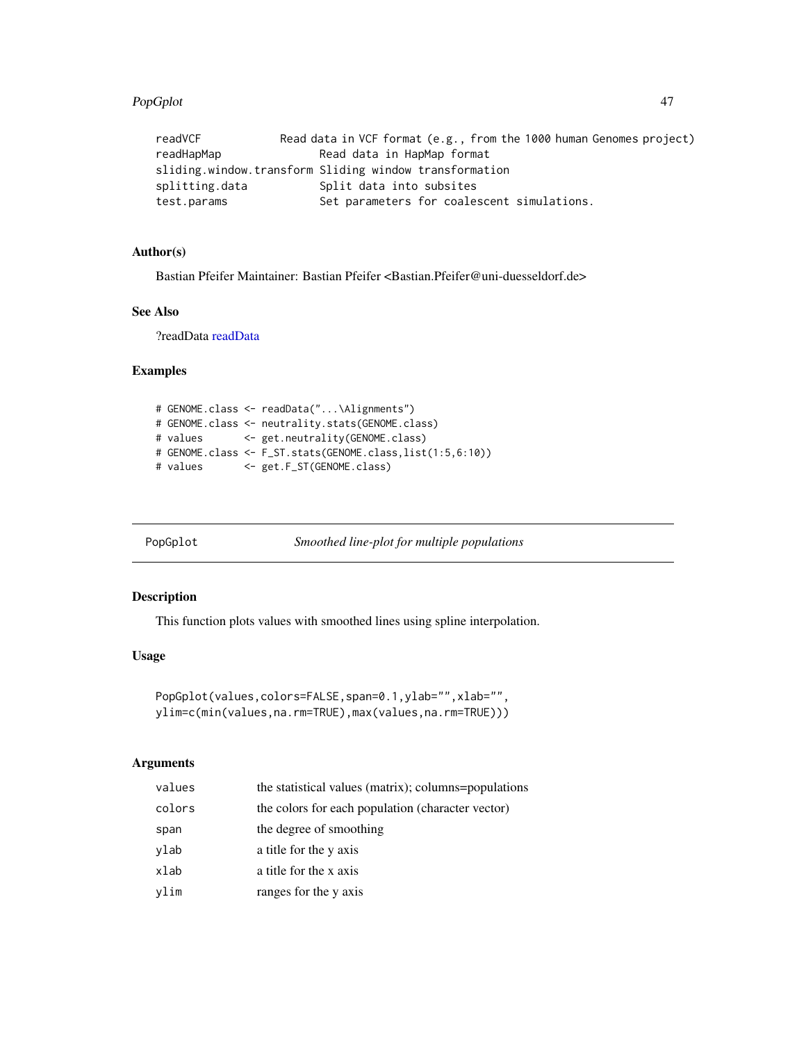| | |
|---|---|
| readVCF | Read data in VCF format (e.g., from the 1000 human Genomes project) |
| readHapMap | Read data in HapMap format |
| sliding.window.transform | Sliding window transformation |
| splitting.data | Split data into subsites |
| test.params | Set parameters for coalescent simulations. |

### Author(s)

Bastian Pfeifer Maintainer: Bastian Pfeifer <Bastian.Pfeifer@uni-duesseldorf.de>

### See Also

?readData readData

### Examples

```
# GENOME.class <- readData("...\Alignments")
# GENOME.class <- neutrality.stats(GENOME.class)
# values       <- get.neutrality(GENOME.class)
# GENOME.class <- F_ST.stats(GENOME.class,list(1:5,6:10))
# values       <- get.F_ST(GENOME.class)
```

---

## PopGplot — *Smoothed line-plot for multiple populations*

### Description

This function plots values with smoothed lines using spline interpolation.

### Usage

```
PopGplot(values,colors=FALSE,span=0.1,ylab="",xlab="",
ylim=c(min(values,na.rm=TRUE),max(values,na.rm=TRUE)))
```

### Arguments

| | |
|---|---|
| values | the statistical values (matrix); columns=populations |
| colors | the colors for each population (character vector) |
| span | the degree of smoothing |
| ylab | a title for the y axis |
| xlab | a title for the x axis |
| ylim | ranges for the y axis |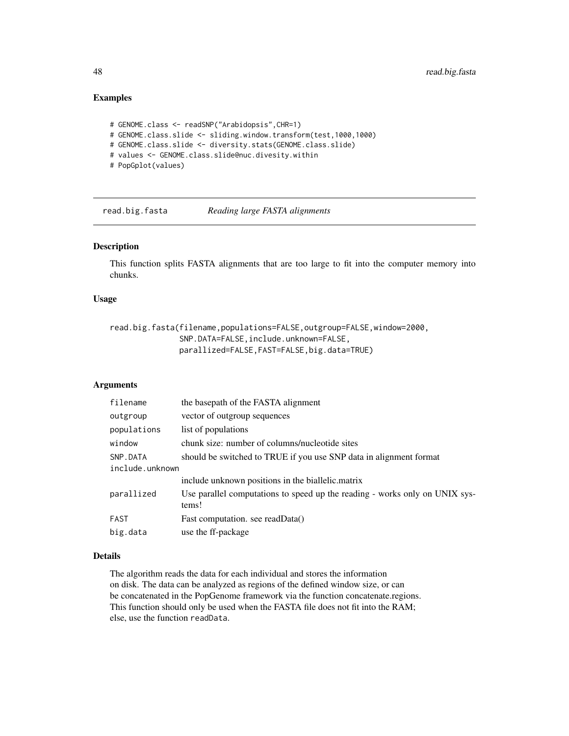## Examples

```
# GENOME.class <- readSNP("Arabidopsis",CHR=1)
# GENOME.class.slide <- sliding.window.transform(test,1000,1000)
# GENOME.class.slide <- diversity.stats(GENOME.class.slide)
# values <- GENOME.class.slide@nuc.divesity.within
# PopGplot(values)
```

---

# read.big.fasta — *Reading large FASTA alignments*

---

## Description

This function splits FASTA alignments that are too large to fit into the computer memory into chunks.

## Usage

```
read.big.fasta(filename,populations=FALSE,outgroup=FALSE,window=2000,
               SNP.DATA=FALSE,include.unknown=FALSE,
               parallized=FALSE,FAST=FALSE,big.data=TRUE)
```

## Arguments

| | |
|---|---|
| `filename` | the basepath of the FASTA alignment |
| `outgroup` | vector of outgroup sequences |
| `populations` | list of populations |
| `window` | chunk size: number of columns/nucleotide sites |
| `SNP.DATA` | should be switched to TRUE if you use SNP data in alignment format |
| `include.unknown` | include unknown positions in the biallelic.matrix |
| `parallized` | Use parallel computations to speed up the reading - works only on UNIX systems! |
| `FAST` | Fast computation. see readData() |
| `big.data` | use the ff-package |

## Details

The algorithm reads the data for each individual and stores the information on disk. The data can be analyzed as regions of the defined window size, or can be concatenated in the PopGenome framework via the function concatenate.regions. This function should only be used when the FASTA file does not fit into the RAM; else, use the function `readData`.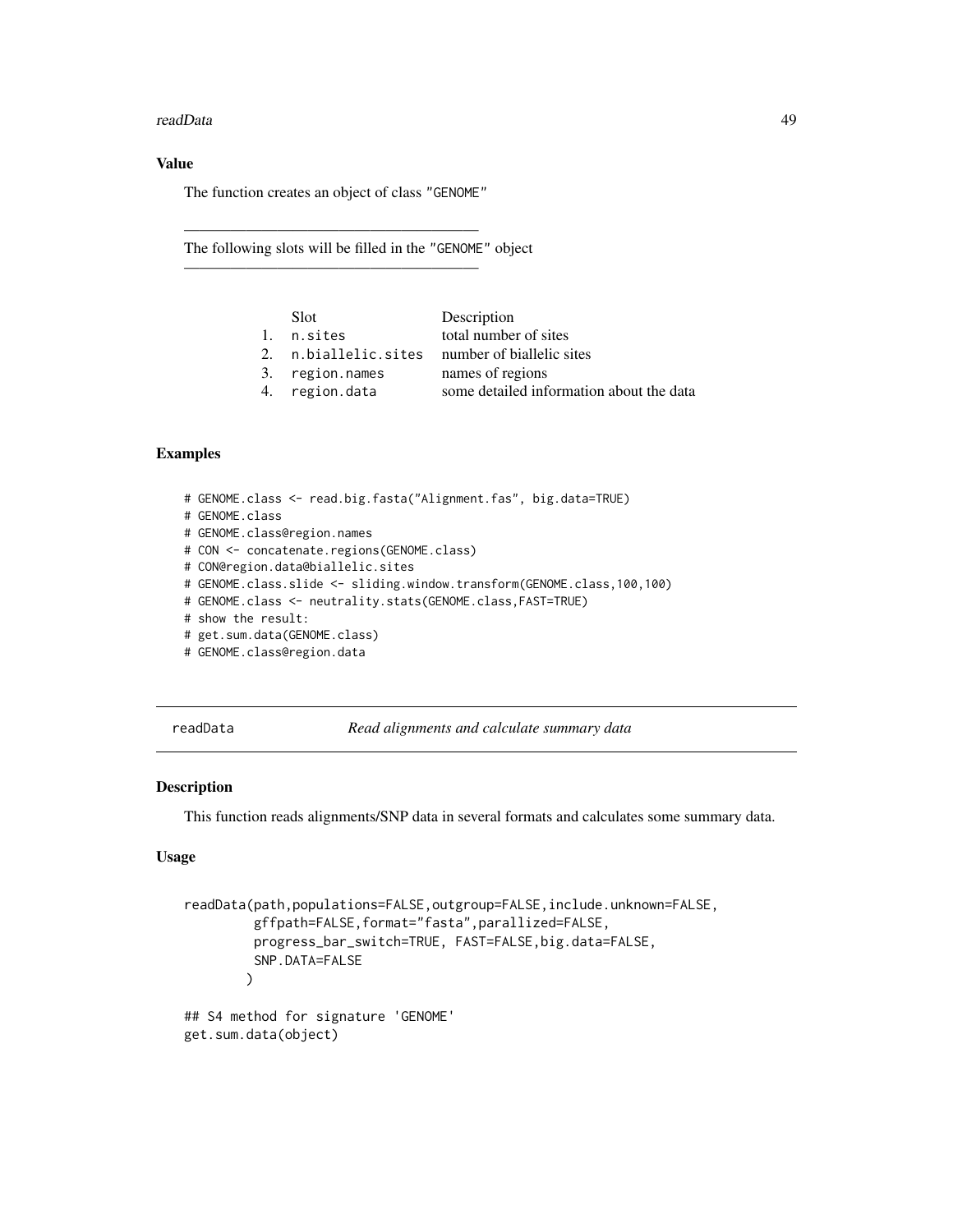### Value

The function creates an object of class "GENOME"

---

The following slots will be filled in the "GENOME" object

---

|    | Slot | Description |
|---|---|---|
| 1. | n.sites | total number of sites |
| 2. | n.biallelic.sites | number of biallelic sites |
| 3. | region.names | names of regions |
| 4. | region.data | some detailed information about the data |

### Examples

```
# GENOME.class <- read.big.fasta("Alignment.fas", big.data=TRUE)
# GENOME.class
# GENOME.class@region.names
# CON <- concatenate.regions(GENOME.class)
# CON@region.data@biallelic.sites
# GENOME.class.slide <- sliding.window.transform(GENOME.class,100,100)
# GENOME.class <- neutrality.stats(GENOME.class,FAST=TRUE)
# show the result:
# get.sum.data(GENOME.class)
# GENOME.class@region.data
```

---

## readData    *Read alignments and calculate summary data*

---

### Description

This function reads alignments/SNP data in several formats and calculates some summary data.

### Usage

```
readData(path,populations=FALSE,outgroup=FALSE,include.unknown=FALSE,
         gffpath=FALSE,format="fasta",parallized=FALSE,
         progress_bar_switch=TRUE, FAST=FALSE,big.data=FALSE,
         SNP.DATA=FALSE
        )

## S4 method for signature 'GENOME'
get.sum.data(object)
```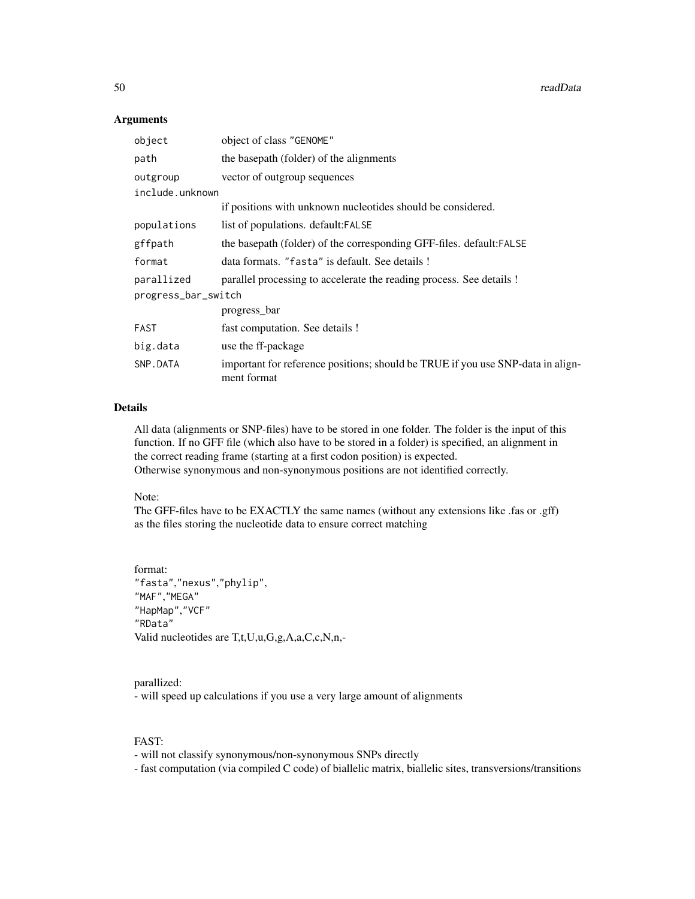## Arguments

| | |
|---|---|
| `object` | object of class "GENOME" |
| `path` | the basepath (folder) of the alignments |
| `outgroup` | vector of outgroup sequences |
| `include.unknown` | if positions with unknown nucleotides should be considered. |
| `populations` | list of populations. default:FALSE |
| `gffpath` | the basepath (folder) of the corresponding GFF-files. default:FALSE |
| `format` | data formats. "fasta" is default. See details ! |
| `parallized` | parallel processing to accelerate the reading process. See details ! |
| `progress_bar_switch` | progress_bar |
| `FAST` | fast computation. See details ! |
| `big.data` | use the ff-package |
| `SNP.DATA` | important for reference positions; should be TRUE if you use SNP-data in alignment format |

## Details

All data (alignments or SNP-files) have to be stored in one folder. The folder is the input of this function. If no GFF file (which also have to be stored in a folder) is specified, an alignment in the correct reading frame (starting at a first codon position) is expected.
Otherwise synonymous and non-synonymous positions are not identified correctly.

Note:
The GFF-files have to be EXACTLY the same names (without any extensions like .fas or .gff) as the files storing the nucleotide data to ensure correct matching

format:
"fasta","nexus","phylip",
"MAF","MEGA"
"HapMap","VCF"
"RData"
Valid nucleotides are T,t,U,u,G,g,A,a,C,c,N,n,-

parallized:
- will speed up calculations if you use a very large amount of alignments

FAST:
- will not classify synonymous/non-synonymous SNPs directly
- fast computation (via compiled C code) of biallelic matrix, biallelic sites, transversions/transitions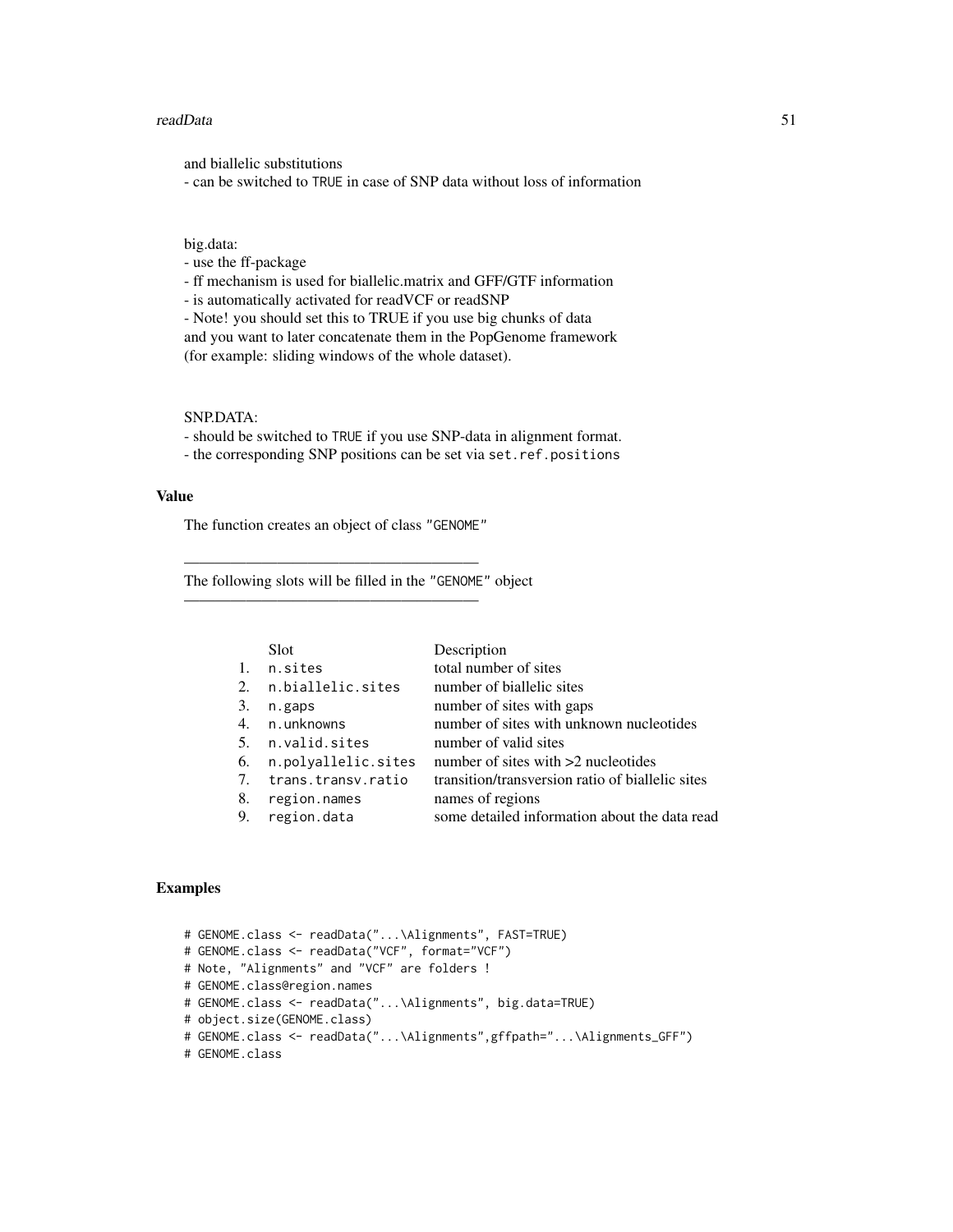and biallelic substitutions
- can be switched to `TRUE` in case of SNP data without loss of information

big.data:
- use the ff-package
- ff mechanism is used for biallelic.matrix and GFF/GTF information
- is automatically activated for readVCF or readSNP
- Note! you should set this to TRUE if you use big chunks of data
and you want to later concatenate them in the PopGenome framework
(for example: sliding windows of the whole dataset).

SNP.DATA:
- should be switched to `TRUE` if you use SNP-data in alignment format.
- the corresponding SNP positions can be set via `set.ref.positions`

### Value

The function creates an object of class `"GENOME"`

---

The following slots will be filled in the `"GENOME"` object

---

|    | Slot | Description |
|---|---|---|
| 1. | `n.sites` | total number of sites |
| 2. | `n.biallelic.sites` | number of biallelic sites |
| 3. | `n.gaps` | number of sites with gaps |
| 4. | `n.unknowns` | number of sites with unknown nucleotides |
| 5. | `n.valid.sites` | number of valid sites |
| 6. | `n.polyallelic.sites` | number of sites with >2 nucleotides |
| 7. | `trans.transv.ratio` | transition/transversion ratio of biallelic sites |
| 8. | `region.names` | names of regions |
| 9. | `region.data` | some detailed information about the data read |

### Examples

```
# GENOME.class <- readData("...\Alignments", FAST=TRUE)
# GENOME.class <- readData("VCF", format="VCF")
# Note, "Alignments" and "VCF" are folders !
# GENOME.class@region.names
# GENOME.class <- readData("...\Alignments", big.data=TRUE)
# object.size(GENOME.class)
# GENOME.class <- readData("...\Alignments",gffpath="...\Alignments_GFF")
# GENOME.class
```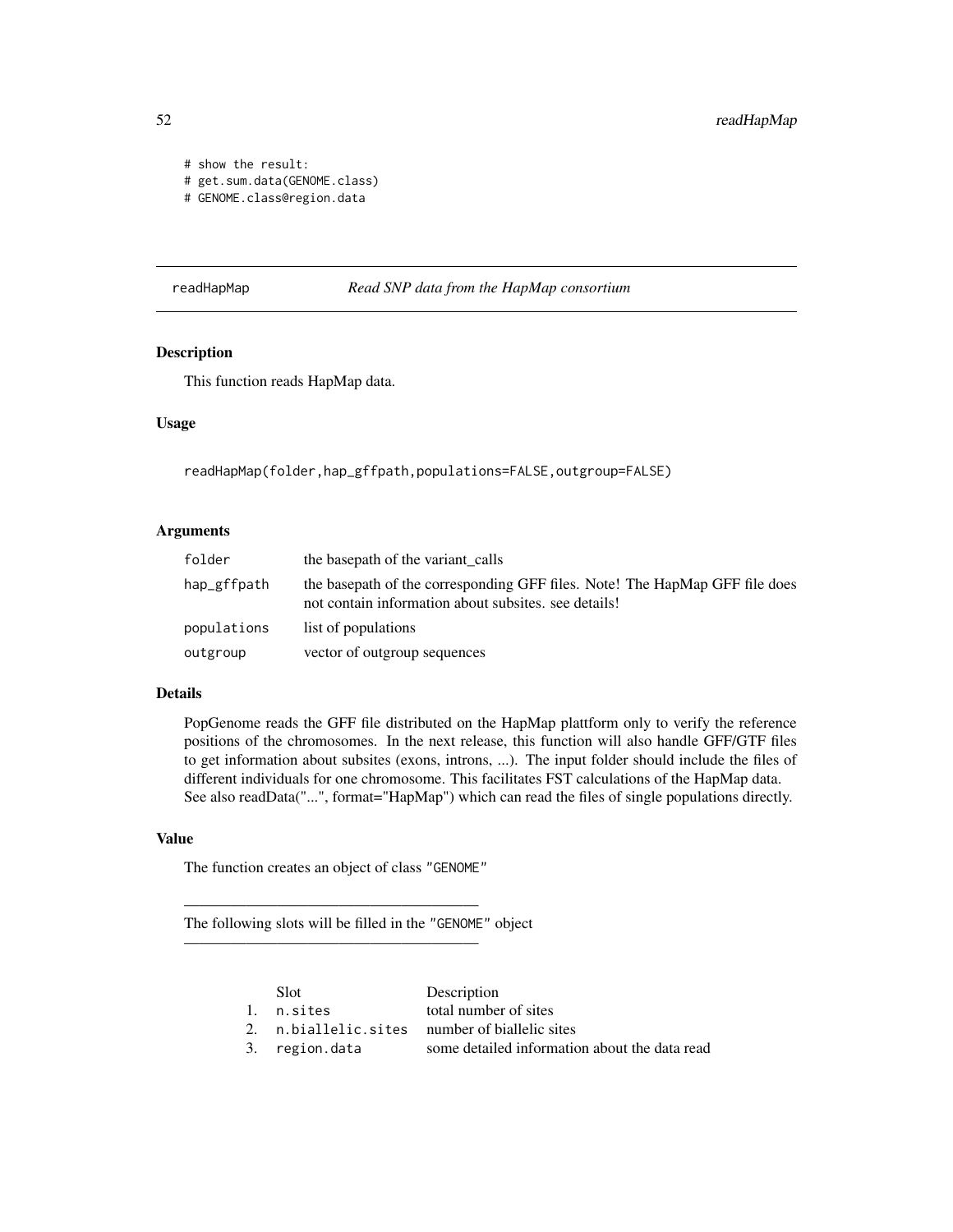```
# show the result:
# get.sum.data(GENOME.class)
# GENOME.class@region.data
```

---

## readHapMap — *Read SNP data from the HapMap consortium*

---

### Description

This function reads HapMap data.

### Usage

```
readHapMap(folder,hap_gffpath,populations=FALSE,outgroup=FALSE)
```

### Arguments

| | |
|---|---|
| `folder` | the basepath of the variant_calls |
| `hap_gffpath` | the basepath of the corresponding GFF files. Note! The HapMap GFF file does not contain information about subsites. see details! |
| `populations` | list of populations |
| `outgroup` | vector of outgroup sequences |

### Details

PopGenome reads the GFF file distributed on the HapMap plattform only to verify the reference positions of the chromosomes. In the next release, this function will also handle GFF/GTF files to get information about subsites (exons, introns, ...). The input folder should include the files of different individuals for one chromosome. This facilitates FST calculations of the HapMap data. See also readData("...", format="HapMap") which can read the files of single populations directly.

### Value

The function creates an object of class "GENOME"

---

The following slots will be filled in the "GENOME" object

---

| | Slot | Description |
|---|---|---|
| 1. | `n.sites` | total number of sites |
| 2. | `n.biallelic.sites` | number of biallelic sites |
| 3. | `region.data` | some detailed information about the data read |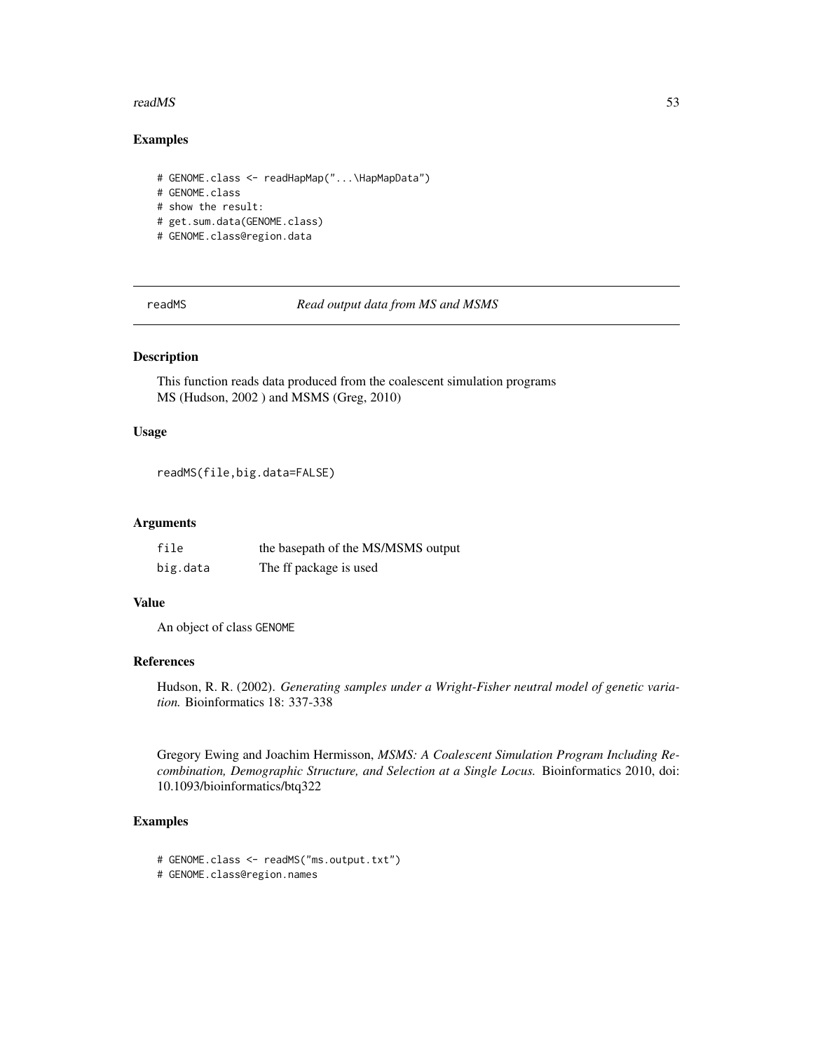## Examples

```
# GENOME.class <- readHapMap("...\HapMapData")
# GENOME.class
# show the result:
# get.sum.data(GENOME.class)
# GENOME.class@region.data
```

---

# readMS *Read output data from MS and MSMS*

---

## Description

This function reads data produced from the coalescent simulation programs
MS (Hudson, 2002 ) and MSMS (Greg, 2010)

## Usage

```
readMS(file,big.data=FALSE)
```

## Arguments

| | |
|---|---|
| `file` | the basepath of the MS/MSMS output |
| `big.data` | The ff package is used |

## Value

An object of class `GENOME`

## References

Hudson, R. R. (2002). *Generating samples under a Wright-Fisher neutral model of genetic variation.* Bioinformatics 18: 337-338

Gregory Ewing and Joachim Hermisson, *MSMS: A Coalescent Simulation Program Including Recombination, Demographic Structure, and Selection at a Single Locus.* Bioinformatics 2010, doi: 10.1093/bioinformatics/btq322

## Examples

```
# GENOME.class <- readMS("ms.output.txt")
# GENOME.class@region.names
```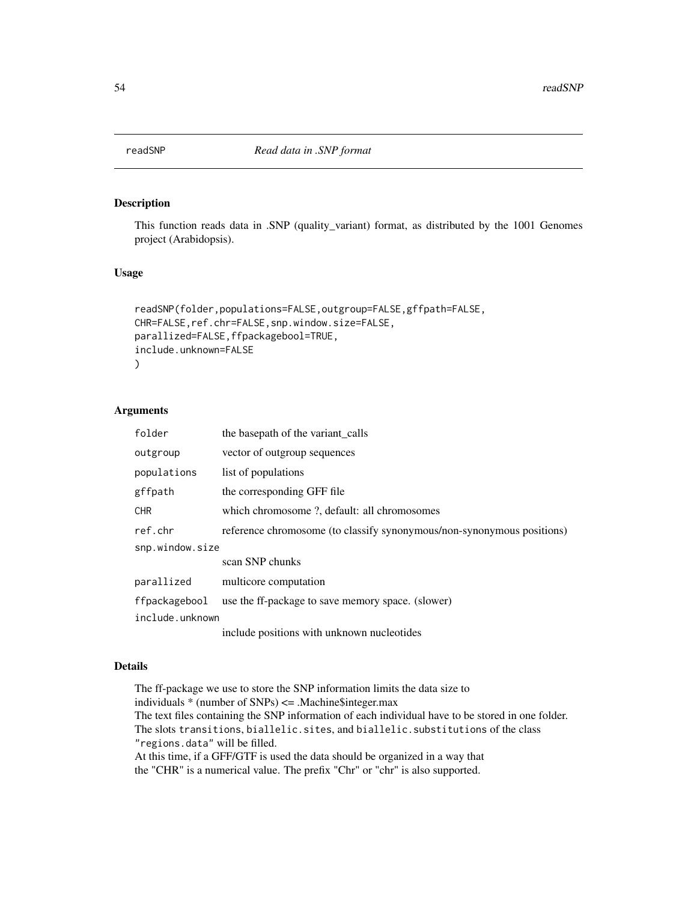# readSNP — *Read data in .SNP format*

## Description

This function reads data in .SNP (quality_variant) format, as distributed by the 1001 Genomes project (Arabidopsis).

## Usage

```
readSNP(folder,populations=FALSE,outgroup=FALSE,gffpath=FALSE,
CHR=FALSE,ref.chr=FALSE,snp.window.size=FALSE,
parallized=FALSE,ffpackagebool=TRUE,
include.unknown=FALSE
)
```

## Arguments

| | |
|---|---|
| `folder` | the basepath of the variant_calls |
| `outgroup` | vector of outgroup sequences |
| `populations` | list of populations |
| `gffpath` | the corresponding GFF file |
| `CHR` | which chromosome ?, default: all chromosomes |
| `ref.chr` | reference chromosome (to classify synonymous/non-synonymous positions) |
| `snp.window.size` | scan SNP chunks |
| `parallized` | multicore computation |
| `ffpackagebool` | use the ff-package to save memory space. (slower) |
| `include.unknown` | include positions with unknown nucleotides |

## Details

The ff-package we use to store the SNP information limits the data size to
individuals * (number of SNPs) <= .Machine$integer.max
The text files containing the SNP information of each individual have to be stored in one folder.
The slots `transitions`, `biallelic.sites`, and `biallelic.substitutions` of the class `"regions.data"` will be filled.
At this time, if a GFF/GTF is used the data should be organized in a way that
the "CHR" is a numerical value. The prefix "Chr" or "chr" is also supported.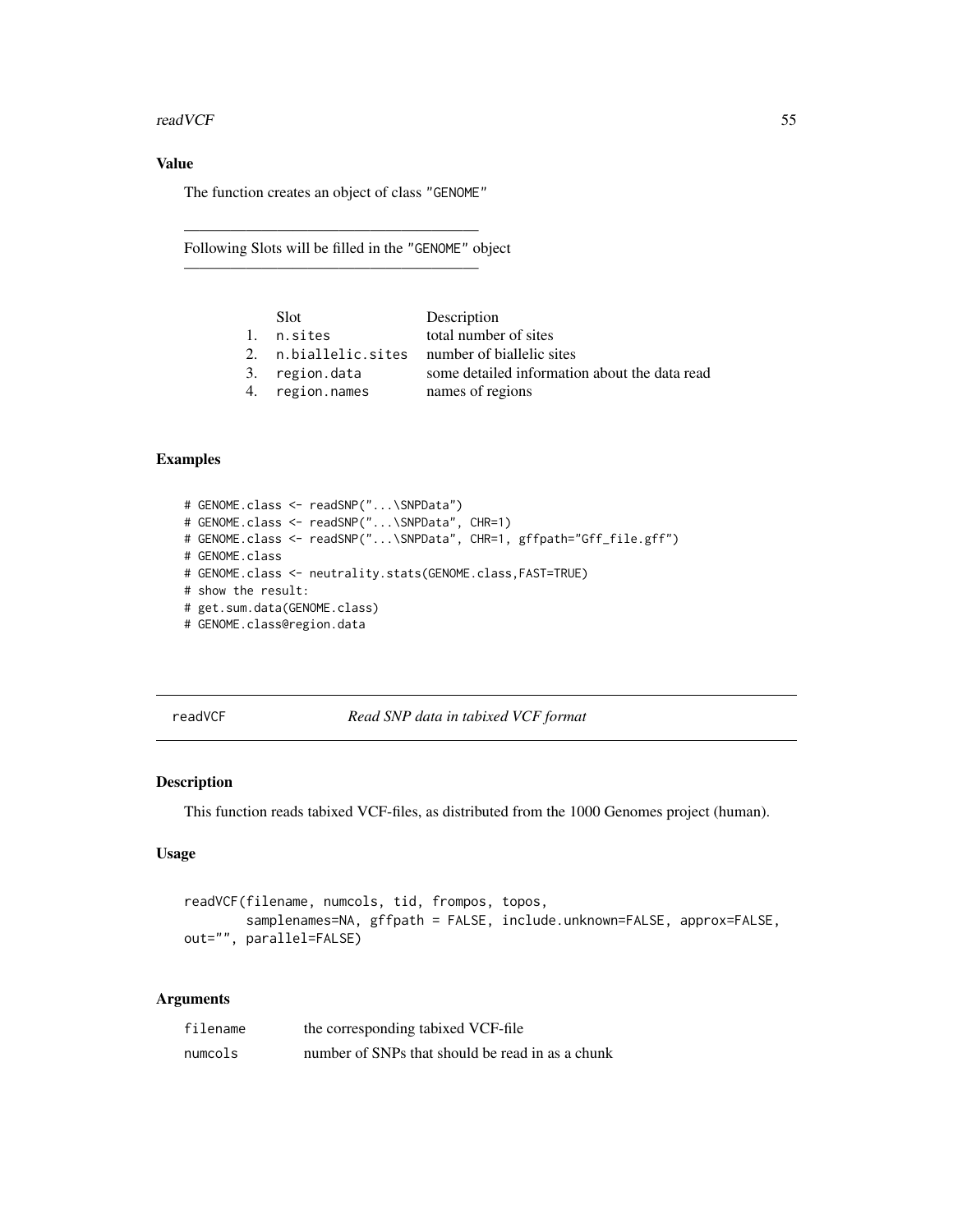### Value

The function creates an object of class "GENOME"

---

Following Slots will be filled in the "GENOME" object

---

| | Slot | Description |
|---|---|---|
| 1. | n.sites | total number of sites |
| 2. | n.biallelic.sites | number of biallelic sites |
| 3. | region.data | some detailed information about the data read |
| 4. | region.names | names of regions |

### Examples

```
# GENOME.class <- readSNP("...\SNPData")
# GENOME.class <- readSNP("...\SNPData", CHR=1)
# GENOME.class <- readSNP("...\SNPData", CHR=1, gffpath="Gff_file.gff")
# GENOME.class
# GENOME.class <- neutrality.stats(GENOME.class,FAST=TRUE)
# show the result:
# get.sum.data(GENOME.class)
# GENOME.class@region.data
```

---

## readVCF *Read SNP data in tabixed VCF format*

---

### Description

This function reads tabixed VCF-files, as distributed from the 1000 Genomes project (human).

### Usage

```
readVCF(filename, numcols, tid, frompos, topos,
        samplenames=NA, gffpath = FALSE, include.unknown=FALSE, approx=FALSE,
out="", parallel=FALSE)
```

### Arguments

| | |
|---|---|
| filename | the corresponding tabixed VCF-file |
| numcols | number of SNPs that should be read in as a chunk |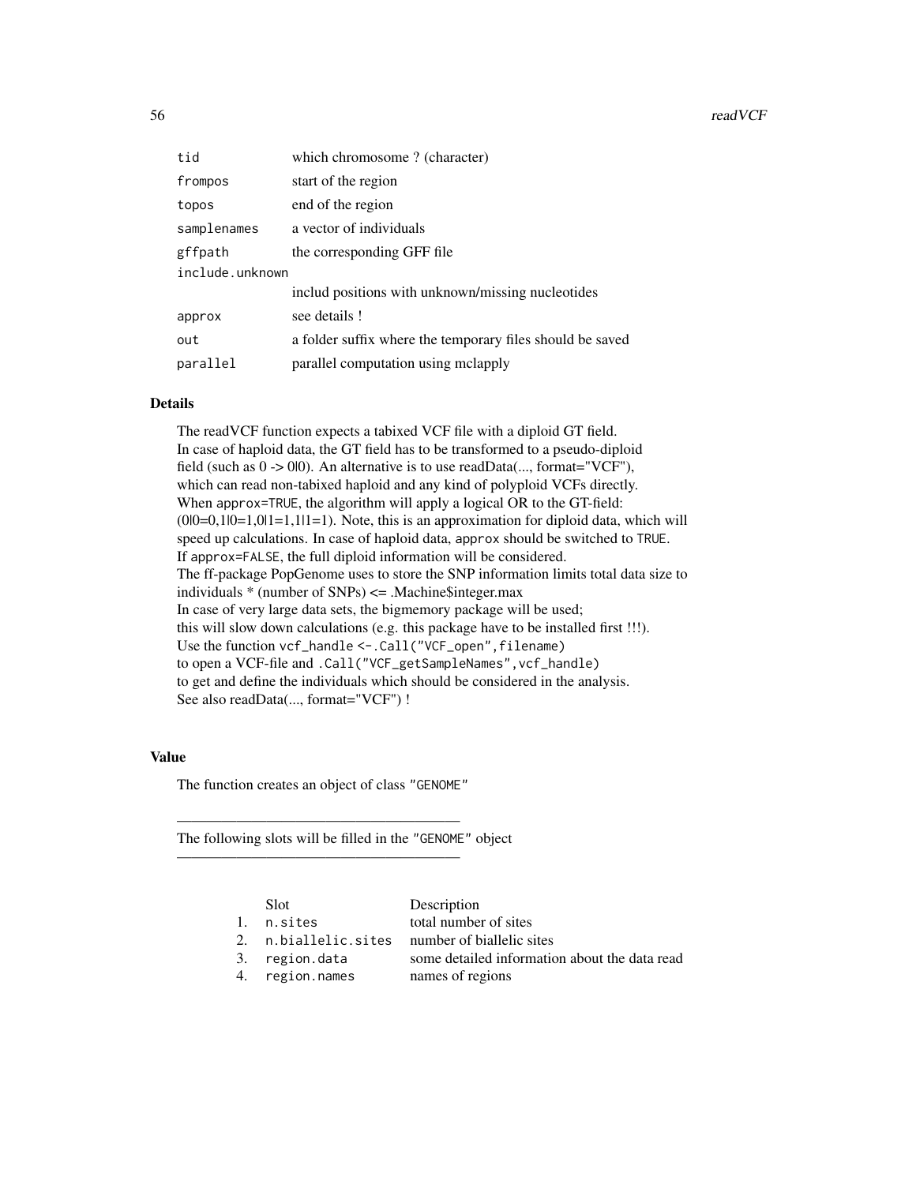| | |
|---|---|
| `tid` | which chromosome ? (character) |
| `frompos` | start of the region |
| `topos` | end of the region |
| `samplenames` | a vector of individuals |
| `gffpath` | the corresponding GFF file |
| `include.unknown` | includ positions with unknown/missing nucleotides |
| `approx` | see details ! |
| `out` | a folder suffix where the temporary files should be saved |
| `parallel` | parallel computation using mclapply |

### Details

The readVCF function expects a tabixed VCF file with a diploid GT field.
In case of haploid data, the GT field has to be transformed to a pseudo-diploid field (such as 0 -> 0|0). An alternative is to use readData(..., format="VCF"), which can read non-tabixed haploid and any kind of polyploid VCFs directly.
When `approx=TRUE`, the algorithm will apply a logical OR to the GT-field: (0|0=0,1|0=1,0|1=1,1|1=1). Note, this is an approximation for diploid data, which will speed up calculations. In case of haploid data, `approx` should be switched to `TRUE`.
If `approx=FALSE`, the full diploid information will be considered.
The ff-package PopGenome uses to store the SNP information limits total data size to individuals * (number of SNPs) <= .Machine$integer.max
In case of very large data sets, the bigmemory package will be used;
this will slow down calculations (e.g. this package have to be installed first !!!).
Use the function `vcf_handle <-.Call("VCF_open",filename)`
to open a VCF-file and `.Call("VCF_getSampleNames",vcf_handle)`
to get and define the individuals which should be considered in the analysis.
See also readData(..., format="VCF") !

### Value

The function creates an object of class `"GENOME"`

---

The following slots will be filled in the `"GENOME"` object

---

| | Slot | Description |
|---|---|---|
| 1. | `n.sites` | total number of sites |
| 2. | `n.biallelic.sites` | number of biallelic sites |
| 3. | `region.data` | some detailed information about the data read |
| 4. | `region.names` | names of regions |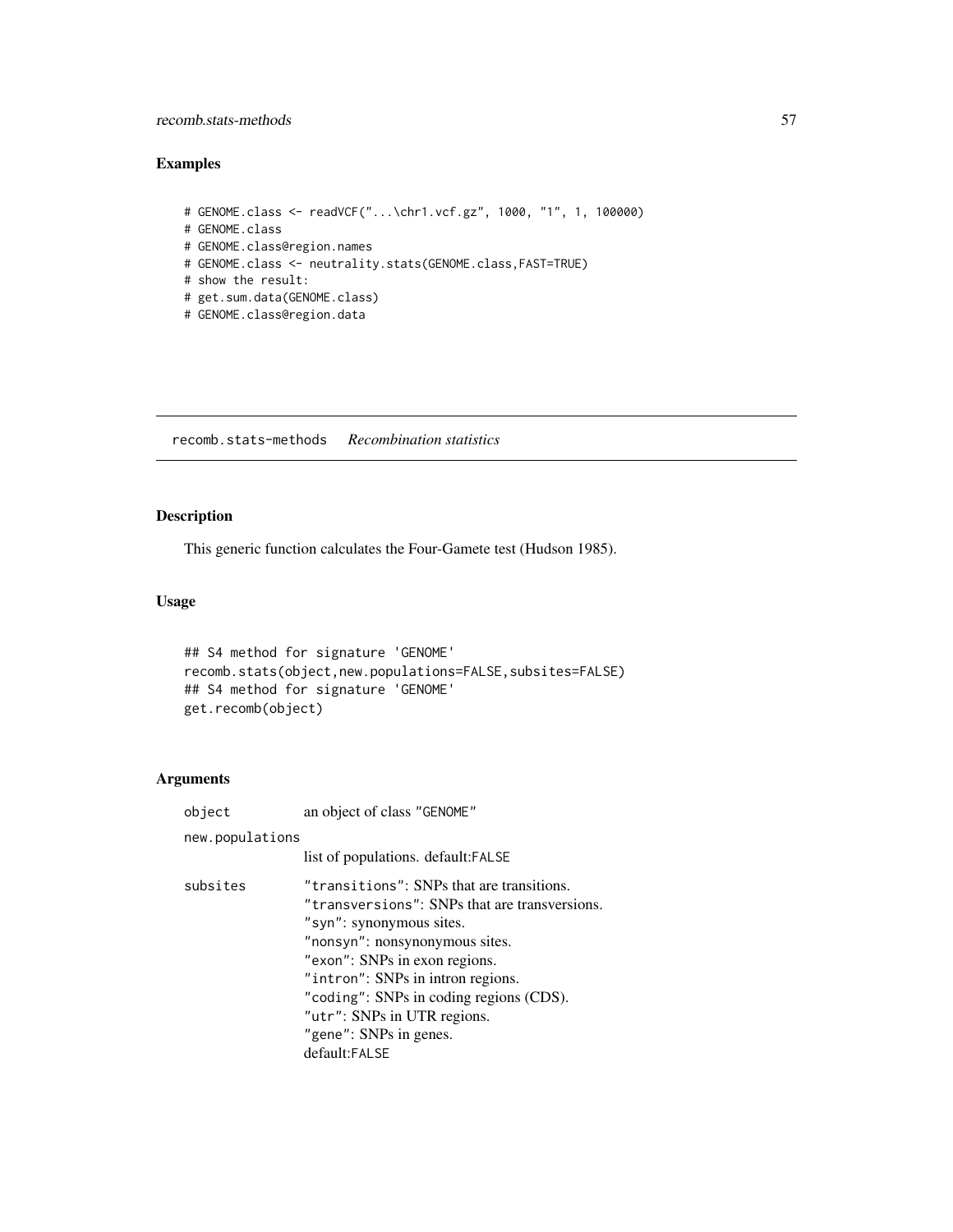## Examples

```
# GENOME.class <- readVCF("...\chr1.vcf.gz", 1000, "1", 1, 100000)
# GENOME.class
# GENOME.class@region.names
# GENOME.class <- neutrality.stats(GENOME.class,FAST=TRUE)
# show the result:
# get.sum.data(GENOME.class)
# GENOME.class@region.data
```

---

# recomb.stats-methods *Recombination statistics*

---

## Description

This generic function calculates the Four-Gamete test (Hudson 1985).

## Usage

```
## S4 method for signature 'GENOME'
recomb.stats(object,new.populations=FALSE,subsites=FALSE)
## S4 method for signature 'GENOME'
get.recomb(object)
```

## Arguments

`object` an object of class "GENOME"

`new.populations` list of populations. default:FALSE

`subsites`
"transitions": SNPs that are transitions.
"transversions": SNPs that are transversions.
"syn": synonymous sites.
"nonsyn": nonsynonymous sites.
"exon": SNPs in exon regions.
"intron": SNPs in intron regions.
"coding": SNPs in coding regions (CDS).
"utr": SNPs in UTR regions.
"gene": SNPs in genes.
default:FALSE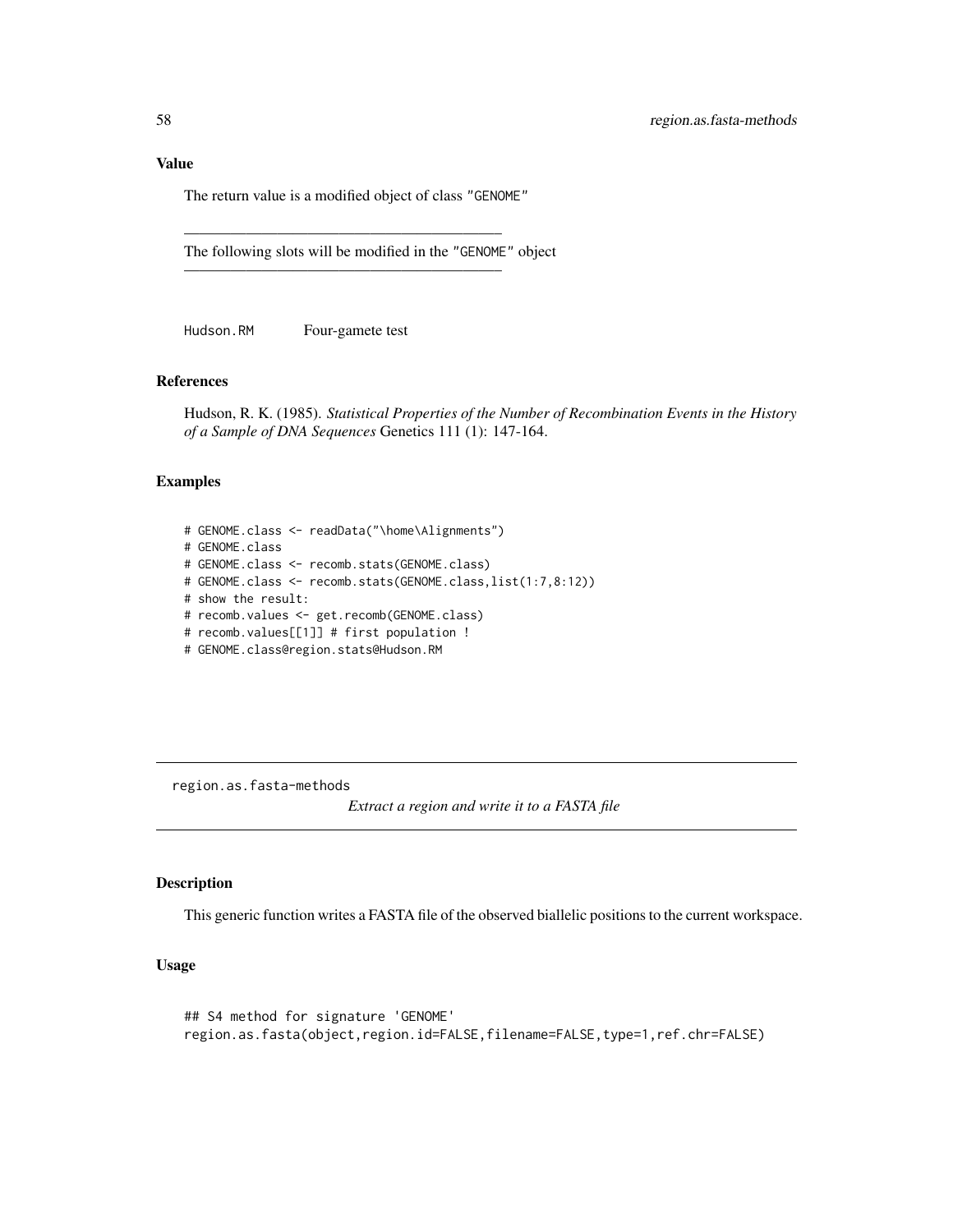### Value

The return value is a modified object of class "GENOME"

---

The following slots will be modified in the "GENOME" object

---

| | |
|---|---|
| Hudson.RM | Four-gamete test |

### References

Hudson, R. K. (1985). *Statistical Properties of the Number of Recombination Events in the History of a Sample of DNA Sequences* Genetics 111 (1): 147-164.

### Examples

```
# GENOME.class <- readData("\home\Alignments")
# GENOME.class
# GENOME.class <- recomb.stats(GENOME.class)
# GENOME.class <- recomb.stats(GENOME.class,list(1:7,8:12))
# show the result:
# recomb.values <- get.recomb(GENOME.class)
# recomb.values[[1]] # first population !
# GENOME.class@region.stats@Hudson.RM
```

---

## region.as.fasta-methods *Extract a region and write it to a FASTA file*

---

### Description

This generic function writes a FASTA file of the observed biallelic positions to the current workspace.

### Usage

```
## S4 method for signature 'GENOME'
region.as.fasta(object,region.id=FALSE,filename=FALSE,type=1,ref.chr=FALSE)
```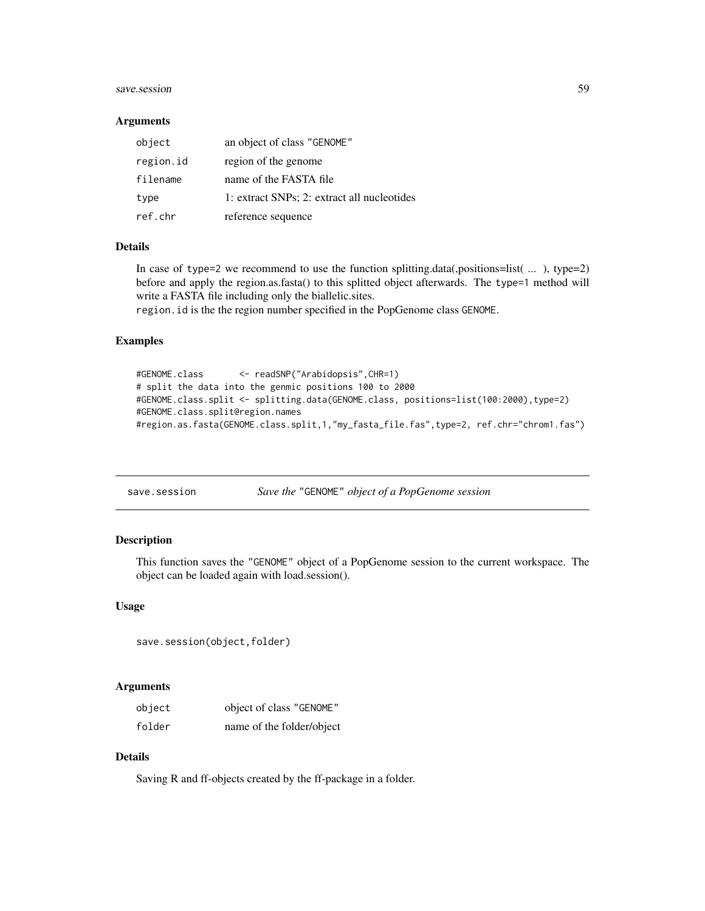### Arguments

| | |
|---|---|
| object | an object of class "GENOME" |
| region.id | region of the genome |
| filename | name of the FASTA file |
| type | 1: extract SNPs; 2: extract all nucleotides |
| ref.chr | reference sequence |

### Details

In case of `type=2` we recommend to use the function splitting.data(,positions=list( ... ), type=2) before and apply the region.as.fasta() to this splitted object afterwards. The `type=1` method will write a FASTA file including only the biallelic.sites.
`region.id` is the the region number specified in the PopGenome class `GENOME`.

### Examples

```
#GENOME.class       <- readSNP("Arabidopsis",CHR=1)
# split the data into the genmic positions 100 to 2000
#GENOME.class.split <- splitting.data(GENOME.class, positions=list(100:2000),type=2)
#GENOME.class.split@region.names
#region.as.fasta(GENOME.class.split,1,"my_fasta_file.fas",type=2, ref.chr="chrom1.fas")
```

---

## save.session *Save the "GENOME" object of a PopGenome session*

### Description

This function saves the "GENOME" object of a PopGenome session to the current workspace. The object can be loaded again with load.session().

### Usage

```
save.session(object,folder)
```

### Arguments

| | |
|---|---|
| object | object of class "GENOME" |
| folder | name of the folder/object |

### Details

Saving R and ff-objects created by the ff-package in a folder.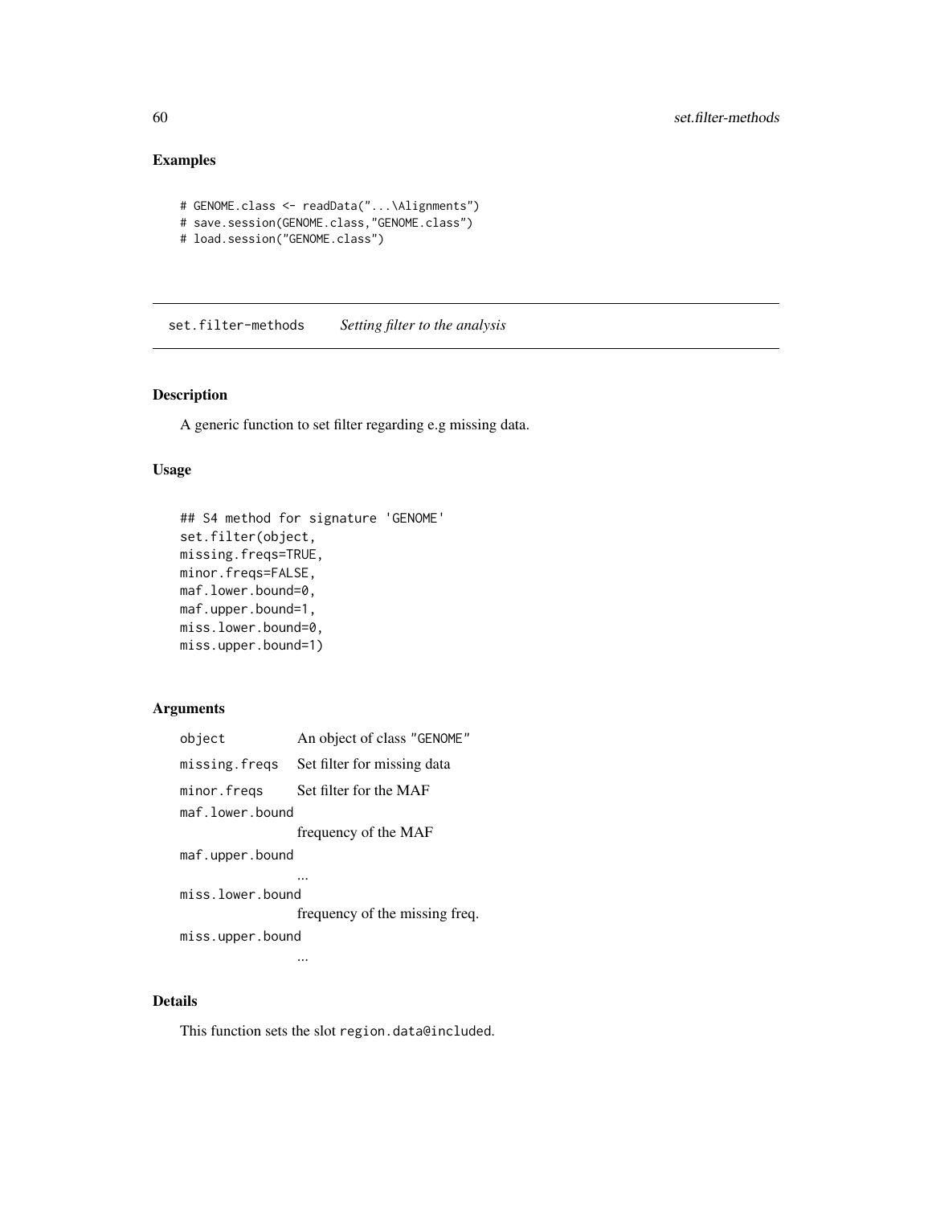### Examples

```
# GENOME.class <- readData("...\Alignments")
# save.session(GENOME.class,"GENOME.class")
# load.session("GENOME.class")
```

## set.filter-methods *Setting filter to the analysis*

### Description

A generic function to set filter regarding e.g missing data.

### Usage

```
## S4 method for signature 'GENOME'
set.filter(object,
missing.freqs=TRUE,
minor.freqs=FALSE,
maf.lower.bound=0,
maf.upper.bound=1,
miss.lower.bound=0,
miss.upper.bound=1)
```

### Arguments

| | |
|---|---|
| `object` | An object of class "GENOME" |
| `missing.freqs` | Set filter for missing data |
| `minor.freqs` | Set filter for the MAF |
| `maf.lower.bound` | frequency of the MAF |
| `maf.upper.bound` | ... |
| `miss.lower.bound` | frequency of the missing freq. |
| `miss.upper.bound` | ... |

### Details

This function sets the slot `region.data@included`.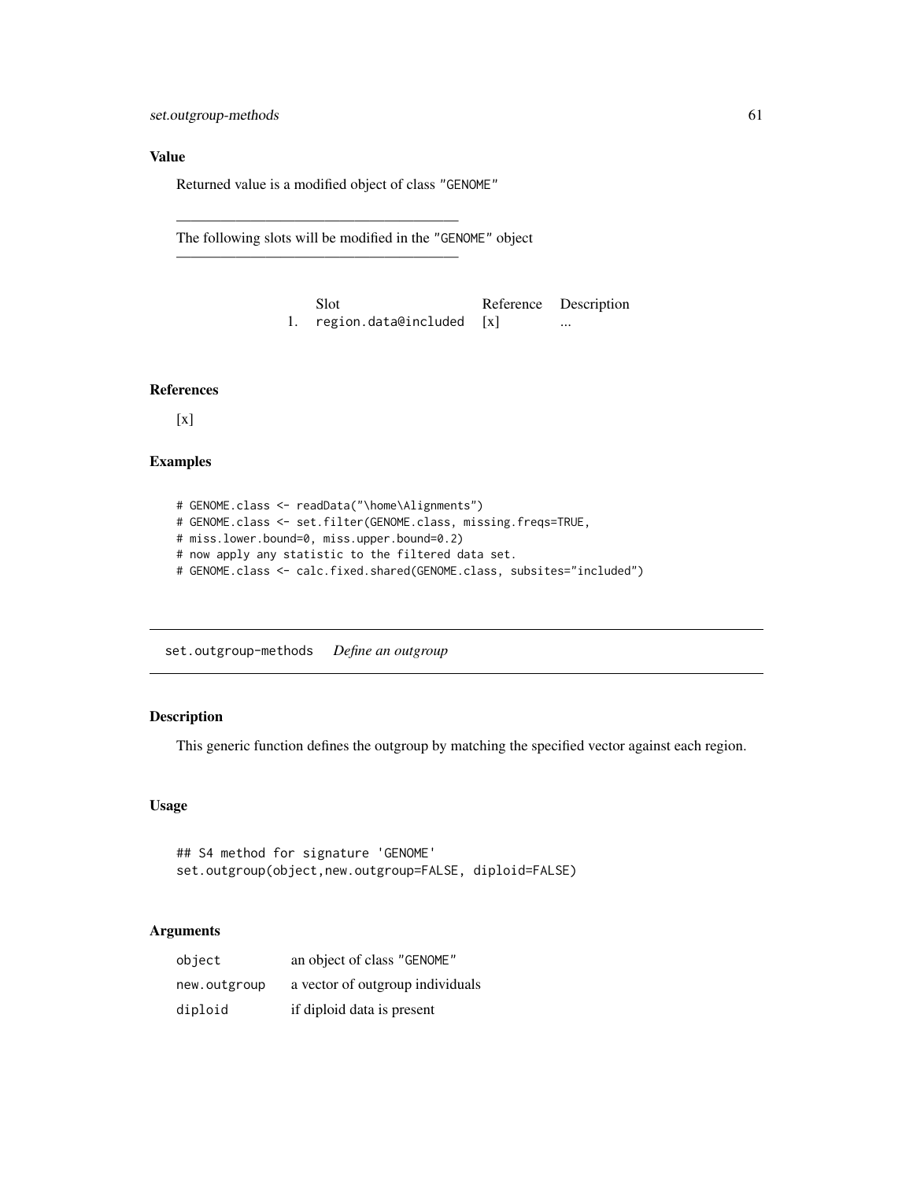### Value

Returned value is a modified object of class "GENOME"

---

The following slots will be modified in the "GENOME" object

---

| | Slot | Reference | Description |
|---|---|---|---|
| 1. | region.data@included | [x] | ... |

### References

[x]

### Examples

```
# GENOME.class <- readData("\home\Alignments")
# GENOME.class <- set.filter(GENOME.class, missing.freqs=TRUE,
# miss.lower.bound=0, miss.upper.bound=0.2)
# now apply any statistic to the filtered data set.
# GENOME.class <- calc.fixed.shared(GENOME.class, subsites="included")
```

---

## set.outgroup-methods *Define an outgroup*

---

### Description

This generic function defines the outgroup by matching the specified vector against each region.

### Usage

```
## S4 method for signature 'GENOME'
set.outgroup(object,new.outgroup=FALSE, diploid=FALSE)
```

### Arguments

| | |
|---|---|
| object | an object of class "GENOME" |
| new.outgroup | a vector of outgroup individuals |
| diploid | if diploid data is present |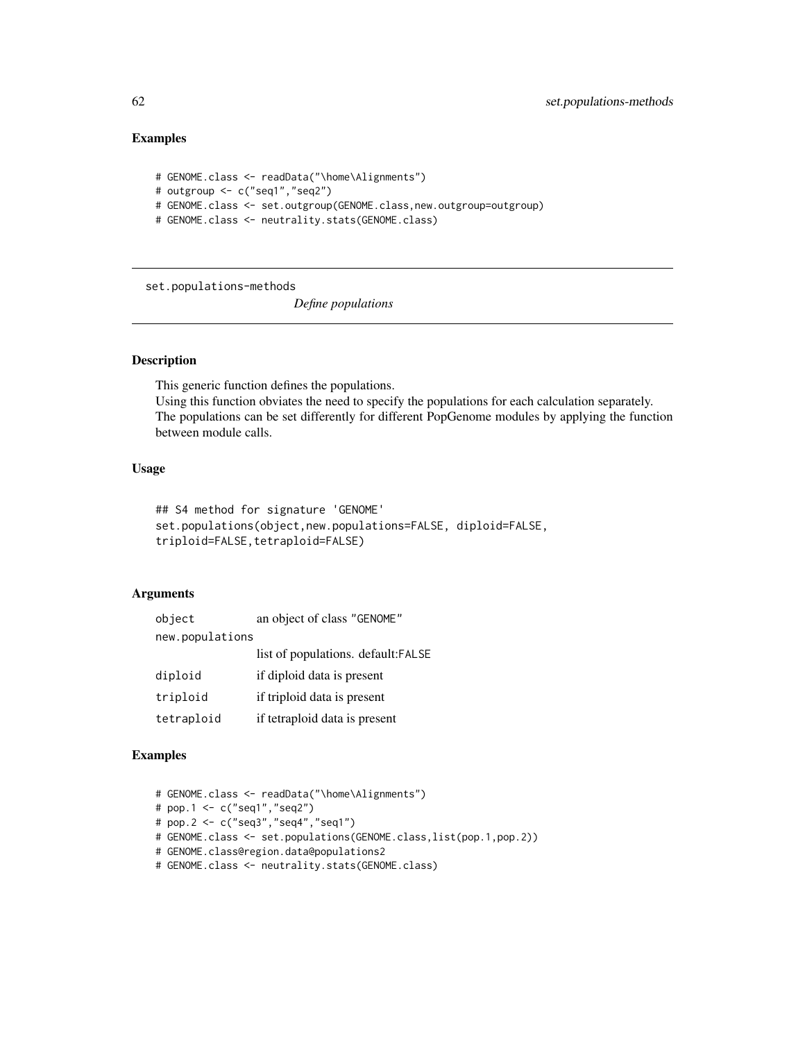## Examples

```
# GENOME.class <- readData("\home\Alignments")
# outgroup <- c("seq1","seq2")
# GENOME.class <- set.outgroup(GENOME.class,new.outgroup=outgroup)
# GENOME.class <- neutrality.stats(GENOME.class)
```

---

set.populations-methods

*Define populations*

---

## Description

This generic function defines the populations.
Using this function obviates the need to specify the populations for each calculation separately.
The populations can be set differently for different PopGenome modules by applying the function between module calls.

## Usage

```
## S4 method for signature 'GENOME'
set.populations(object,new.populations=FALSE, diploid=FALSE,
triploid=FALSE,tetraploid=FALSE)
```

## Arguments

| | |
|---|---|
| `object` | an object of class "GENOME" |
| `new.populations` | list of populations. default:`FALSE` |
| `diploid` | if diploid data is present |
| `triploid` | if triploid data is present |
| `tetraploid` | if tetraploid data is present |

## Examples

```
# GENOME.class <- readData("\home\Alignments")
# pop.1 <- c("seq1","seq2")
# pop.2 <- c("seq3","seq4","seq1")
# GENOME.class <- set.populations(GENOME.class,list(pop.1,pop.2))
# GENOME.class@region.data@populations2
# GENOME.class <- neutrality.stats(GENOME.class)
```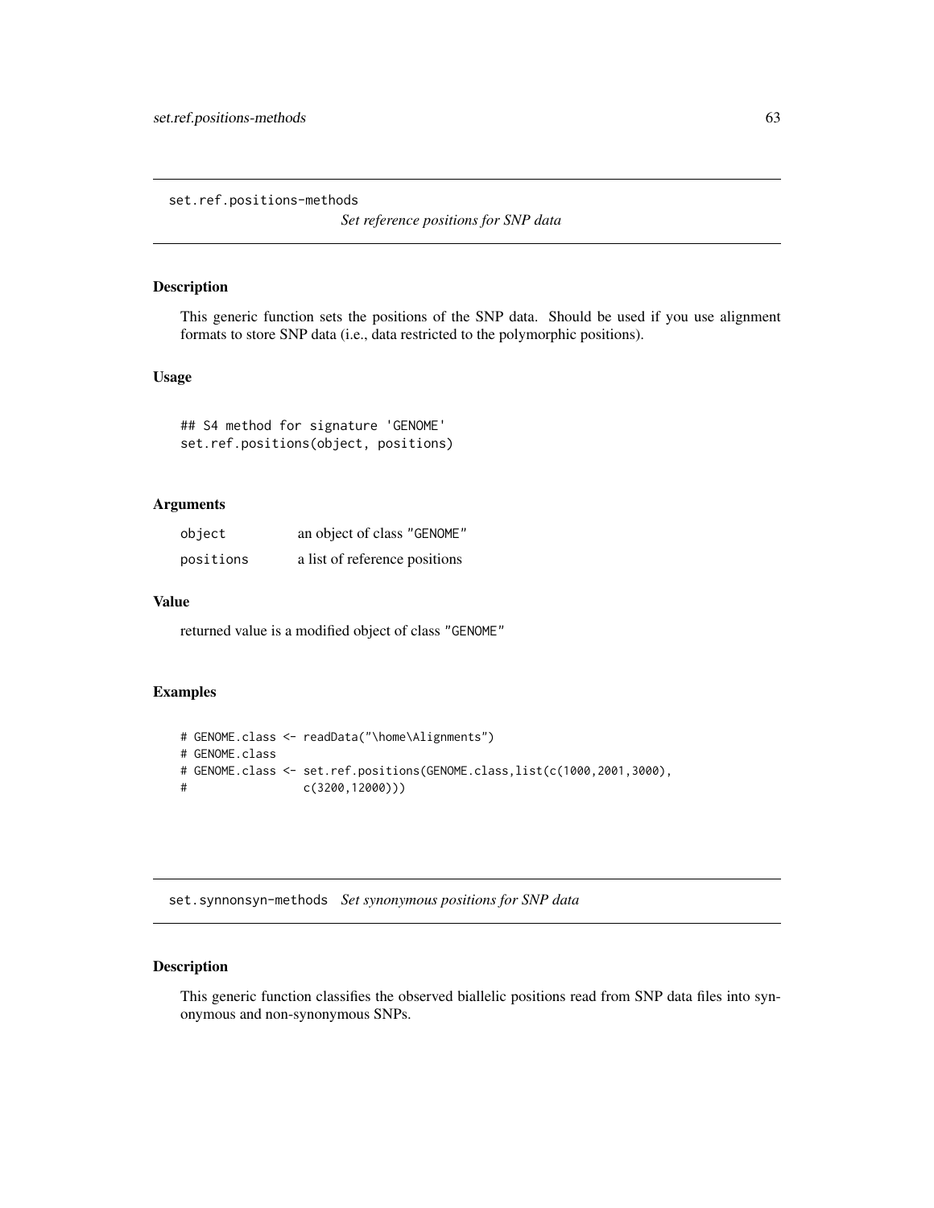## set.ref.positions-methods

*Set reference positions for SNP data*

### Description

This generic function sets the positions of the SNP data. Should be used if you use alignment formats to store SNP data (i.e., data restricted to the polymorphic positions).

### Usage

```
## S4 method for signature 'GENOME'
set.ref.positions(object, positions)
```

### Arguments

| | |
|---|---|
| `object` | an object of class "GENOME" |
| `positions` | a list of reference positions |

### Value

returned value is a modified object of class "GENOME"

### Examples

```
# GENOME.class <- readData("\home\Alignments")
# GENOME.class
# GENOME.class <- set.ref.positions(GENOME.class,list(c(1000,2001,3000),
#                 c(3200,12000)))
```

## set.synnonsyn-methods

*Set synonymous positions for SNP data*

### Description

This generic function classifies the observed biallelic positions read from SNP data files into synonymous and non-synonymous SNPs.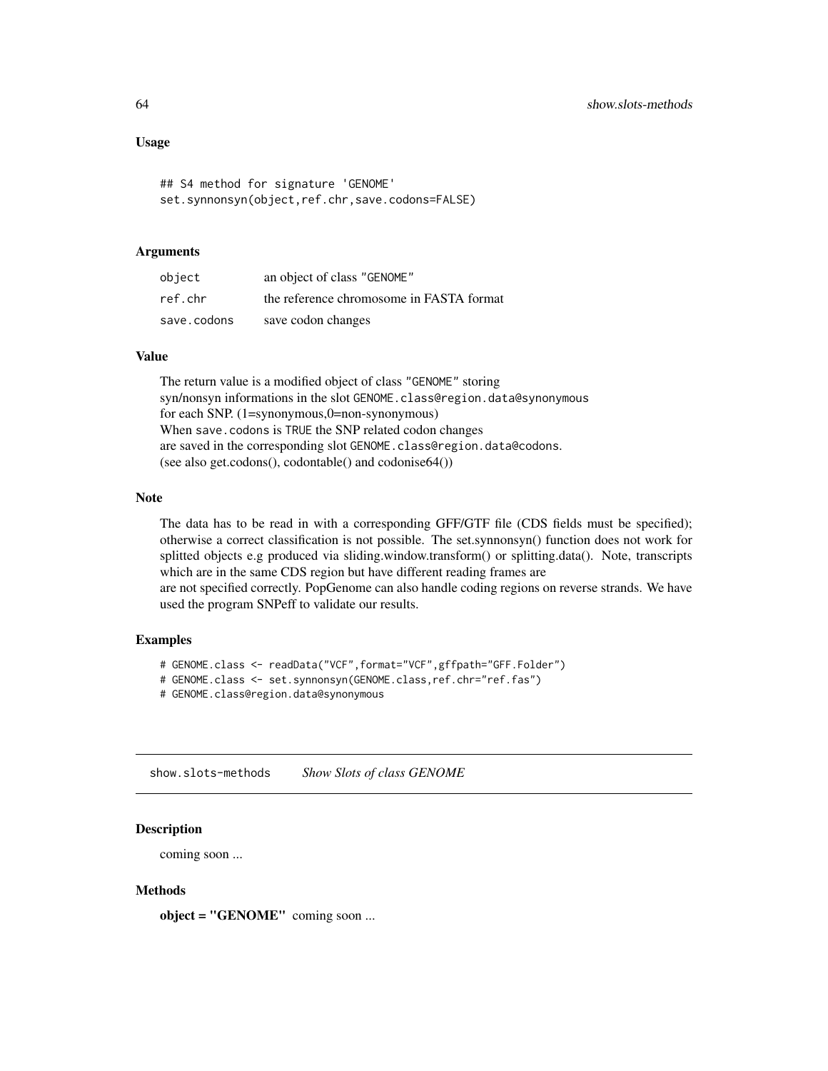### Usage

```
## S4 method for signature 'GENOME'
set.synnonsyn(object,ref.chr,save.codons=FALSE)
```

### Arguments

| | |
|---|---|
| object | an object of class "GENOME" |
| ref.chr | the reference chromosome in FASTA format |
| save.codons | save codon changes |

### Value

The return value is a modified object of class "GENOME" storing
syn/nonsyn informations in the slot GENOME.class@region.data@synonymous
for each SNP. (1=synonymous,0=non-synonymous)
When save.codons is TRUE the SNP related codon changes
are saved in the corresponding slot GENOME.class@region.data@codons.
(see also get.codons(), codontable() and codonise64())

### Note

The data has to be read in with a corresponding GFF/GTF file (CDS fields must be specified); otherwise a correct classification is not possible. The set.synnonsyn() function does not work for splitted objects e.g produced via sliding.window.transform() or splitting.data(). Note, transcripts which are in the same CDS region but have different reading frames are
are not specified correctly. PopGenome can also handle coding regions on reverse strands. We have used the program SNPeff to validate our results.

### Examples

```
# GENOME.class <- readData("VCF",format="VCF",gffpath="GFF.Folder")
# GENOME.class <- set.synnonsyn(GENOME.class,ref.chr="ref.fas")
# GENOME.class@region.data@synonymous
```

---

## show.slots-methods *Show Slots of class GENOME*

---

### Description

coming soon ...

### Methods

**object = "GENOME"** coming soon ...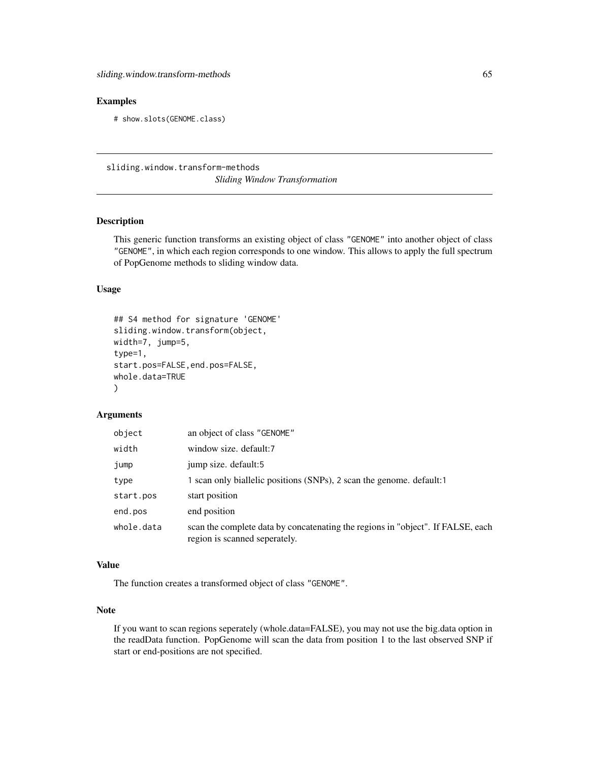## Examples

```
# show.slots(GENOME.class)
```

---

## sliding.window.transform-methods

*Sliding Window Transformation*

---

### Description

This generic function transforms an existing object of class "GENOME" into another object of class "GENOME", in which each region corresponds to one window. This allows to apply the full spectrum of PopGenome methods to sliding window data.

### Usage

```
## S4 method for signature 'GENOME'
sliding.window.transform(object,
width=7, jump=5,
type=1,
start.pos=FALSE,end.pos=FALSE,
whole.data=TRUE
)
```

### Arguments

| | |
|---|---|
| object | an object of class "GENOME" |
| width | window size. default:7 |
| jump | jump size. default:5 |
| type | 1 scan only biallelic positions (SNPs), 2 scan the genome. default:1 |
| start.pos | start position |
| end.pos | end position |
| whole.data | scan the complete data by concatenating the regions in "object". If FALSE, each region is scanned seperately. |

### Value

The function creates a transformed object of class "GENOME".

### Note

If you want to scan regions seperately (whole.data=FALSE), you may not use the big.data option in the readData function. PopGenome will scan the data from position 1 to the last observed SNP if start or end-positions are not specified.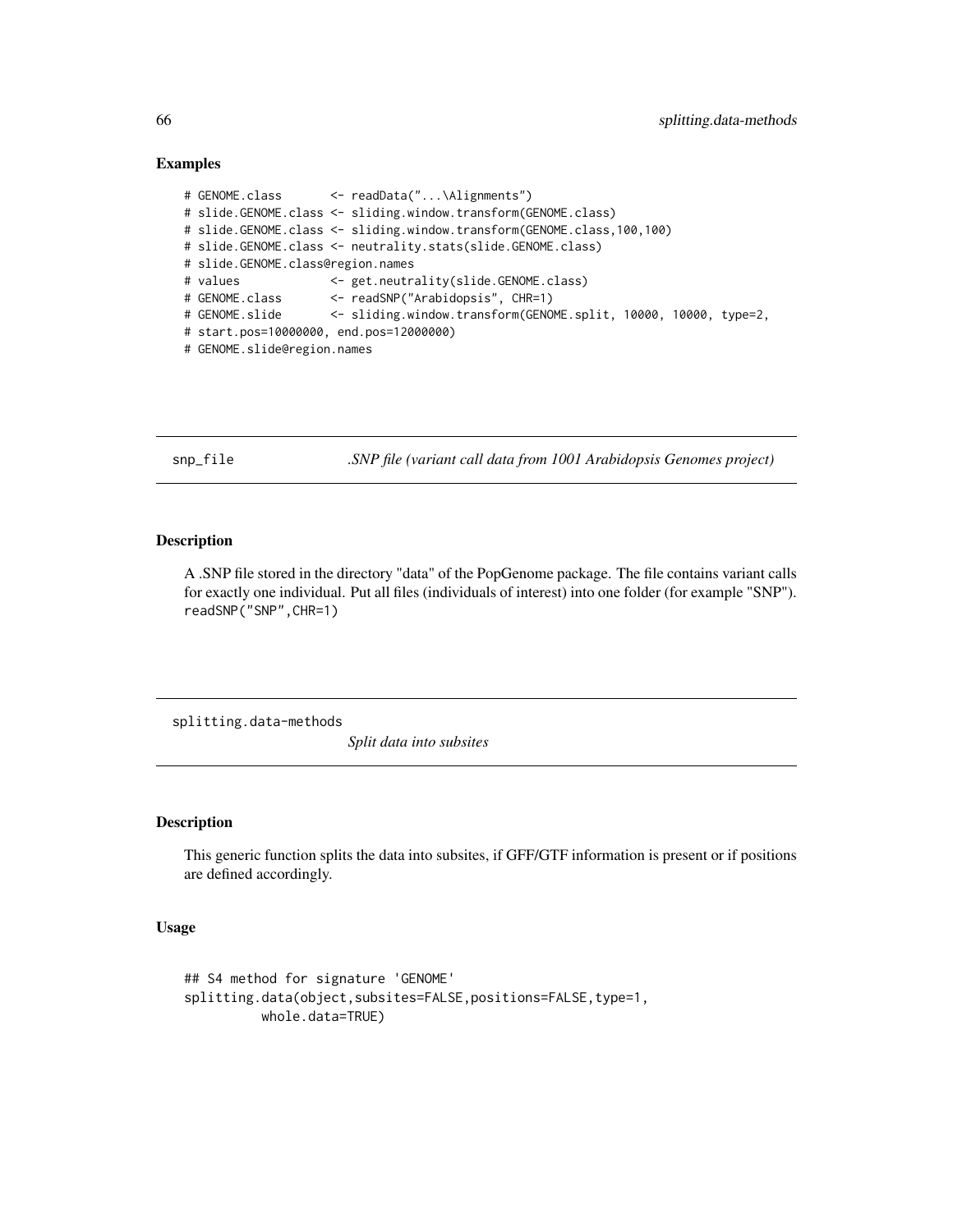### Examples

```
# GENOME.class       <- readData("...\Alignments")
# slide.GENOME.class <- sliding.window.transform(GENOME.class)
# slide.GENOME.class <- sliding.window.transform(GENOME.class,100,100)
# slide.GENOME.class <- neutrality.stats(slide.GENOME.class)
# slide.GENOME.class@region.names
# values             <- get.neutrality(slide.GENOME.class)
# GENOME.class       <- readSNP("Arabidopsis", CHR=1)
# GENOME.slide       <- sliding.window.transform(GENOME.split, 10000, 10000, type=2,
# start.pos=10000000, end.pos=12000000)
# GENOME.slide@region.names
```

---

## snp_file — *.SNP file (variant call data from 1001 Arabidopsis Genomes project)*

### Description

A .SNP file stored in the directory "data" of the PopGenome package. The file contains variant calls for exactly one individual. Put all files (individuals of interest) into one folder (for example "SNP"). `readSNP("SNP",CHR=1)`

---

## splitting.data-methods — *Split data into subsites*

### Description

This generic function splits the data into subsites, if GFF/GTF information is present or if positions are defined accordingly.

### Usage

```
## S4 method for signature 'GENOME'
splitting.data(object,subsites=FALSE,positions=FALSE,type=1,
          whole.data=TRUE)
```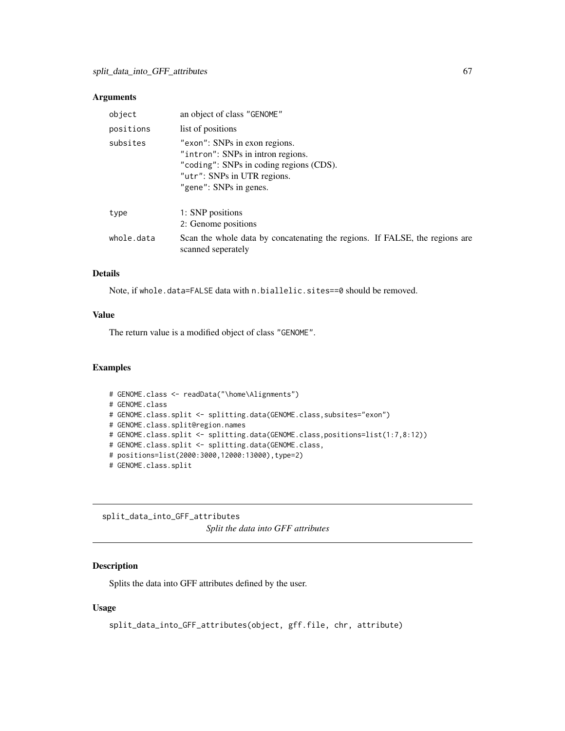### Arguments

| | |
|---|---|
| `object` | an object of class "GENOME" |
| `positions` | list of positions |
| `subsites` | "exon": SNPs in exon regions.<br>"intron": SNPs in intron regions.<br>"coding": SNPs in coding regions (CDS).<br>"utr": SNPs in UTR regions.<br>"gene": SNPs in genes. |
| `type` | 1: SNP positions<br>2: Genome positions |
| `whole.data` | Scan the whole data by concatenating the regions. If FALSE, the regions are scanned seperately |

### Details

Note, if `whole.data=FALSE` data with `n.biallelic.sites==0` should be removed.

### Value

The return value is a modified object of class "GENOME".

### Examples

```
# GENOME.class <- readData("\home\Alignments")
# GENOME.class
# GENOME.class.split <- splitting.data(GENOME.class,subsites="exon")
# GENOME.class.split@region.names
# GENOME.class.split <- splitting.data(GENOME.class,positions=list(1:7,8:12))
# GENOME.class.split <- splitting.data(GENOME.class,
# positions=list(2000:3000,12000:13000),type=2)
# GENOME.class.split
```

---

## split_data_into_GFF_attributes

*Split the data into GFF attributes*

### Description

Splits the data into GFF attributes defined by the user.

### Usage

```
split_data_into_GFF_attributes(object, gff.file, chr, attribute)
```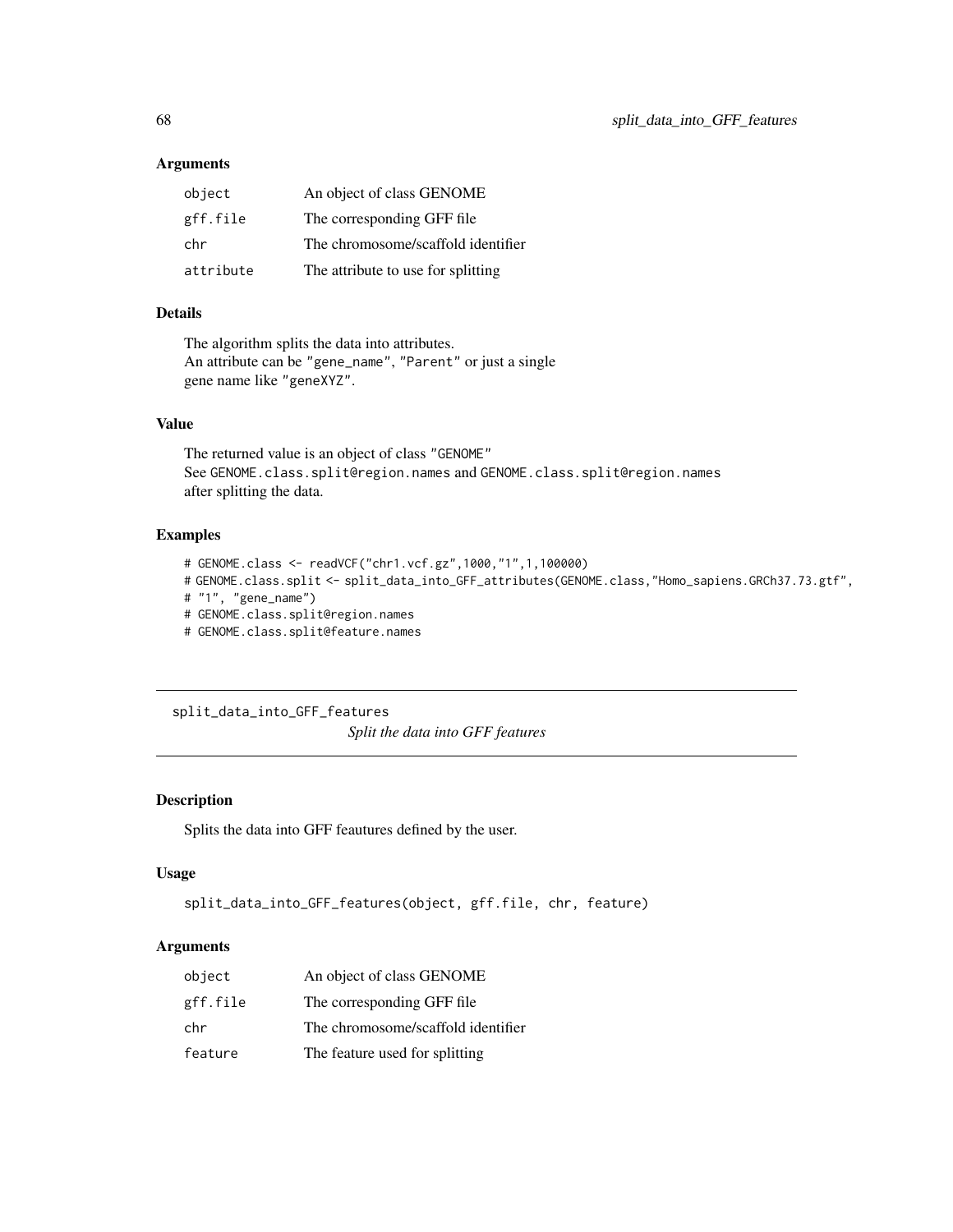### Arguments

| | |
|---|---|
| `object` | An object of class GENOME |
| `gff.file` | The corresponding GFF file |
| `chr` | The chromosome/scaffold identifier |
| `attribute` | The attribute to use for splitting |

### Details

The algorithm splits the data into attributes.
An attribute can be `"gene_name"`, `"Parent"` or just a single gene name like `"geneXYZ"`.

### Value

The returned value is an object of class `"GENOME"`
See `GENOME.class.split@region.names` and `GENOME.class.split@region.names` after splitting the data.

### Examples

```
# GENOME.class <- readVCF("chr1.vcf.gz",1000,"1",1,100000)
# GENOME.class.split <- split_data_into_GFF_attributes(GENOME.class,"Homo_sapiens.GRCh37.73.gtf",
# "1", "gene_name")
# GENOME.class.split@region.names
# GENOME.class.split@feature.names
```

---

## split_data_into_GFF_features

*Split the data into GFF features*

---

### Description

Splits the data into GFF feautures defined by the user.

### Usage

```
split_data_into_GFF_features(object, gff.file, chr, feature)
```

### Arguments

| | |
|---|---|
| `object` | An object of class GENOME |
| `gff.file` | The corresponding GFF file |
| `chr` | The chromosome/scaffold identifier |
| `feature` | The feature used for splitting |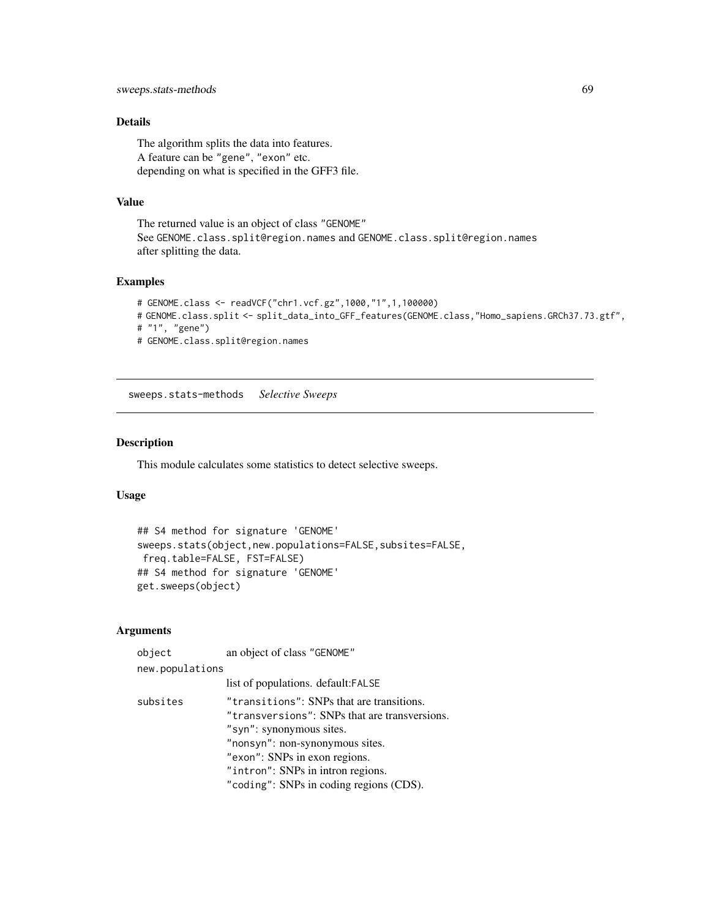### Details

The algorithm splits the data into features.
A feature can be "gene", "exon" etc.
depending on what is specified in the GFF3 file.

### Value

The returned value is an object of class "GENOME"
See GENOME.class.split@region.names and GENOME.class.split@region.names
after splitting the data.

### Examples

```
# GENOME.class <- readVCF("chr1.vcf.gz",1000,"1",1,100000)
# GENOME.class.split <- split_data_into_GFF_features(GENOME.class,"Homo_sapiens.GRCh37.73.gtf",
# "1", "gene")
# GENOME.class.split@region.names
```

---

## sweeps.stats-methods *Selective Sweeps*

---

### Description

This module calculates some statistics to detect selective sweeps.

### Usage

```
## S4 method for signature 'GENOME'
sweeps.stats(object,new.populations=FALSE,subsites=FALSE,
 freq.table=FALSE, FST=FALSE)
## S4 method for signature 'GENOME'
get.sweeps(object)
```

### Arguments

| | |
|---|---|
| object | an object of class "GENOME" |
| new.populations | list of populations. default:FALSE |
| subsites | "transitions": SNPs that are transitions.<br>"transversions": SNPs that are transversions.<br>"syn": synonymous sites.<br>"nonsyn": non-synonymous sites.<br>"exon": SNPs in exon regions.<br>"intron": SNPs in intron regions.<br>"coding": SNPs in coding regions (CDS). |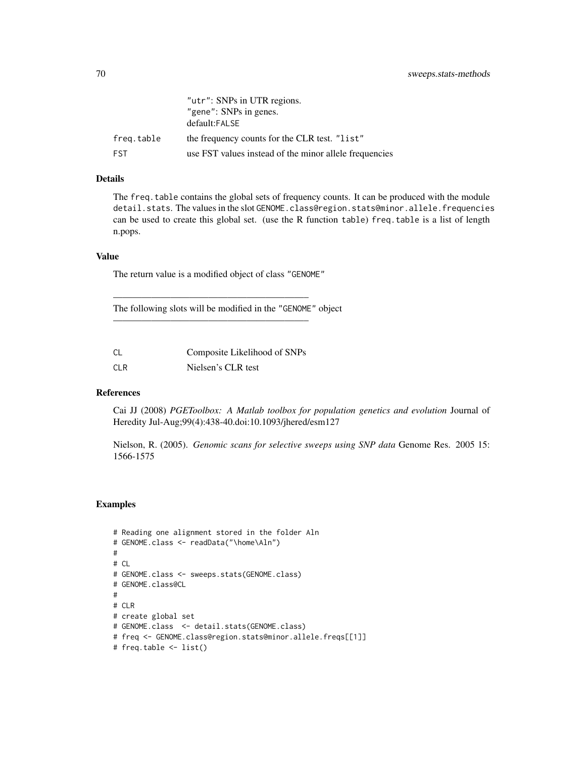| | |
|---|---|
| | "utr": SNPs in UTR regions.<br>"gene": SNPs in genes.<br>default:FALSE |
| freq.table | the frequency counts for the CLR test. "list" |
| FST | use FST values instead of the minor allele frequencies |

### Details

The freq.table contains the global sets of frequency counts. It can be produced with the module detail.stats. The values in the slot GENOME.class@region.stats@minor.allele.frequencies can be used to create this global set. (use the R function table) freq.table is a list of length n.pops.

### Value

The return value is a modified object of class "GENOME"

---

The following slots will be modified in the "GENOME" object

---

| | |
|---|---|
| CL | Composite Likelihood of SNPs |
| CLR | Nielsen's CLR test |

### References

Cai JJ (2008) *PGEToolbox: A Matlab toolbox for population genetics and evolution* Journal of Heredity Jul-Aug;99(4):438-40.doi:10.1093/jhered/esm127

Nielson, R. (2005). *Genomic scans for selective sweeps using SNP data* Genome Res. 2005 15: 1566-1575

### Examples

```
# Reading one alignment stored in the folder Aln
# GENOME.class <- readData("\home\Aln")
#
# CL
# GENOME.class <- sweeps.stats(GENOME.class)
# GENOME.class@CL
#
# CLR
# create global set
# GENOME.class  <- detail.stats(GENOME.class)
# freq <- GENOME.class@region.stats@minor.allele.freqs[[1]]
# freq.table <- list()
```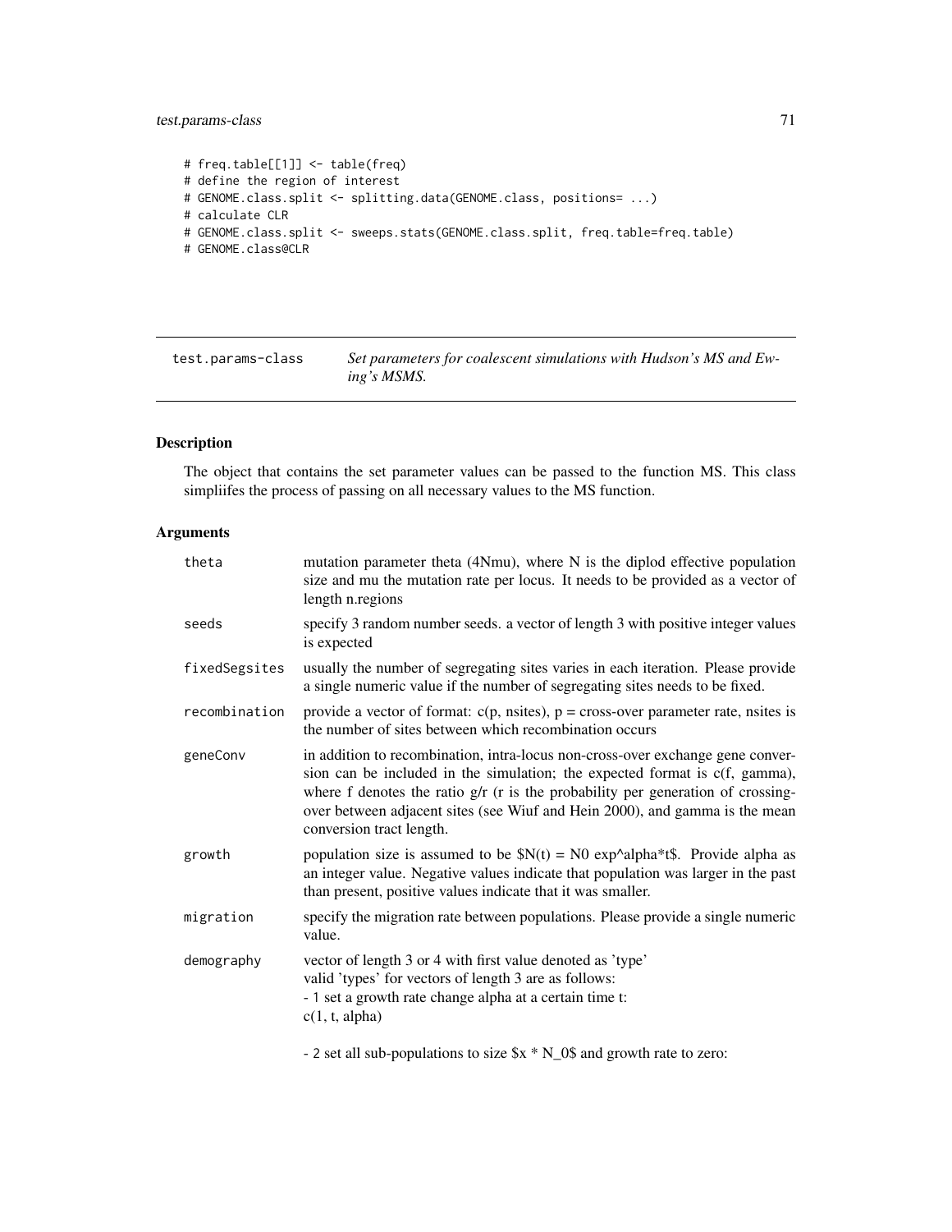```
# freq.table[[1]] <- table(freq)
# define the region of interest
# GENOME.class.split <- splitting.data(GENOME.class, positions= ...)
# calculate CLR
# GENOME.class.split <- sweeps.stats(GENOME.class.split, freq.table=freq.table)
# GENOME.class@CLR
```

---

## test.params-class — *Set parameters for coalescent simulations with Hudson's MS and Ewing's MSMS.*

---

### Description

The object that contains the set parameter values can be passed to the function MS. This class simpliifes the process of passing on all necessary values to the MS function.

### Arguments

| | |
|---|---|
| theta | mutation parameter theta (4Nmu), where N is the diplod effective population size and mu the mutation rate per locus. It needs to be provided as a vector of length n.regions |
| seeds | specify 3 random number seeds. a vector of length 3 with positive integer values is expected |
| fixedSegsites | usually the number of segregating sites varies in each iteration. Please provide a single numeric value if the number of segregating sites needs to be fixed. |
| recombination | provide a vector of format: c(p, nsites), p = cross-over parameter rate, nsites is the number of sites between which recombination occurs |
| geneConv | in addition to recombination, intra-locus non-cross-over exchange gene conversion can be included in the simulation; the expected format is c(f, gamma), where f denotes the ratio g/r (r is the probability per generation of crossing-over between adjacent sites (see Wiuf and Hein 2000), and gamma is the mean conversion tract length. |
| growth | population size is assumed to be $N(t) = N0 exp^alpha*t$. Provide alpha as an integer value. Negative values indicate that population was larger in the past than present, positive values indicate that it was smaller. |
| migration | specify the migration rate between populations. Please provide a single numeric value. |
| demography | vector of length 3 or 4 with first value denoted as 'type'<br>valid 'types' for vectors of length 3 are as follows:<br>- 1 set a growth rate change alpha at a certain time t:<br>c(1, t, alpha)<br><br>- 2 set all sub-populations to size $x * N_0$ and growth rate to zero: |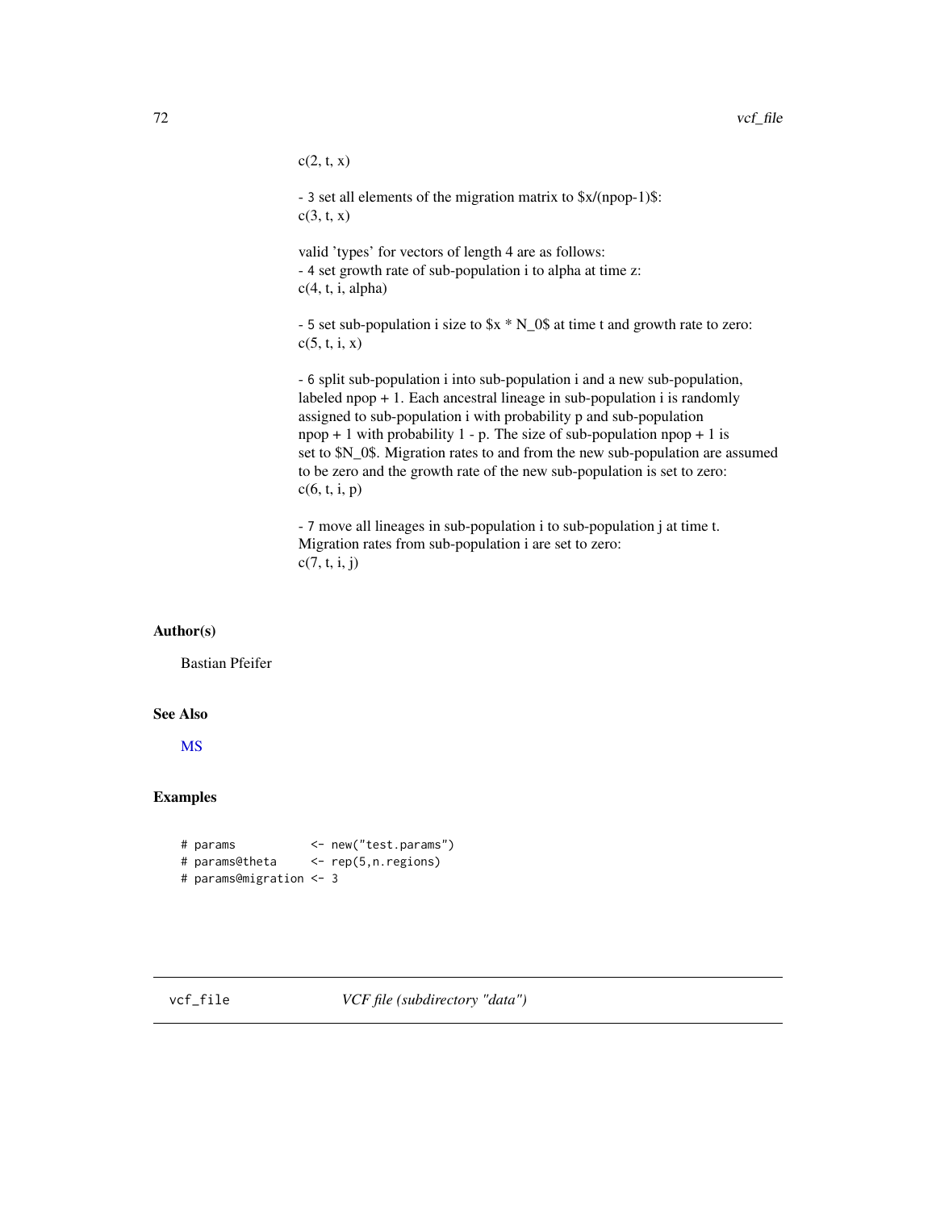c(2, t, x)

- 3 set all elements of the migration matrix to $x/(npop-1)$:
c(3, t, x)

valid 'types' for vectors of length 4 are as follows:
- 4 set growth rate of sub-population i to alpha at time z:
c(4, t, i, alpha)

- 5 set sub-population i size to $x * N_0$ at time t and growth rate to zero:
c(5, t, i, x)

- 6 split sub-population i into sub-population i and a new sub-population, labeled npop + 1. Each ancestral lineage in sub-population i is randomly assigned to sub-population i with probability p and sub-population npop + 1 with probability 1 - p. The size of sub-population npop + 1 is set to $N_0$. Migration rates to and from the new sub-population are assumed to be zero and the growth rate of the new sub-population is set to zero:
c(6, t, i, p)

- 7 move all lineages in sub-population i to sub-population j at time t. Migration rates from sub-population i are set to zero:
c(7, t, i, j)

## Author(s)

Bastian Pfeifer

## See Also

MS

## Examples

```
# params           <- new("test.params")
# params@theta     <- rep(5,n.regions)
# params@migration <- 3
```

---

vcf_file                *VCF file (subdirectory "data")*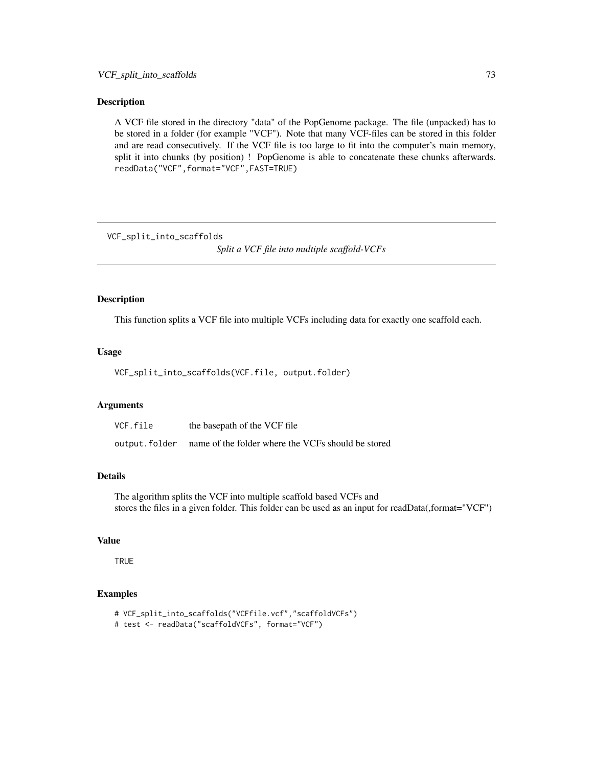### Description

A VCF file stored in the directory "data" of the PopGenome package. The file (unpacked) has to be stored in a folder (for example "VCF"). Note that many VCF-files can be stored in this folder and are read consecutively. If the VCF file is too large to fit into the computer's main memory, split it into chunks (by position) ! PopGenome is able to concatenate these chunks afterwards. `readData("VCF",format="VCF",FAST=TRUE)`

---

## VCF_split_into_scaffolds

*Split a VCF file into multiple scaffold-VCFs*

---

### Description

This function splits a VCF file into multiple VCFs including data for exactly one scaffold each.

### Usage

```
VCF_split_into_scaffolds(VCF.file, output.folder)
```

### Arguments

| | |
|---|---|
| `VCF.file` | the basepath of the VCF file |
| `output.folder` | name of the folder where the VCFs should be stored |

### Details

The algorithm splits the VCF into multiple scaffold based VCFs and
stores the files in a given folder. This folder can be used as an input for readData(,format="VCF")

### Value

`TRUE`

### Examples

```
# VCF_split_into_scaffolds("VCFfile.vcf","scaffoldVCFs")
# test <- readData("scaffoldVCFs", format="VCF")
```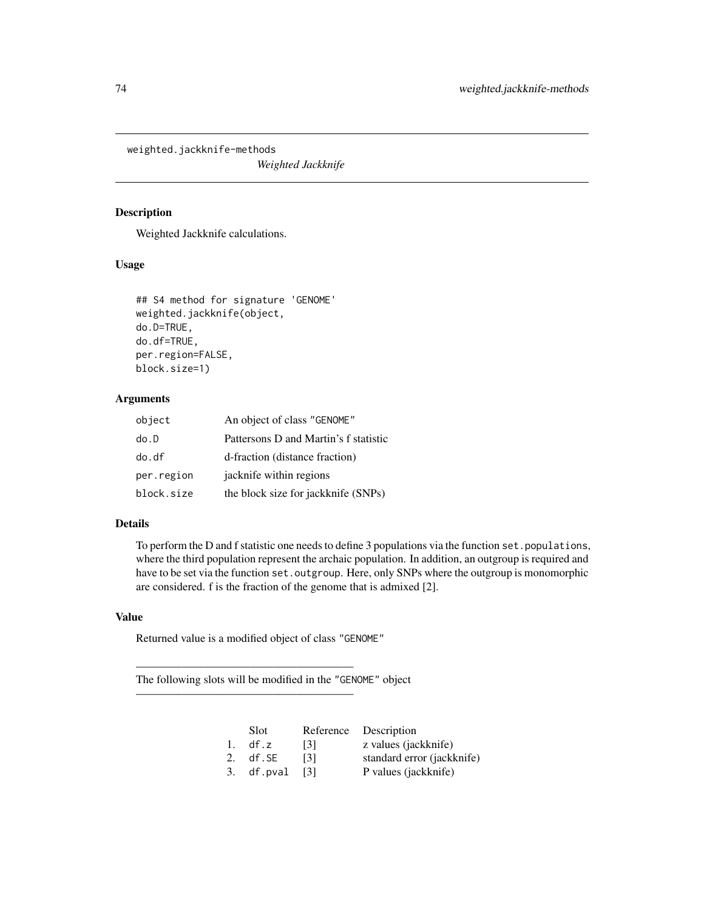weighted.jackknife-methods

*Weighted Jackknife*

## Description

Weighted Jackknife calculations.

## Usage

```
## S4 method for signature 'GENOME'
weighted.jackknife(object,
do.D=TRUE,
do.df=TRUE,
per.region=FALSE,
block.size=1)
```

## Arguments

| | |
|---|---|
| object | An object of class "GENOME" |
| do.D | Pattersons D and Martin's f statistic |
| do.df | d-fraction (distance fraction) |
| per.region | jacknife within regions |
| block.size | the block size for jackknife (SNPs) |

## Details

To perform the D and f statistic one needs to define 3 populations via the function `set.populations`, where the third population represent the archaic population. In addition, an outgroup is required and have to be set via the function `set.outgroup`. Here, only SNPs where the outgroup is monomorphic are considered. f is the fraction of the genome that is admixed [2].

## Value

Returned value is a modified object of class "GENOME"

---

The following slots will be modified in the "GENOME" object

---

| | Slot | Reference | Description |
|---|---|---|---|
| 1. | df.z | [3] | z values (jackknife) |
| 2. | df.SE | [3] | standard error (jackknife) |
| 3. | df.pval | [3] | P values (jackknife) |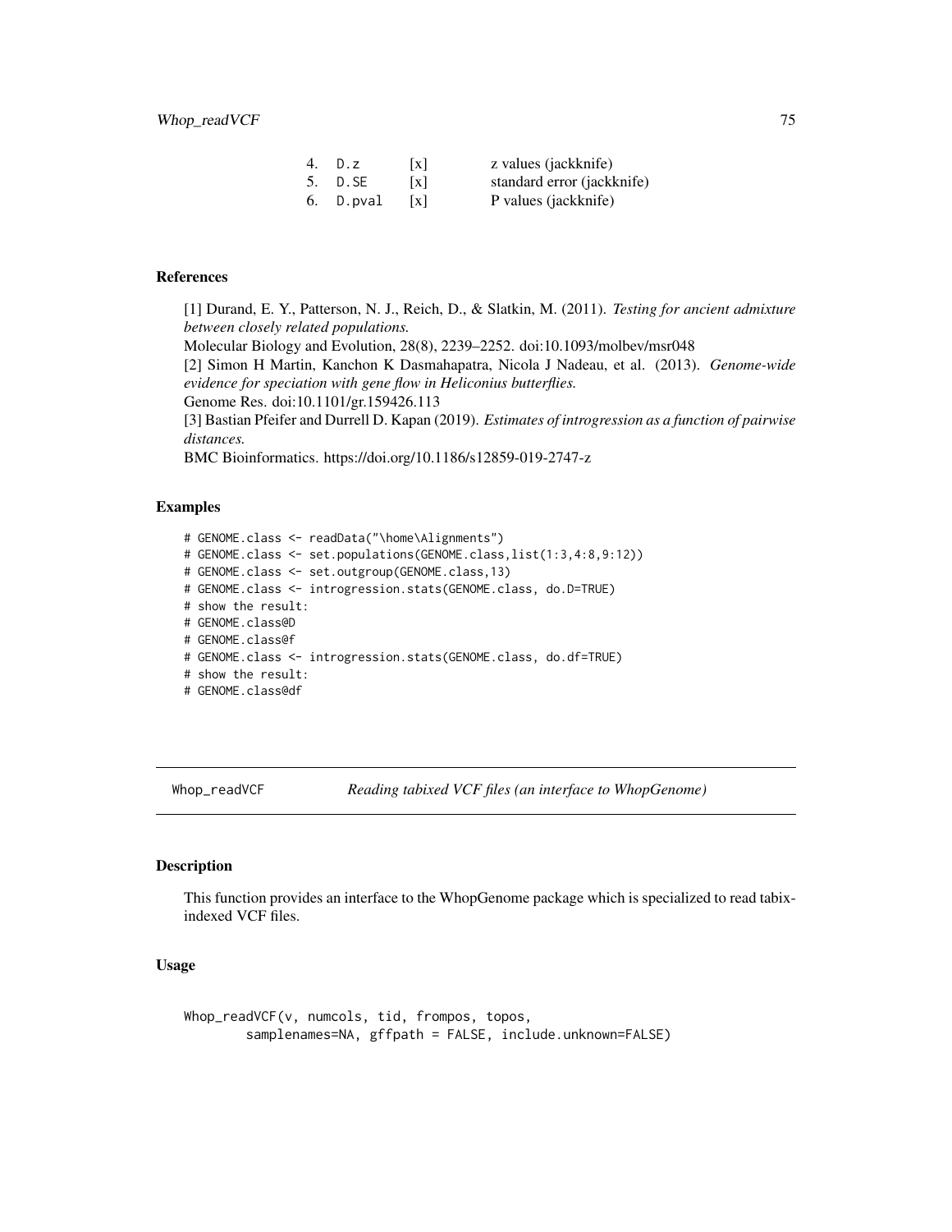| | | | |
|---|---|---|---|
| 4. | D.z | [x] | z values (jackknife) |
| 5. | D.SE | [x] | standard error (jackknife) |
| 6. | D.pval | [x] | P values (jackknife) |

### References

[1] Durand, E. Y., Patterson, N. J., Reich, D., & Slatkin, M. (2011). *Testing for ancient admixture between closely related populations.*
Molecular Biology and Evolution, 28(8), 2239–2252. doi:10.1093/molbev/msr048
[2] Simon H Martin, Kanchon K Dasmahapatra, Nicola J Nadeau, et al. (2013). *Genome-wide evidence for speciation with gene flow in Heliconius butterflies.*
Genome Res. doi:10.1101/gr.159426.113
[3] Bastian Pfeifer and Durrell D. Kapan (2019). *Estimates of introgression as a function of pairwise distances.*
BMC Bioinformatics. https://doi.org/10.1186/s12859-019-2747-z

### Examples

```
# GENOME.class <- readData("\home\Alignments")
# GENOME.class <- set.populations(GENOME.class,list(1:3,4:8,9:12))
# GENOME.class <- set.outgroup(GENOME.class,13)
# GENOME.class <- introgression.stats(GENOME.class, do.D=TRUE)
# show the result:
# GENOME.class@D
# GENOME.class@f
# GENOME.class <- introgression.stats(GENOME.class, do.df=TRUE)
# show the result:
# GENOME.class@df
```

---

## Whop_readVCF *Reading tabixed VCF files (an interface to WhopGenome)*

### Description

This function provides an interface to the WhopGenome package which is specialized to read tabix-indexed VCF files.

### Usage

```
Whop_readVCF(v, numcols, tid, frompos, topos,
        samplenames=NA, gffpath = FALSE, include.unknown=FALSE)
```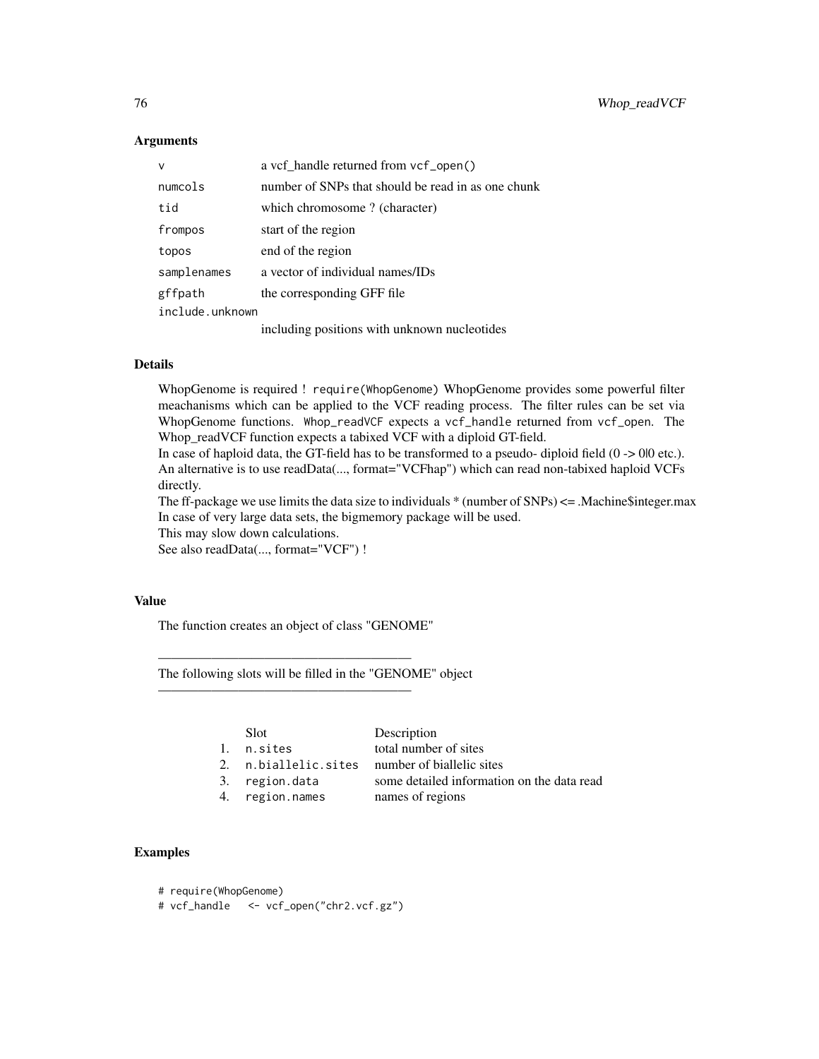### Arguments

| | |
|---|---|
| `v` | a vcf_handle returned from `vcf_open()` |
| `numcols` | number of SNPs that should be read in as one chunk |
| `tid` | which chromosome ? (character) |
| `frompos` | start of the region |
| `topos` | end of the region |
| `samplenames` | a vector of individual names/IDs |
| `gffpath` | the corresponding GFF file |
| `include.unknown` | including positions with unknown nucleotides |

### Details

WhopGenome is required ! `require(WhopGenome)` WhopGenome provides some powerful filter meachanisms which can be applied to the VCF reading process. The filter rules can be set via WhopGenome functions. `Whop_readVCF` expects a `vcf_handle` returned from `vcf_open`. The Whop_readVCF function expects a tabixed VCF with a diploid GT-field.
In case of haploid data, the GT-field has to be transformed to a pseudo- diploid field (0 -> 0|0 etc.). An alternative is to use readData(..., format="VCFhap") which can read non-tabixed haploid VCFs directly.
The ff-package we use limits the data size to individuals * (number of SNPs) <= .Machine$integer.max In case of very large data sets, the bigmemory package will be used.
This may slow down calculations.
See also readData(..., format="VCF") !

### Value

The function creates an object of class "GENOME"

---

The following slots will be filled in the "GENOME" object

---

| | Slot | Description |
|---|---|---|
| 1. | `n.sites` | total number of sites |
| 2. | `n.biallelic.sites` | number of biallelic sites |
| 3. | `region.data` | some detailed information on the data read |
| 4. | `region.names` | names of regions |

### Examples

```
# require(WhopGenome)
# vcf_handle   <- vcf_open("chr2.vcf.gz")
```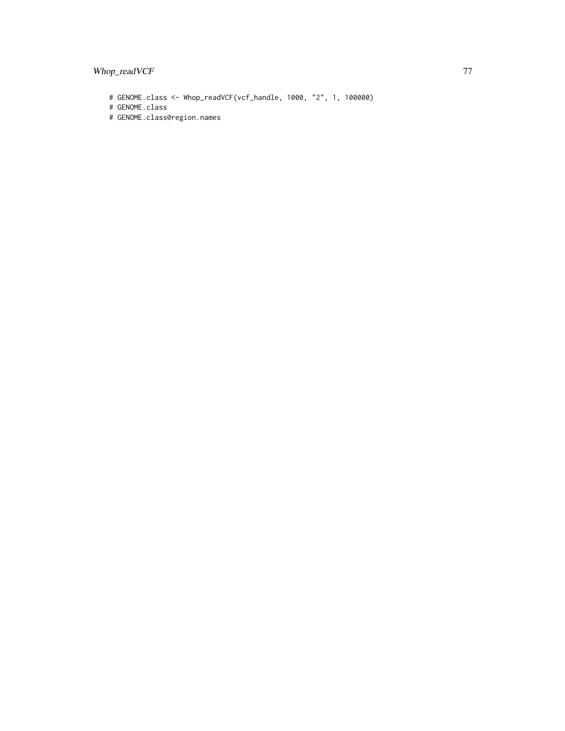```
# GENOME.class <- Whop_readVCF(vcf_handle, 1000, "2", 1, 100000)
# GENOME.class
# GENOME.class@region.names
```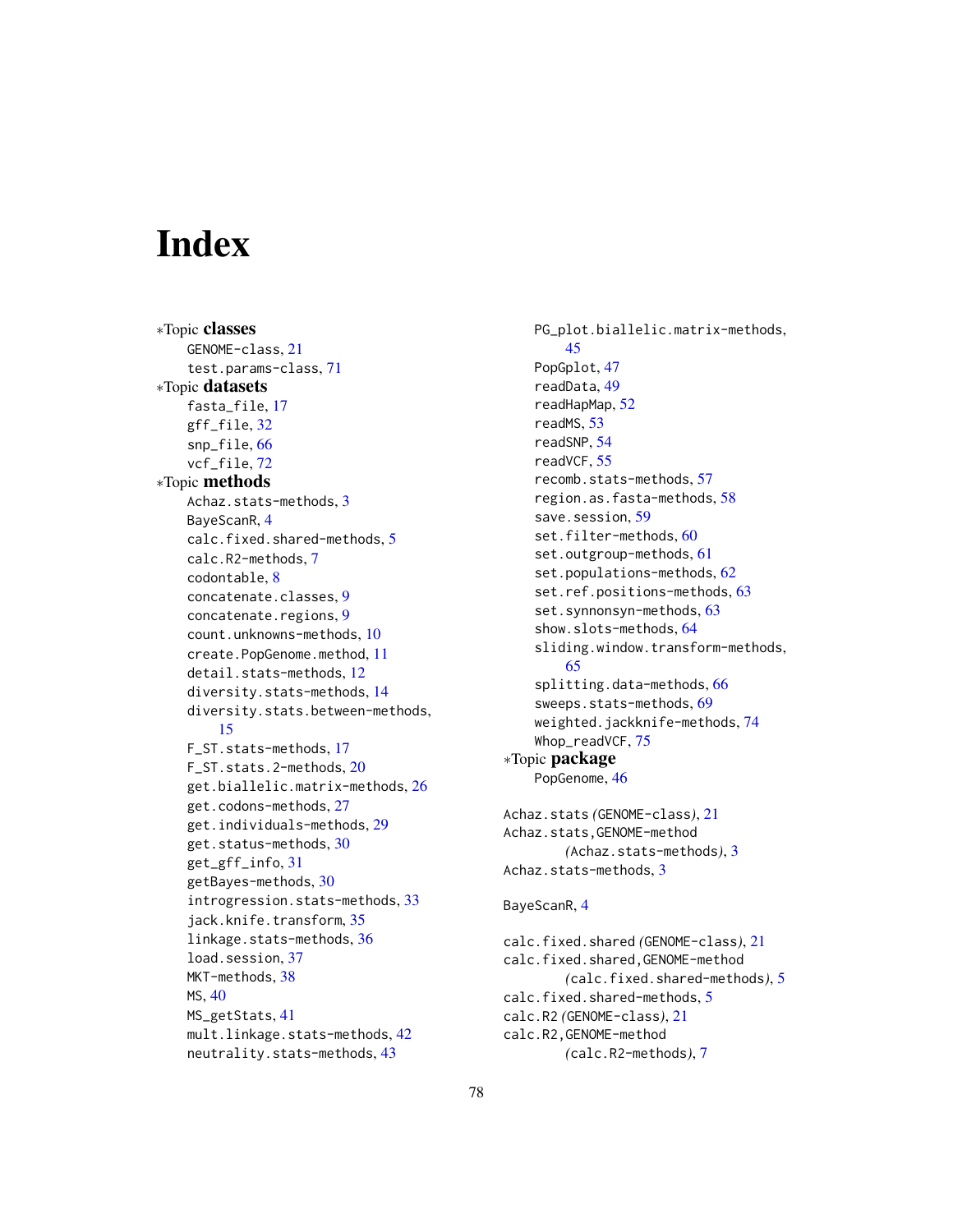# Index

∗Topic **classes**
- GENOME-class, 21
- test.params-class, 71

∗Topic **datasets**
- fasta_file, 17
- gff_file, 32
- snp_file, 66
- vcf_file, 72

∗Topic **methods**
- Achaz.stats-methods, 3
- BayeScanR, 4
- calc.fixed.shared-methods, 5
- calc.R2-methods, 7
- codontable, 8
- concatenate.classes, 9
- concatenate.regions, 9
- count.unknowns-methods, 10
- create.PopGenome.method, 11
- detail.stats-methods, 12
- diversity.stats-methods, 14
- diversity.stats.between-methods, 15
- F_ST.stats-methods, 17
- F_ST.stats.2-methods, 20
- get.biallelic.matrix-methods, 26
- get.codons-methods, 27
- get.individuals-methods, 29
- get.status-methods, 30
- get_gff_info, 31
- getBayes-methods, 30
- introgression.stats-methods, 33
- jack.knife.transform, 35
- linkage.stats-methods, 36
- load.session, 37
- MKT-methods, 38
- MS, 40
- MS_getStats, 41
- mult.linkage.stats-methods, 42
- neutrality.stats-methods, 43
- PG_plot.biallelic.matrix-methods, 45
- PopGplot, 47
- readData, 49
- readHapMap, 52
- readMS, 53
- readSNP, 54
- readVCF, 55
- recomb.stats-methods, 57
- region.as.fasta-methods, 58
- save.session, 59
- set.filter-methods, 60
- set.outgroup-methods, 61
- set.populations-methods, 62
- set.ref.positions-methods, 63
- set.synnonsyn-methods, 63
- show.slots-methods, 64
- sliding.window.transform-methods, 65
- splitting.data-methods, 66
- sweeps.stats-methods, 69
- weighted.jackknife-methods, 74
- Whop_readVCF, 75

∗Topic **package**
- PopGenome, 46

Achaz.stats *(GENOME-class)*, 21
Achaz.stats,GENOME-method *(Achaz.stats-methods)*, 3
Achaz.stats-methods, 3

BayeScanR, 4

calc.fixed.shared *(GENOME-class)*, 21
calc.fixed.shared,GENOME-method *(calc.fixed.shared-methods)*, 5
calc.fixed.shared-methods, 5
calc.R2 *(GENOME-class)*, 21
calc.R2,GENOME-method *(calc.R2-methods)*, 7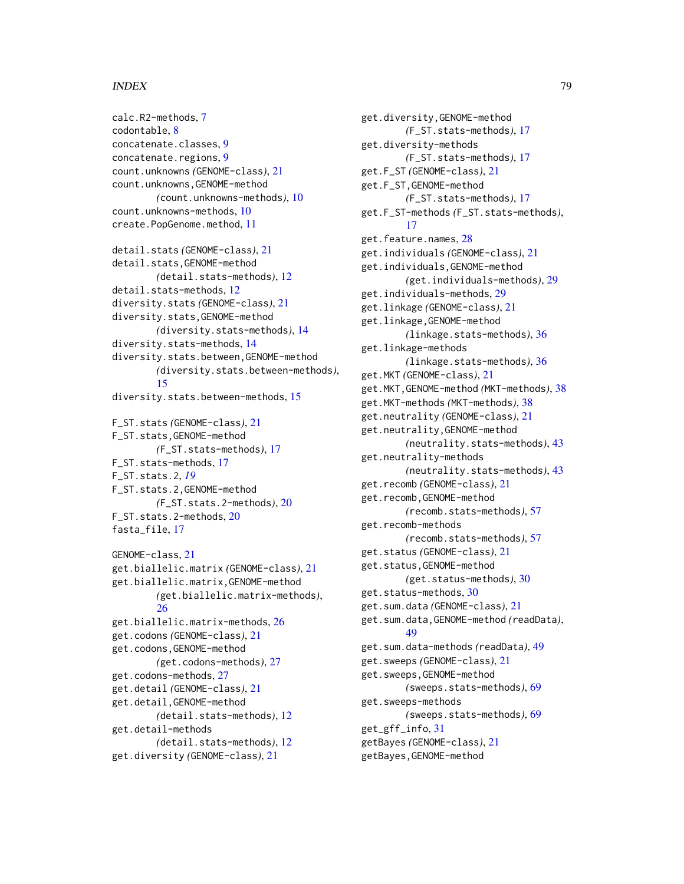calc.R2-methods, 7
codontable, 8
concatenate.classes, 9
concatenate.regions, 9
count.unknowns *(GENOME-class)*, 21
count.unknowns,GENOME-method *(count.unknowns-methods)*, 10
count.unknowns-methods, 10
create.PopGenome.method, 11

detail.stats *(GENOME-class)*, 21
detail.stats,GENOME-method *(detail.stats-methods)*, 12
detail.stats-methods, 12
diversity.stats *(GENOME-class)*, 21
diversity.stats,GENOME-method *(diversity.stats-methods)*, 14
diversity.stats-methods, 14
diversity.stats.between,GENOME-method *(diversity.stats.between-methods)*, 15
diversity.stats.between-methods, 15

F_ST.stats *(GENOME-class)*, 21
F_ST.stats,GENOME-method *(F_ST.stats-methods)*, 17
F_ST.stats-methods, 17
F_ST.stats.2, *19*
F_ST.stats.2,GENOME-method *(F_ST.stats.2-methods)*, 20
F_ST.stats.2-methods, 20
fasta_file, 17

GENOME-class, 21
get.biallelic.matrix *(GENOME-class)*, 21
get.biallelic.matrix,GENOME-method *(get.biallelic.matrix-methods)*, 26
get.biallelic.matrix-methods, 26
get.codons *(GENOME-class)*, 21
get.codons,GENOME-method *(get.codons-methods)*, 27
get.codons-methods, 27
get.detail *(GENOME-class)*, 21
get.detail,GENOME-method *(detail.stats-methods)*, 12
get.detail-methods *(detail.stats-methods)*, 12
get.diversity *(GENOME-class)*, 21
get.diversity,GENOME-method *(F_ST.stats-methods)*, 17
get.diversity-methods *(F_ST.stats-methods)*, 17
get.F_ST *(GENOME-class)*, 21
get.F_ST,GENOME-method *(F_ST.stats-methods)*, 17
get.F_ST-methods *(F_ST.stats-methods)*, 17
get.feature.names, 28
get.individuals *(GENOME-class)*, 21
get.individuals,GENOME-method *(get.individuals-methods)*, 29
get.individuals-methods, 29
get.linkage *(GENOME-class)*, 21
get.linkage,GENOME-method *(linkage.stats-methods)*, 36
get.linkage-methods *(linkage.stats-methods)*, 36
get.MKT *(GENOME-class)*, 21
get.MKT,GENOME-method *(MKT-methods)*, 38
get.MKT-methods *(MKT-methods)*, 38
get.neutrality *(GENOME-class)*, 21
get.neutrality,GENOME-method *(neutrality.stats-methods)*, 43
get.neutrality-methods *(neutrality.stats-methods)*, 43
get.recomb *(GENOME-class)*, 21
get.recomb,GENOME-method *(recomb.stats-methods)*, 57
get.recomb-methods *(recomb.stats-methods)*, 57
get.status *(GENOME-class)*, 21
get.status,GENOME-method *(get.status-methods)*, 30
get.status-methods, 30
get.sum.data *(GENOME-class)*, 21
get.sum.data,GENOME-method *(readData)*, 49
get.sum.data-methods *(readData)*, 49
get.sweeps *(GENOME-class)*, 21
get.sweeps,GENOME-method *(sweeps.stats-methods)*, 69
get.sweeps-methods *(sweeps.stats-methods)*, 69
get_gff_info, 31
getBayes *(GENOME-class)*, 21
getBayes,GENOME-method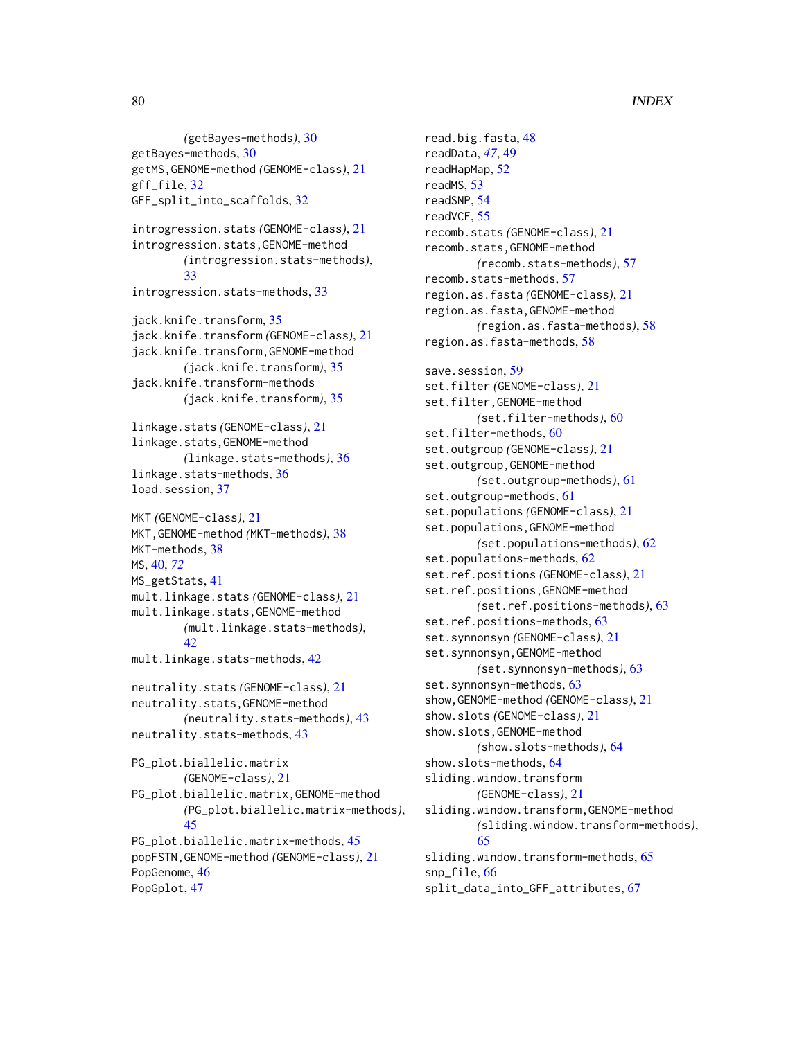(getBayes-methods), 30
getBayes-methods, 30
getMS,GENOME-method (GENOME-class), 21
gff_file, 32
GFF_split_into_scaffolds, 32

introgression.stats (GENOME-class), 21
introgression.stats,GENOME-method (introgression.stats-methods), 33
introgression.stats-methods, 33

jack.knife.transform, 35
jack.knife.transform (GENOME-class), 21
jack.knife.transform,GENOME-method (jack.knife.transform), 35
jack.knife.transform-methods (jack.knife.transform), 35

linkage.stats (GENOME-class), 21
linkage.stats,GENOME-method (linkage.stats-methods), 36
linkage.stats-methods, 36
load.session, 37

MKT (GENOME-class), 21
MKT,GENOME-method (MKT-methods), 38
MKT-methods, 38
MS, 40, *72*
MS_getStats, 41
mult.linkage.stats (GENOME-class), 21
mult.linkage.stats,GENOME-method (mult.linkage.stats-methods), 42
mult.linkage.stats-methods, 42

neutrality.stats (GENOME-class), 21
neutrality.stats,GENOME-method (neutrality.stats-methods), 43
neutrality.stats-methods, 43

PG_plot.biallelic.matrix (GENOME-class), 21
PG_plot.biallelic.matrix,GENOME-method (PG_plot.biallelic.matrix-methods), 45
PG_plot.biallelic.matrix-methods, 45
popFSTN,GENOME-method (GENOME-class), 21
PopGenome, 46
PopGplot, 47

read.big.fasta, 48
readData, *47*, 49
readHapMap, 52
readMS, 53
readSNP, 54
readVCF, 55
recomb.stats (GENOME-class), 21
recomb.stats,GENOME-method (recomb.stats-methods), 57
recomb.stats-methods, 57
region.as.fasta (GENOME-class), 21
region.as.fasta,GENOME-method (region.as.fasta-methods), 58
region.as.fasta-methods, 58

save.session, 59
set.filter (GENOME-class), 21
set.filter,GENOME-method (set.filter-methods), 60
set.filter-methods, 60
set.outgroup (GENOME-class), 21
set.outgroup,GENOME-method (set.outgroup-methods), 61
set.outgroup-methods, 61
set.populations (GENOME-class), 21
set.populations,GENOME-method (set.populations-methods), 62
set.populations-methods, 62
set.ref.positions (GENOME-class), 21
set.ref.positions,GENOME-method (set.ref.positions-methods), 63
set.ref.positions-methods, 63
set.synnonsyn (GENOME-class), 21
set.synnonsyn,GENOME-method (set.synnonsyn-methods), 63
set.synnonsyn-methods, 63
show,GENOME-method (GENOME-class), 21
show.slots (GENOME-class), 21
show.slots,GENOME-method (show.slots-methods), 64
show.slots-methods, 64
sliding.window.transform (GENOME-class), 21
sliding.window.transform,GENOME-method (sliding.window.transform-methods), 65
sliding.window.transform-methods, 65
snp_file, 66
split_data_into_GFF_attributes, 67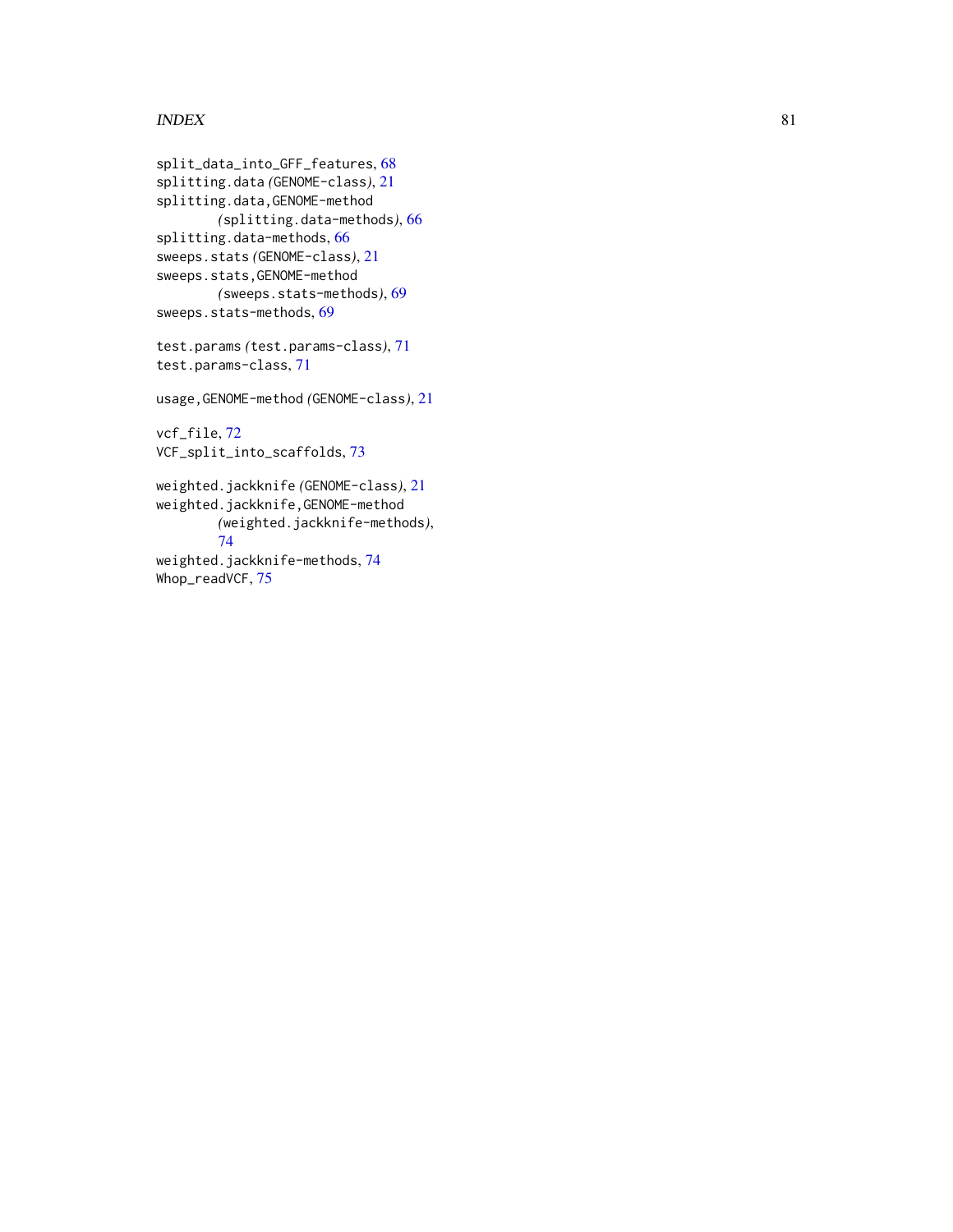split_data_into_GFF_features, 68
splitting.data *(*GENOME-class*)*, 21
splitting.data,GENOME-method
        *(*splitting.data-methods*)*, 66
splitting.data-methods, 66
sweeps.stats *(*GENOME-class*)*, 21
sweeps.stats,GENOME-method
        *(*sweeps.stats-methods*)*, 69
sweeps.stats-methods, 69

test.params *(*test.params-class*)*, 71
test.params-class, 71

usage,GENOME-method *(*GENOME-class*)*, 21

vcf_file, 72
VCF_split_into_scaffolds, 73

weighted.jackknife *(*GENOME-class*)*, 21
weighted.jackknife,GENOME-method
        *(*weighted.jackknife-methods*)*,
        74
weighted.jackknife-methods, 74
Whop_readVCF, 75